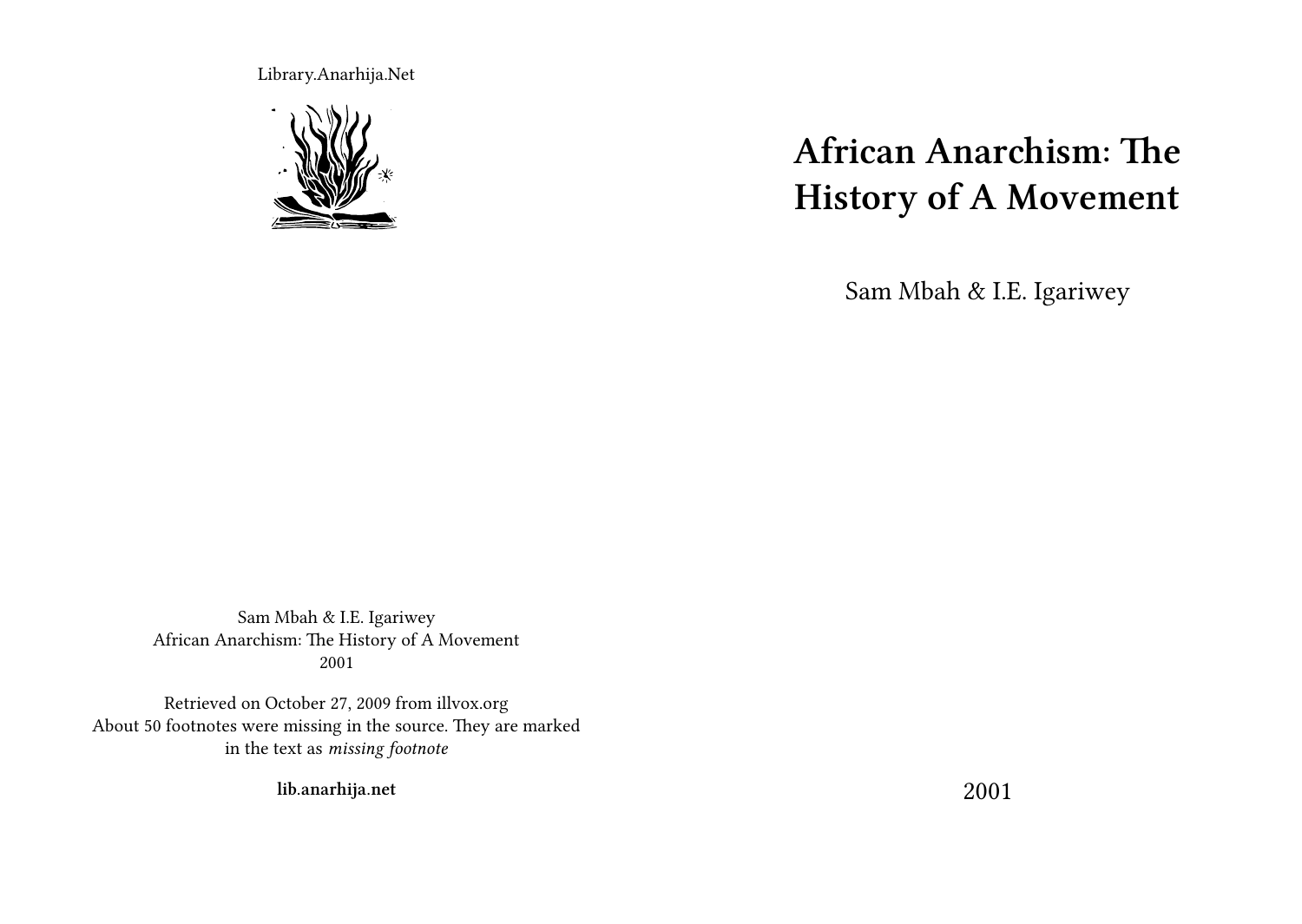Library.Anarhija.Net

# African Anarchism: The History of A Movement

Sam Mbah & I.E. Igariwey

2001

Sam Mbah & I.E. Igariwey
African Anarchism: The History of A Movement
2001

Retrieved on October 27, 2009 from illvox.org
About 50 footnotes were missing in the source. They are marked in the text as *missing footnote*

**lib.anarhija.net**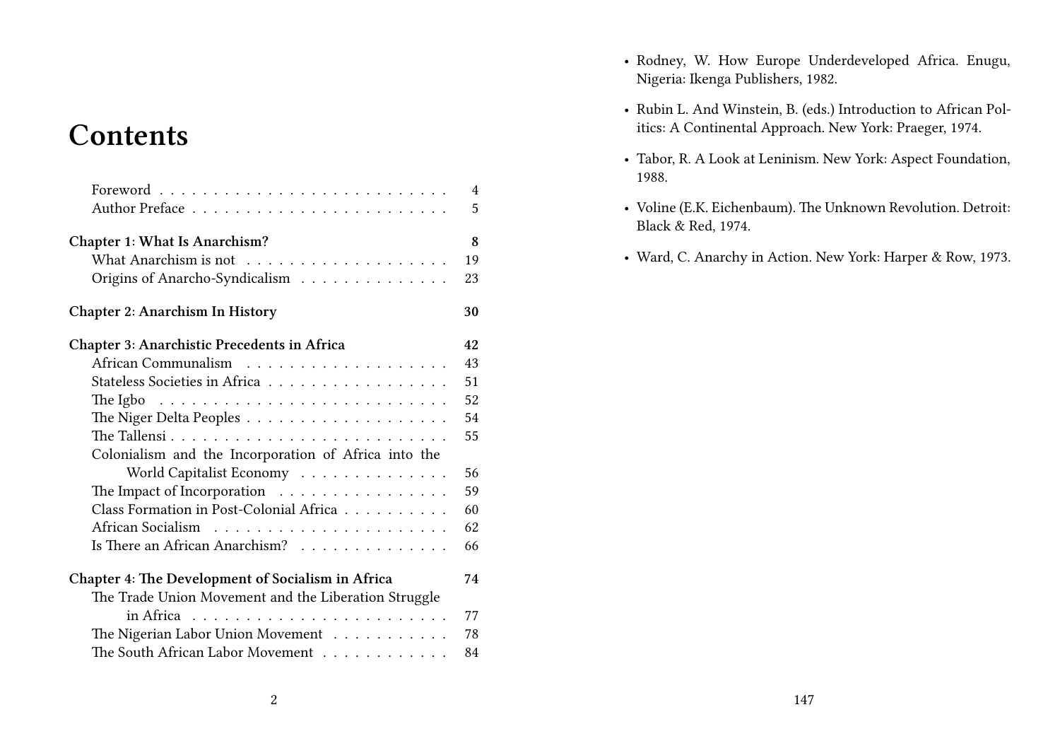# Contents

- Foreword . . . . . . . . . . . . . . . . . . . . . . . . . . 4
- Author Preface . . . . . . . . . . . . . . . . . . . . . . . 5

**Chapter 1: What Is Anarchism?** **8**

- What Anarchism is not . . . . . . . . . . . . . . . . . . 19
- Origins of Anarcho-Syndicalism . . . . . . . . . . . . . 23

**Chapter 2: Anarchism In History** **30**

**Chapter 3: Anarchistic Precedents in Africa** **42**

- African Communalism . . . . . . . . . . . . . . . . . . . 43
- Stateless Societies in Africa . . . . . . . . . . . . . . . . 51
- The Igbo . . . . . . . . . . . . . . . . . . . . . . . . . . 52
- The Niger Delta Peoples . . . . . . . . . . . . . . . . . . 54
- The Tallensi . . . . . . . . . . . . . . . . . . . . . . . . . 55
- Colonialism and the Incorporation of Africa into the World Capitalist Economy . . . . . . . . . . . . . . 56
- The Impact of Incorporation . . . . . . . . . . . . . . . . 59
- Class Formation in Post-Colonial Africa . . . . . . . . . . 60
- African Socialism . . . . . . . . . . . . . . . . . . . . . 62
- Is There an African Anarchism? . . . . . . . . . . . . . 66

**Chapter 4: The Development of Socialism in Africa** **74**

- The Trade Union Movement and the Liberation Struggle in Africa . . . . . . . . . . . . . . . . . . . . . . . . 77
- The Nigerian Labor Union Movement . . . . . . . . . . . 78
- The South African Labor Movement . . . . . . . . . . . . 84

- Rodney, W. How Europe Underdeveloped Africa. Enugu, Nigeria: Ikenga Publishers, 1982.
- Rubin L. And Winstein, B. (eds.) Introduction to African Politics: A Continental Approach. New York: Praeger, 1974.
- Tabor, R. A Look at Leninism. New York: Aspect Foundation, 1988.
- Voline (E.K. Eichenbaum). The Unknown Revolution. Detroit: Black & Red, 1974.
- Ward, C. Anarchy in Action. New York: Harper & Row, 1973.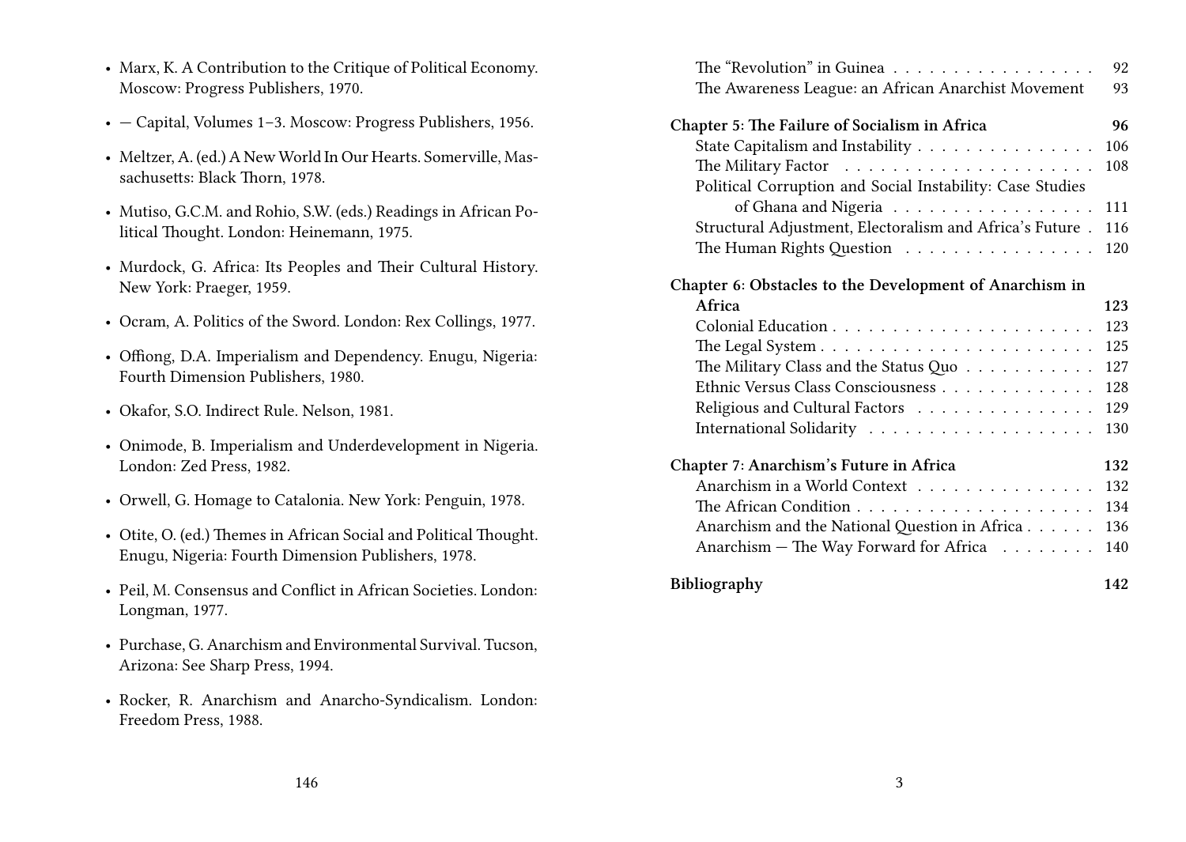- Marx, K. A Contribution to the Critique of Political Economy. Moscow: Progress Publishers, 1970.
- — Capital, Volumes 1–3. Moscow: Progress Publishers, 1956.
- Meltzer, A. (ed.) A New World In Our Hearts. Somerville, Massachusetts: Black Thorn, 1978.
- Mutiso, G.C.M. and Rohio, S.W. (eds.) Readings in African Political Thought. London: Heinemann, 1975.
- Murdock, G. Africa: Its Peoples and Their Cultural History. New York: Praeger, 1959.
- Ocram, A. Politics of the Sword. London: Rex Collings, 1977.
- Offiong, D.A. Imperialism and Dependency. Enugu, Nigeria: Fourth Dimension Publishers, 1980.
- Okafor, S.O. Indirect Rule. Nelson, 1981.
- Onimode, B. Imperialism and Underdevelopment in Nigeria. London: Zed Press, 1982.
- Orwell, G. Homage to Catalonia. New York: Penguin, 1978.
- Otite, O. (ed.) Themes in African Social and Political Thought. Enugu, Nigeria: Fourth Dimension Publishers, 1978.
- Peil, M. Consensus and Conflict in African Societies. London: Longman, 1977.
- Purchase, G. Anarchism and Environmental Survival. Tucson, Arizona: See Sharp Press, 1994.
- Rocker, R. Anarchism and Anarcho-Syndicalism. London: Freedom Press, 1988.

The "Revolution" in Guinea . . . 92
The Awareness League: an African Anarchist Movement . . . 93

**Chapter 5: The Failure of Socialism in Africa** . . . **96**
State Capitalism and Instability . . . 106
The Military Factor . . . 108
Political Corruption and Social Instability: Case Studies of Ghana and Nigeria . . . 111
Structural Adjustment, Electoralism and Africa's Future . . . 116
The Human Rights Question . . . 120

**Chapter 6: Obstacles to the Development of Anarchism in Africa** . . . **123**
Colonial Education . . . 123
The Legal System . . . 125
The Military Class and the Status Quo . . . 127
Ethnic Versus Class Consciousness . . . 128
Religious and Cultural Factors . . . 129
International Solidarity . . . 130

**Chapter 7: Anarchism's Future in Africa** . . . **132**
Anarchism in a World Context . . . 132
The African Condition . . . 134
Anarchism and the National Question in Africa . . . 136
Anarchism — The Way Forward for Africa . . . 140

**Bibliography** . . . **142**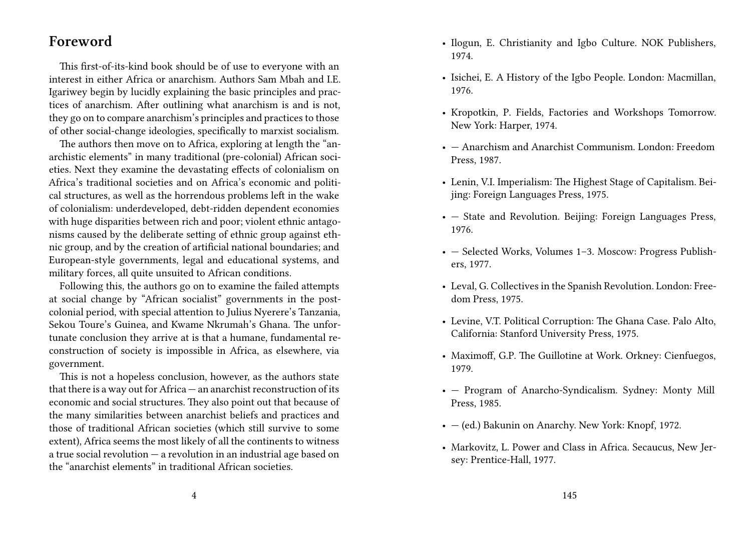## Foreword

This first-of-its-kind book should be of use to everyone with an interest in either Africa or anarchism. Authors Sam Mbah and I.E. Igariwey begin by lucidly explaining the basic principles and practices of anarchism. After outlining what anarchism is and is not, they go on to compare anarchism's principles and practices to those of other social-change ideologies, specifically to marxist socialism.

The authors then move on to Africa, exploring at length the "anarchistic elements" in many traditional (pre-colonial) African societies. Next they examine the devastating effects of colonialism on Africa's traditional societies and on Africa's economic and political structures, as well as the horrendous problems left in the wake of colonialism: underdeveloped, debt-ridden dependent economies with huge disparities between rich and poor; violent ethnic antagonisms caused by the deliberate setting of ethnic group against ethnic group, and by the creation of artificial national boundaries; and European-style governments, legal and educational systems, and military forces, all quite unsuited to African conditions.

Following this, the authors go on to examine the failed attempts at social change by "African socialist" governments in the post-colonial period, with special attention to Julius Nyerere's Tanzania, Sekou Toure's Guinea, and Kwame Nkrumah's Ghana. The unfortunate conclusion they arrive at is that a humane, fundamental reconstruction of society is impossible in Africa, as elsewhere, via government.

This is not a hopeless conclusion, however, as the authors state that there is a way out for Africa — an anarchist reconstruction of its economic and social structures. They also point out that because of the many similarities between anarchist beliefs and practices and those of traditional African societies (which still survive to some extent), Africa seems the most likely of all the continents to witness a true social revolution — a revolution in an industrial age based on the "anarchist elements" in traditional African societies.

- Ilogun, E. Christianity and Igbo Culture. NOK Publishers, 1974.
- Isichei, E. A History of the Igbo People. London: Macmillan, 1976.
- Kropotkin, P. Fields, Factories and Workshops Tomorrow. New York: Harper, 1974.
- — Anarchism and Anarchist Communism. London: Freedom Press, 1987.
- Lenin, V.I. Imperialism: The Highest Stage of Capitalism. Beijing: Foreign Languages Press, 1975.
- — State and Revolution. Beijing: Foreign Languages Press, 1976.
- — Selected Works, Volumes 1–3. Moscow: Progress Publishers, 1977.
- Leval, G. Collectives in the Spanish Revolution. London: Freedom Press, 1975.
- Levine, V.T. Political Corruption: The Ghana Case. Palo Alto, California: Stanford University Press, 1975.
- Maximoff, G.P. The Guillotine at Work. Orkney: Cienfuegos, 1979.
- — Program of Anarcho-Syndicalism. Sydney: Monty Mill Press, 1985.
- — (ed.) Bakunin on Anarchy. New York: Knopf, 1972.
- Markovitz, L. Power and Class in Africa. Secaucus, New Jersey: Prentice-Hall, 1977.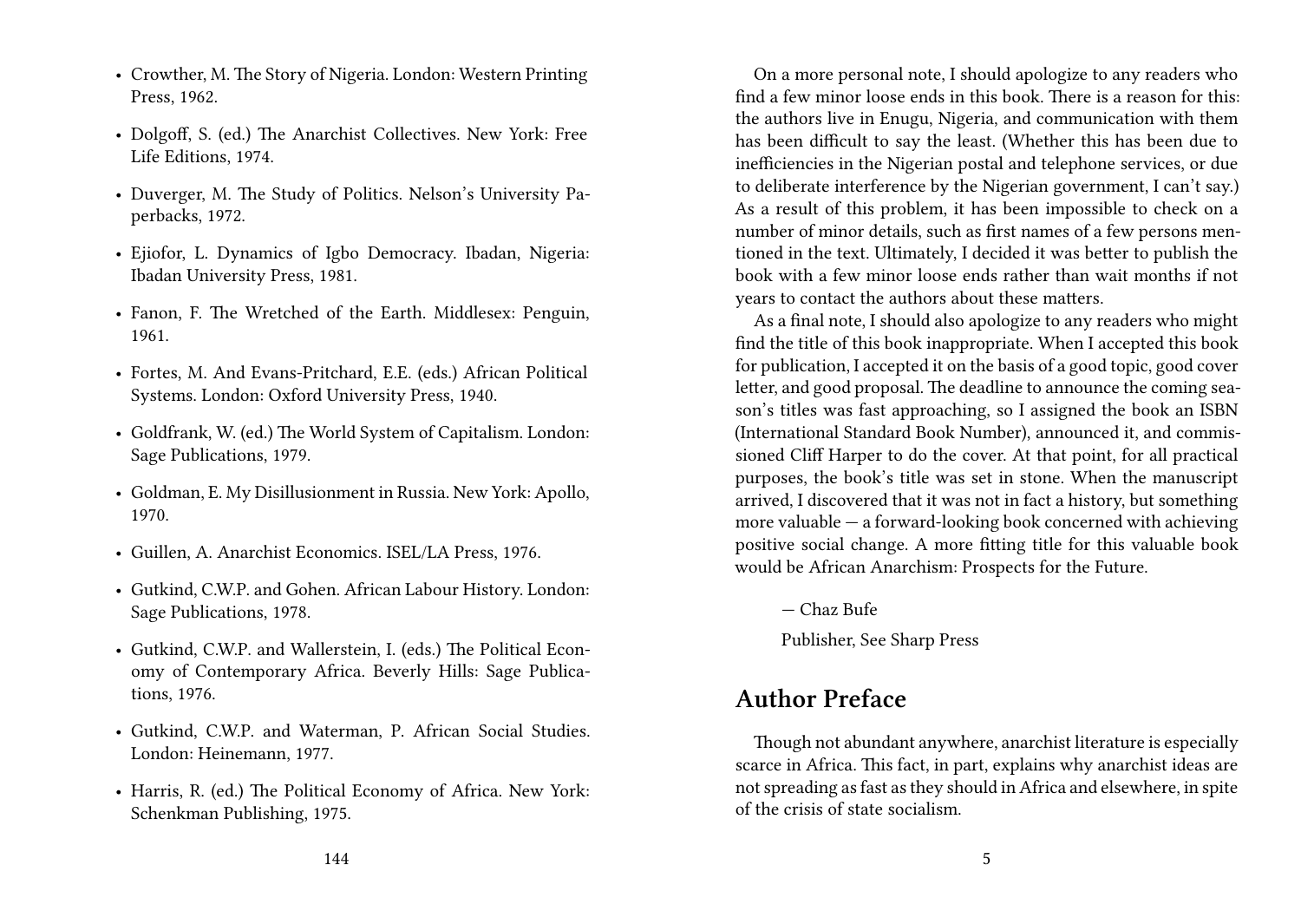- Crowther, M. The Story of Nigeria. London: Western Printing Press, 1962.
- Dolgoff, S. (ed.) The Anarchist Collectives. New York: Free Life Editions, 1974.
- Duverger, M. The Study of Politics. Nelson's University Paperbacks, 1972.
- Ejiofor, L. Dynamics of Igbo Democracy. Ibadan, Nigeria: Ibadan University Press, 1981.
- Fanon, F. The Wretched of the Earth. Middlesex: Penguin, 1961.
- Fortes, M. And Evans-Pritchard, E.E. (eds.) African Political Systems. London: Oxford University Press, 1940.
- Goldfrank, W. (ed.) The World System of Capitalism. London: Sage Publications, 1979.
- Goldman, E. My Disillusionment in Russia. New York: Apollo, 1970.
- Guillen, A. Anarchist Economics. ISEL/LA Press, 1976.
- Gutkind, C.W.P. and Gohen. African Labour History. London: Sage Publications, 1978.
- Gutkind, C.W.P. and Wallerstein, I. (eds.) The Political Economy of Contemporary Africa. Beverly Hills: Sage Publications, 1976.
- Gutkind, C.W.P. and Waterman, P. African Social Studies. London: Heinemann, 1977.
- Harris, R. (ed.) The Political Economy of Africa. New York: Schenkman Publishing, 1975.

On a more personal note, I should apologize to any readers who find a few minor loose ends in this book. There is a reason for this: the authors live in Enugu, Nigeria, and communication with them has been difficult to say the least. (Whether this has been due to inefficiencies in the Nigerian postal and telephone services, or due to deliberate interference by the Nigerian government, I can't say.) As a result of this problem, it has been impossible to check on a number of minor details, such as first names of a few persons mentioned in the text. Ultimately, I decided it was better to publish the book with a few minor loose ends rather than wait months if not years to contact the authors about these matters.

As a final note, I should also apologize to any readers who might find the title of this book inappropriate. When I accepted this book for publication, I accepted it on the basis of a good topic, good cover letter, and good proposal. The deadline to announce the coming season's titles was fast approaching, so I assigned the book an ISBN (International Standard Book Number), announced it, and commissioned Cliff Harper to do the cover. At that point, for all practical purposes, the book's title was set in stone. When the manuscript arrived, I discovered that it was not in fact a history, but something more valuable — a forward-looking book concerned with achieving positive social change. A more fitting title for this valuable book would be African Anarchism: Prospects for the Future.

— Chaz Bufe

Publisher, See Sharp Press

## Author Preface

Though not abundant anywhere, anarchist literature is especially scarce in Africa. This fact, in part, explains why anarchist ideas are not spreading as fast as they should in Africa and elsewhere, in spite of the crisis of state socialism.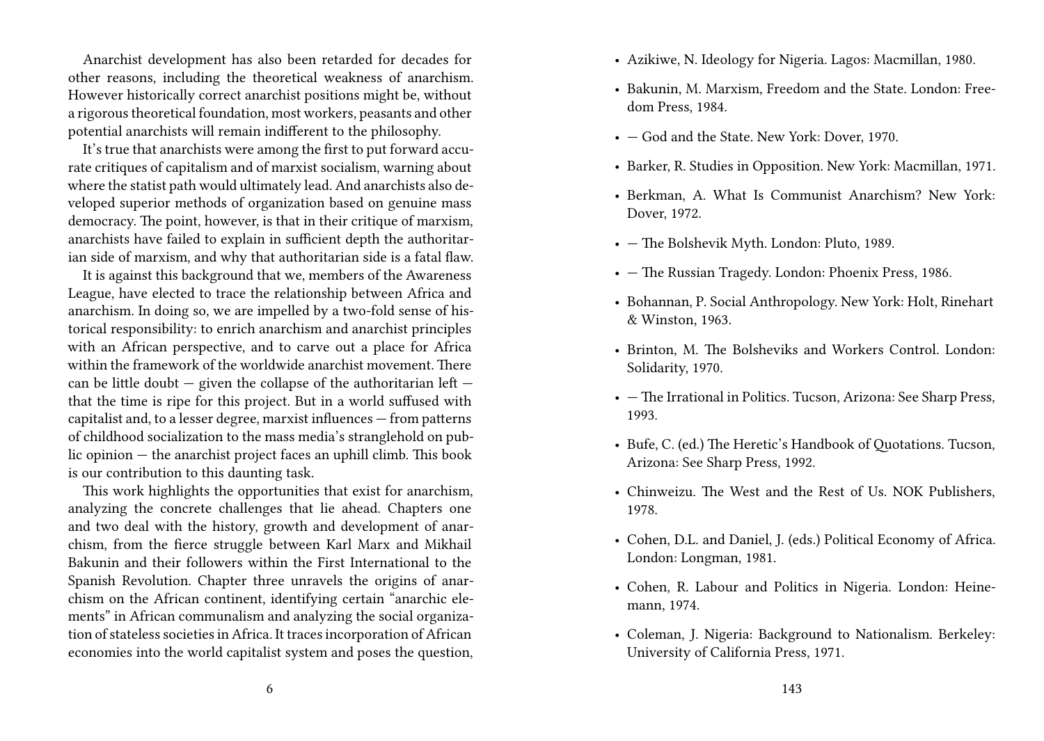Anarchist development has also been retarded for decades for other reasons, including the theoretical weakness of anarchism. However historically correct anarchist positions might be, without a rigorous theoretical foundation, most workers, peasants and other potential anarchists will remain indifferent to the philosophy.

It's true that anarchists were among the first to put forward accurate critiques of capitalism and of marxist socialism, warning about where the statist path would ultimately lead. And anarchists also developed superior methods of organization based on genuine mass democracy. The point, however, is that in their critique of marxism, anarchists have failed to explain in sufficient depth the authoritarian side of marxism, and why that authoritarian side is a fatal flaw.

It is against this background that we, members of the Awareness League, have elected to trace the relationship between Africa and anarchism. In doing so, we are impelled by a two-fold sense of historical responsibility: to enrich anarchism and anarchist principles with an African perspective, and to carve out a place for Africa within the framework of the worldwide anarchist movement. There can be little doubt — given the collapse of the authoritarian left — that the time is ripe for this project. But in a world suffused with capitalist and, to a lesser degree, marxist influences — from patterns of childhood socialization to the mass media's stranglehold on public opinion — the anarchist project faces an uphill climb. This book is our contribution to this daunting task.

This work highlights the opportunities that exist for anarchism, analyzing the concrete challenges that lie ahead. Chapters one and two deal with the history, growth and development of anarchism, from the fierce struggle between Karl Marx and Mikhail Bakunin and their followers within the First International to the Spanish Revolution. Chapter three unravels the origins of anarchism on the African continent, identifying certain "anarchic elements" in African communalism and analyzing the social organization of stateless societies in Africa. It traces incorporation of African economies into the world capitalist system and poses the question,

- Azikiwe, N. Ideology for Nigeria. Lagos: Macmillan, 1980.
- Bakunin, M. Marxism, Freedom and the State. London: Freedom Press, 1984.
- — God and the State. New York: Dover, 1970.
- Barker, R. Studies in Opposition. New York: Macmillan, 1971.
- Berkman, A. What Is Communist Anarchism? New York: Dover, 1972.
- — The Bolshevik Myth. London: Pluto, 1989.
- — The Russian Tragedy. London: Phoenix Press, 1986.
- Bohannan, P. Social Anthropology. New York: Holt, Rinehart & Winston, 1963.
- Brinton, M. The Bolsheviks and Workers Control. London: Solidarity, 1970.
- — The Irrational in Politics. Tucson, Arizona: See Sharp Press, 1993.
- Bufe, C. (ed.) The Heretic's Handbook of Quotations. Tucson, Arizona: See Sharp Press, 1992.
- Chinweizu. The West and the Rest of Us. NOK Publishers, 1978.
- Cohen, D.L. and Daniel, J. (eds.) Political Economy of Africa. London: Longman, 1981.
- Cohen, R. Labour and Politics in Nigeria. London: Heinemann, 1974.
- Coleman, J. Nigeria: Background to Nationalism. Berkeley: University of California Press, 1971.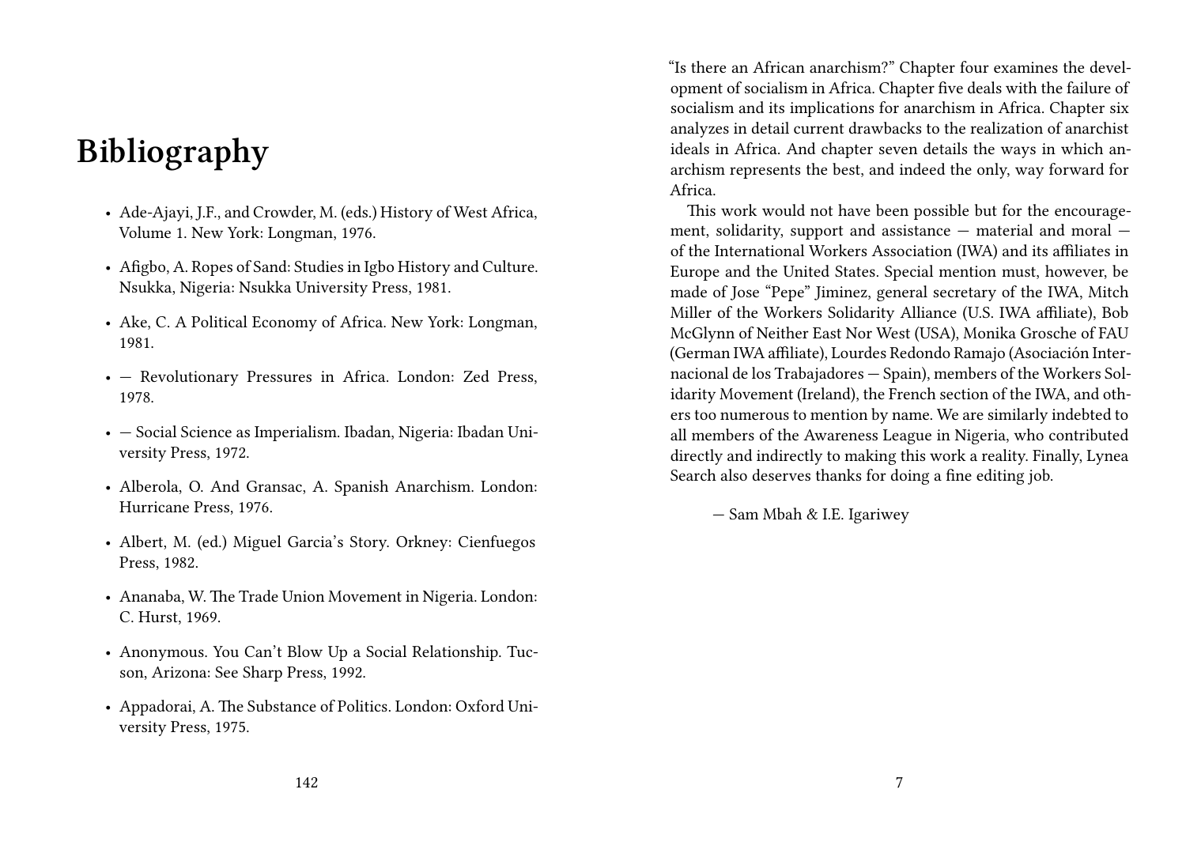# Bibliography

- Ade-Ajayi, J.F., and Crowder, M. (eds.) History of West Africa, Volume 1. New York: Longman, 1976.
- Afigbo, A. Ropes of Sand: Studies in Igbo History and Culture. Nsukka, Nigeria: Nsukka University Press, 1981.
- Ake, C. A Political Economy of Africa. New York: Longman, 1981.
- — Revolutionary Pressures in Africa. London: Zed Press, 1978.
- — Social Science as Imperialism. Ibadan, Nigeria: Ibadan University Press, 1972.
- Alberola, O. And Gransac, A. Spanish Anarchism. London: Hurricane Press, 1976.
- Albert, M. (ed.) Miguel Garcia's Story. Orkney: Cienfuegos Press, 1982.
- Ananaba, W. The Trade Union Movement in Nigeria. London: C. Hurst, 1969.
- Anonymous. You Can't Blow Up a Social Relationship. Tucson, Arizona: See Sharp Press, 1992.
- Appadorai, A. The Substance of Politics. London: Oxford University Press, 1975.

"Is there an African anarchism?" Chapter four examines the development of socialism in Africa. Chapter five deals with the failure of socialism and its implications for anarchism in Africa. Chapter six analyzes in detail current drawbacks to the realization of anarchist ideals in Africa. And chapter seven details the ways in which anarchism represents the best, and indeed the only, way forward for Africa.

This work would not have been possible but for the encouragement, solidarity, support and assistance — material and moral — of the International Workers Association (IWA) and its affiliates in Europe and the United States. Special mention must, however, be made of Jose "Pepe" Jiminez, general secretary of the IWA, Mitch Miller of the Workers Solidarity Alliance (U.S. IWA affiliate), Bob McGlynn of Neither East Nor West (USA), Monika Grosche of FAU (German IWA affiliate), Lourdes Redondo Ramajo (Asociación Internacional de los Trabajadores — Spain), members of the Workers Solidarity Movement (Ireland), the French section of the IWA, and others too numerous to mention by name. We are similarly indebted to all members of the Awareness League in Nigeria, who contributed directly and indirectly to making this work a reality. Finally, Lynea Search also deserves thanks for doing a fine editing job.

— Sam Mbah & I.E. Igariwey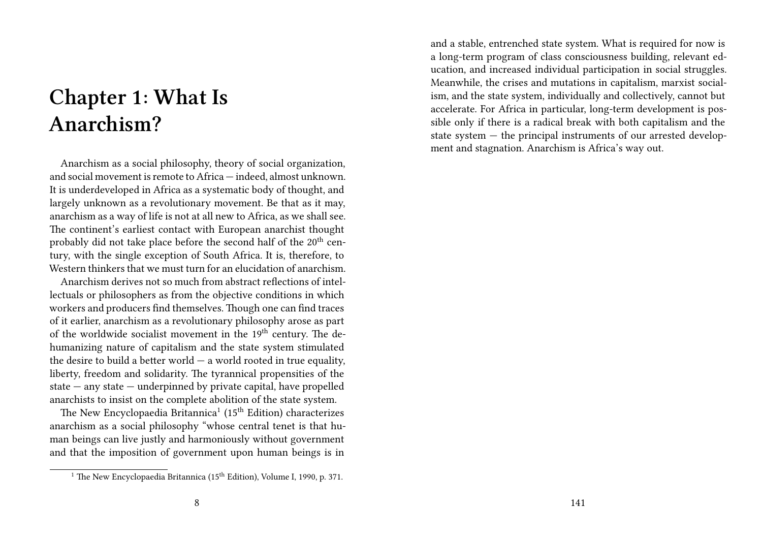# Chapter 1: What Is Anarchism?

Anarchism as a social philosophy, theory of social organization, and social movement is remote to Africa — indeed, almost unknown. It is underdeveloped in Africa as a systematic body of thought, and largely unknown as a revolutionary movement. Be that as it may, anarchism as a way of life is not at all new to Africa, as we shall see. The continent's earliest contact with European anarchist thought probably did not take place before the second half of the 20th century, with the single exception of South Africa. It is, therefore, to Western thinkers that we must turn for an elucidation of anarchism.

Anarchism derives not so much from abstract reflections of intellectuals or philosophers as from the objective conditions in which workers and producers find themselves. Though one can find traces of it earlier, anarchism as a revolutionary philosophy arose as part of the worldwide socialist movement in the 19th century. The dehumanizing nature of capitalism and the state system stimulated the desire to build a better world — a world rooted in true equality, liberty, freedom and solidarity. The tyrannical propensities of the state — any state — underpinned by private capital, have propelled anarchists to insist on the complete abolition of the state system.

The New Encyclopaedia Britannica[1] (15th Edition) characterizes anarchism as a social philosophy "whose central tenet is that human beings can live justly and harmoniously without government and that the imposition of government upon human beings is in

[1] The New Encyclopaedia Britannica (15th Edition), Volume I, 1990, p. 371.

and a stable, entrenched state system. What is required for now is a long-term program of class consciousness building, relevant education, and increased individual participation in social struggles. Meanwhile, the crises and mutations in capitalism, marxist socialism, and the state system, individually and collectively, cannot but accelerate. For Africa in particular, long-term development is possible only if there is a radical break with both capitalism and the state system — the principal instruments of our arrested development and stagnation. Anarchism is Africa's way out.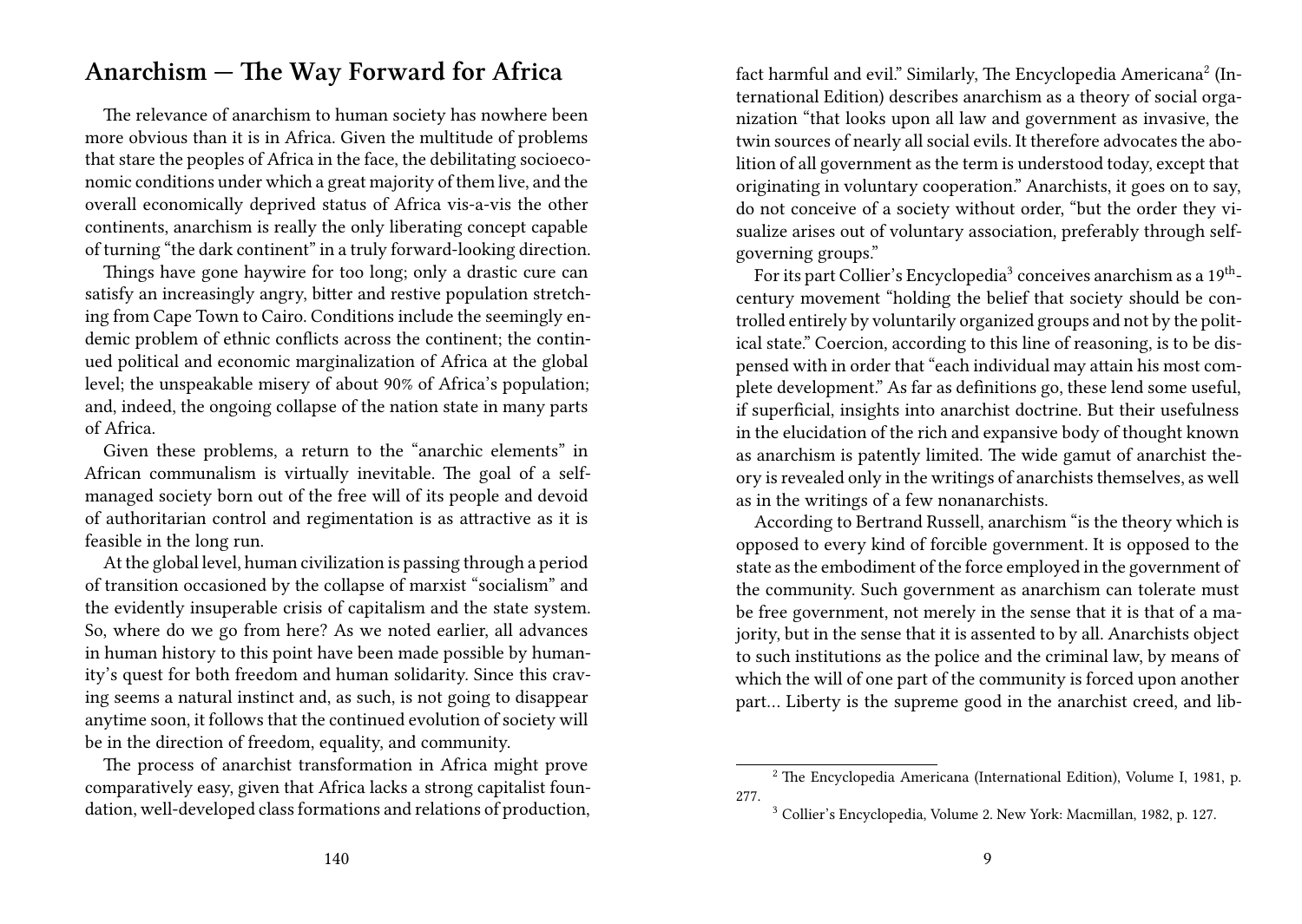## Anarchism — The Way Forward for Africa

The relevance of anarchism to human society has nowhere been more obvious than it is in Africa. Given the multitude of problems that stare the peoples of Africa in the face, the debilitating socioeconomic conditions under which a great majority of them live, and the overall economically deprived status of Africa vis-a-vis the other continents, anarchism is really the only liberating concept capable of turning "the dark continent" in a truly forward-looking direction.

Things have gone haywire for too long; only a drastic cure can satisfy an increasingly angry, bitter and restive population stretching from Cape Town to Cairo. Conditions include the seemingly endemic problem of ethnic conflicts across the continent; the continued political and economic marginalization of Africa at the global level; the unspeakable misery of about 90% of Africa's population; and, indeed, the ongoing collapse of the nation state in many parts of Africa.

Given these problems, a return to the "anarchic elements" in African communalism is virtually inevitable. The goal of a self-managed society born out of the free will of its people and devoid of authoritarian control and regimentation is as attractive as it is feasible in the long run.

At the global level, human civilization is passing through a period of transition occasioned by the collapse of marxist "socialism" and the evidently insuperable crisis of capitalism and the state system. So, where do we go from here? As we noted earlier, all advances in human history to this point have been made possible by humanity's quest for both freedom and human solidarity. Since this craving seems a natural instinct and, as such, is not going to disappear anytime soon, it follows that the continued evolution of society will be in the direction of freedom, equality, and community.

The process of anarchist transformation in Africa might prove comparatively easy, given that Africa lacks a strong capitalist foundation, well-developed class formations and relations of production,

fact harmful and evil." Similarly, The Encyclopedia Americana[2] (International Edition) describes anarchism as a theory of social organization "that looks upon all law and government as invasive, the twin sources of nearly all social evils. It therefore advocates the abolition of all government as the term is understood today, except that originating in voluntary cooperation." Anarchists, it goes on to say, do not conceive of a society without order, "but the order they visualize arises out of voluntary association, preferably through self-governing groups."

For its part Collier's Encyclopedia[3] conceives anarchism as a 19th-century movement "holding the belief that society should be controlled entirely by voluntarily organized groups and not by the political state." Coercion, according to this line of reasoning, is to be dispensed with in order that "each individual may attain his most complete development." As far as definitions go, these lend some useful, if superficial, insights into anarchist doctrine. But their usefulness in the elucidation of the rich and expansive body of thought known as anarchism is patently limited. The wide gamut of anarchist theory is revealed only in the writings of anarchists themselves, as well as in the writings of a few nonanarchists.

According to Bertrand Russell, anarchism "is the theory which is opposed to every kind of forcible government. It is opposed to the state as the embodiment of the force employed in the government of the community. Such government as anarchism can tolerate must be free government, not merely in the sense that it is that of a majority, but in the sense that it is assented to by all. Anarchists object to such institutions as the police and the criminal law, by means of which the will of one part of the community is forced upon another part… Liberty is the supreme good in the anarchist creed, and lib-

[2] The Encyclopedia Americana (International Edition), Volume I, 1981, p. 277.

[3] Collier's Encyclopedia, Volume 2. New York: Macmillan, 1982, p. 127.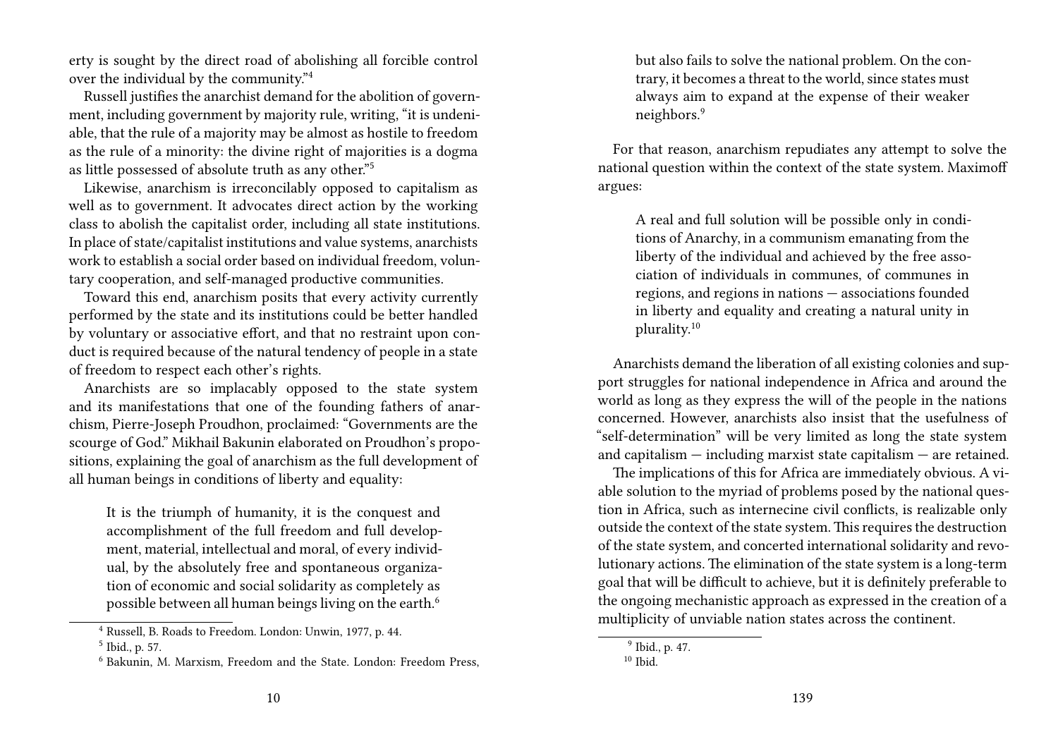erty is sought by the direct road of abolishing all forcible control over the individual by the community."[4]

Russell justifies the anarchist demand for the abolition of government, including government by majority rule, writing, "it is undeniable, that the rule of a majority may be almost as hostile to freedom as the rule of a minority: the divine right of majorities is a dogma as little possessed of absolute truth as any other."[5]

Likewise, anarchism is irreconcilably opposed to capitalism as well as to government. It advocates direct action by the working class to abolish the capitalist order, including all state institutions. In place of state/capitalist institutions and value systems, anarchists work to establish a social order based on individual freedom, voluntary cooperation, and self-managed productive communities.

Toward this end, anarchism posits that every activity currently performed by the state and its institutions could be better handled by voluntary or associative effort, and that no restraint upon conduct is required because of the natural tendency of people in a state of freedom to respect each other's rights.

Anarchists are so implacably opposed to the state system and its manifestations that one of the founding fathers of anarchism, Pierre-Joseph Proudhon, proclaimed: "Governments are the scourge of God." Mikhail Bakunin elaborated on Proudhon's propositions, explaining the goal of anarchism as the full development of all human beings in conditions of liberty and equality:

> It is the triumph of humanity, it is the conquest and accomplishment of the full freedom and full development, material, intellectual and moral, of every individual, by the absolutely free and spontaneous organization of economic and social solidarity as completely as possible between all human beings living on the earth.[6]

[4] Russell, B. Roads to Freedom. London: Unwin, 1977, p. 44.

[5] Ibid., p. 57.

[6] Bakunin, M. Marxism, Freedom and the State. London: Freedom Press,

> but also fails to solve the national problem. On the contrary, it becomes a threat to the world, since states must always aim to expand at the expense of their weaker neighbors.[9]

For that reason, anarchism repudiates any attempt to solve the national question within the context of the state system. Maximoff argues:

> A real and full solution will be possible only in conditions of Anarchy, in a communism emanating from the liberty of the individual and achieved by the free association of individuals in communes, of communes in regions, and regions in nations — associations founded in liberty and equality and creating a natural unity in plurality.[10]

Anarchists demand the liberation of all existing colonies and support struggles for national independence in Africa and around the world as long as they express the will of the people in the nations concerned. However, anarchists also insist that the usefulness of "self-determination" will be very limited as long the state system and capitalism — including marxist state capitalism — are retained.

The implications of this for Africa are immediately obvious. A viable solution to the myriad of problems posed by the national question in Africa, such as internecine civil conflicts, is realizable only outside the context of the state system. This requires the destruction of the state system, and concerted international solidarity and revolutionary actions. The elimination of the state system is a long-term goal that will be difficult to achieve, but it is definitely preferable to the ongoing mechanistic approach as expressed in the creation of a multiplicity of unviable nation states across the continent.

[9] Ibid., p. 47.

[10] Ibid.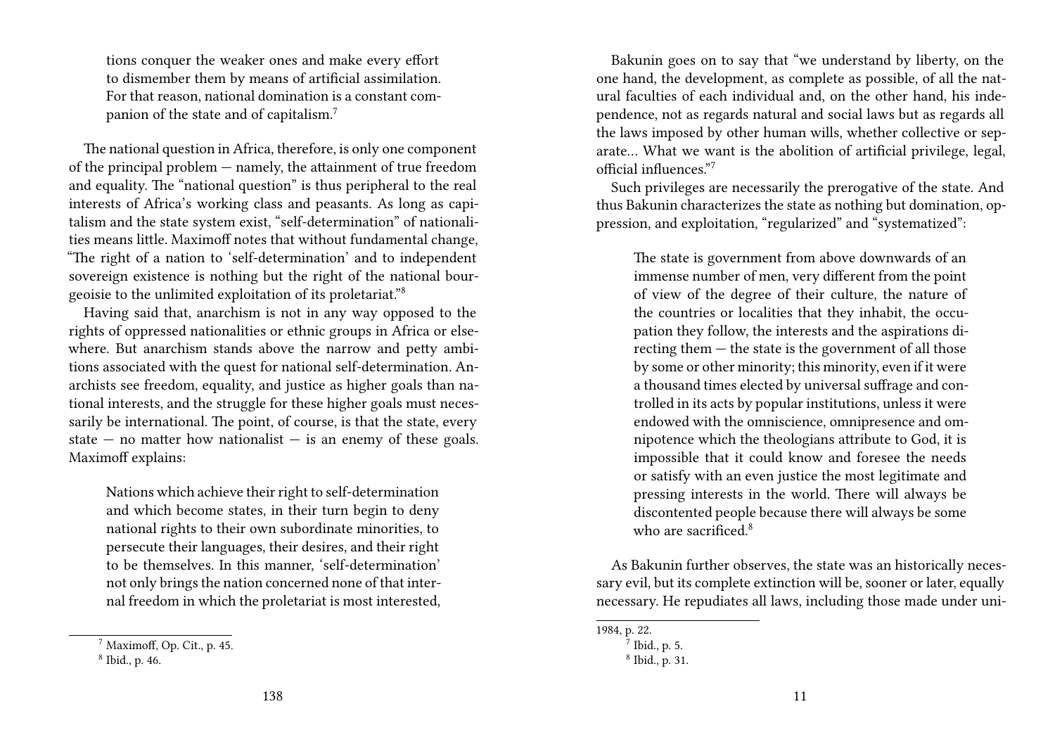tions conquer the weaker ones and make every effort to dismember them by means of artificial assimilation. For that reason, national domination is a constant companion of the state and of capitalism.[7]

The national question in Africa, therefore, is only one component of the principal problem — namely, the attainment of true freedom and equality. The "national question" is thus peripheral to the real interests of Africa's working class and peasants. As long as capitalism and the state system exist, "self-determination" of nationalities means little. Maximoff notes that without fundamental change, "The right of a nation to 'self-determination' and to independent sovereign existence is nothing but the right of the national bourgeoisie to the unlimited exploitation of its proletariat."[8]

Having said that, anarchism is not in any way opposed to the rights of oppressed nationalities or ethnic groups in Africa or elsewhere. But anarchism stands above the narrow and petty ambitions associated with the quest for national self-determination. Anarchists see freedom, equality, and justice as higher goals than national interests, and the struggle for these higher goals must necessarily be international. The point, of course, is that the state, every state — no matter how nationalist — is an enemy of these goals. Maximoff explains:

> Nations which achieve their right to self-determination and which become states, in their turn begin to deny national rights to their own subordinate minorities, to persecute their languages, their desires, and their right to be themselves. In this manner, 'self-determination' not only brings the nation concerned none of that internal freedom in which the proletariat is most interested,

[7] Maximoff, Op. Cit., p. 45.

[8] Ibid., p. 46.

Bakunin goes on to say that "we understand by liberty, on the one hand, the development, as complete as possible, of all the natural faculties of each individual and, on the other hand, his independence, not as regards natural and social laws but as regards all the laws imposed by other human wills, whether collective or separate… What we want is the abolition of artificial privilege, legal, official influences."[7]

Such privileges are necessarily the prerogative of the state. And thus Bakunin characterizes the state as nothing but domination, oppression, and exploitation, "regularized" and "systematized":

> The state is government from above downwards of an immense number of men, very different from the point of view of the degree of their culture, the nature of the countries or localities that they inhabit, the occupation they follow, the interests and the aspirations directing them — the state is the government of all those by some or other minority; this minority, even if it were a thousand times elected by universal suffrage and controlled in its acts by popular institutions, unless it were endowed with the omniscience, omnipresence and omnipotence which the theologians attribute to God, it is impossible that it could know and foresee the needs or satisfy with an even justice the most legitimate and pressing interests in the world. There will always be discontented people because there will always be some who are sacrificed.[8]

As Bakunin further observes, the state was an historically necessary evil, but its complete extinction will be, sooner or later, equally necessary. He repudiates all laws, including those made under uni-

1984, p. 22.

[7] Ibid., p. 5.

[8] Ibid., p. 31.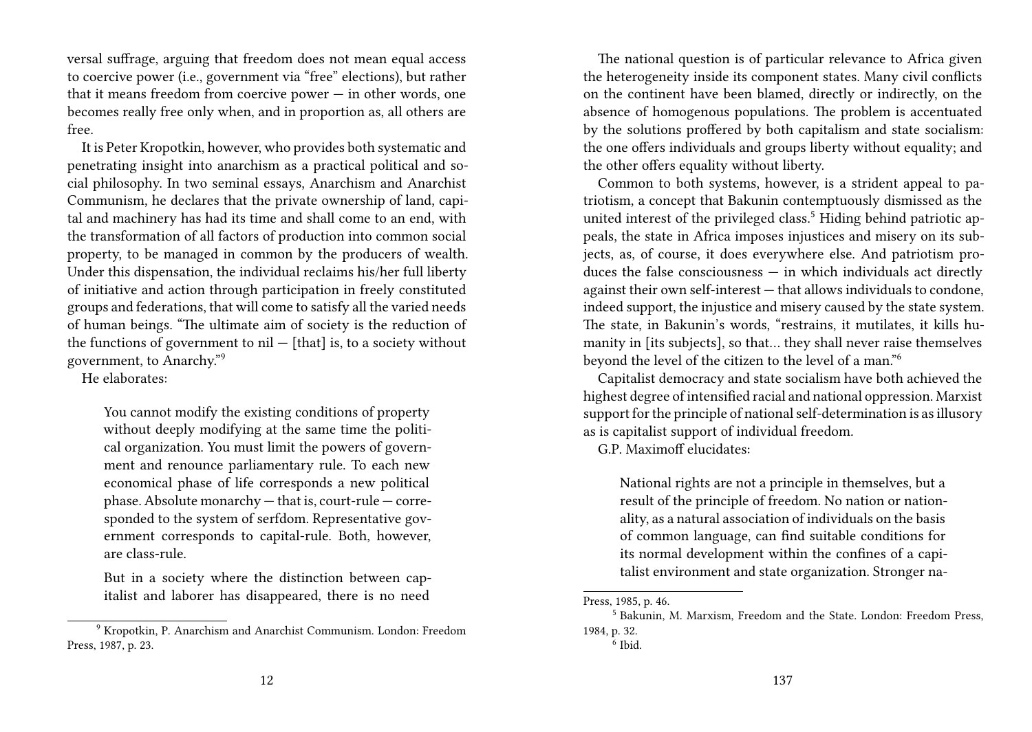versal suffrage, arguing that freedom does not mean equal access to coercive power (i.e., government via "free" elections), but rather that it means freedom from coercive power — in other words, one becomes really free only when, and in proportion as, all others are free.

It is Peter Kropotkin, however, who provides both systematic and penetrating insight into anarchism as a practical political and social philosophy. In two seminal essays, Anarchism and Anarchist Communism, he declares that the private ownership of land, capital and machinery has had its time and shall come to an end, with the transformation of all factors of production into common social property, to be managed in common by the producers of wealth. Under this dispensation, the individual reclaims his/her full liberty of initiative and action through participation in freely constituted groups and federations, that will come to satisfy all the varied needs of human beings. "The ultimate aim of society is the reduction of the functions of government to nil — [that] is, to a society without government, to Anarchy."[9]

He elaborates:

> You cannot modify the existing conditions of property without deeply modifying at the same time the political organization. You must limit the powers of government and renounce parliamentary rule. To each new economical phase of life corresponds a new political phase. Absolute monarchy — that is, court-rule — corresponded to the system of serfdom. Representative government corresponds to capital-rule. Both, however, are class-rule.
>
> But in a society where the distinction between capitalist and laborer has disappeared, there is no need

[9] Kropotkin, P. Anarchism and Anarchist Communism. London: Freedom Press, 1987, p. 23.

The national question is of particular relevance to Africa given the heterogeneity inside its component states. Many civil conflicts on the continent have been blamed, directly or indirectly, on the absence of homogenous populations. The problem is accentuated by the solutions proffered by both capitalism and state socialism: the one offers individuals and groups liberty without equality; and the other offers equality without liberty.

Common to both systems, however, is a strident appeal to patriotism, a concept that Bakunin contemptuously dismissed as the united interest of the privileged class.[5] Hiding behind patriotic appeals, the state in Africa imposes injustices and misery on its subjects, as, of course, it does everywhere else. And patriotism produces the false consciousness — in which individuals act directly against their own self-interest — that allows individuals to condone, indeed support, the injustice and misery caused by the state system. The state, in Bakunin's words, "restrains, it mutilates, it kills humanity in [its subjects], so that… they shall never raise themselves beyond the level of the citizen to the level of a man."[6]

Capitalist democracy and state socialism have both achieved the highest degree of intensified racial and national oppression. Marxist support for the principle of national self-determination is as illusory as is capitalist support of individual freedom.

G.P. Maximoff elucidates:

> National rights are not a principle in themselves, but a result of the principle of freedom. No nation or nationality, as a natural association of individuals on the basis of common language, can find suitable conditions for its normal development within the confines of a capitalist environment and state organization. Stronger na-

Press, 1985, p. 46.

[5] Bakunin, M. Marxism, Freedom and the State. London: Freedom Press, 1984, p. 32.

[6] Ibid.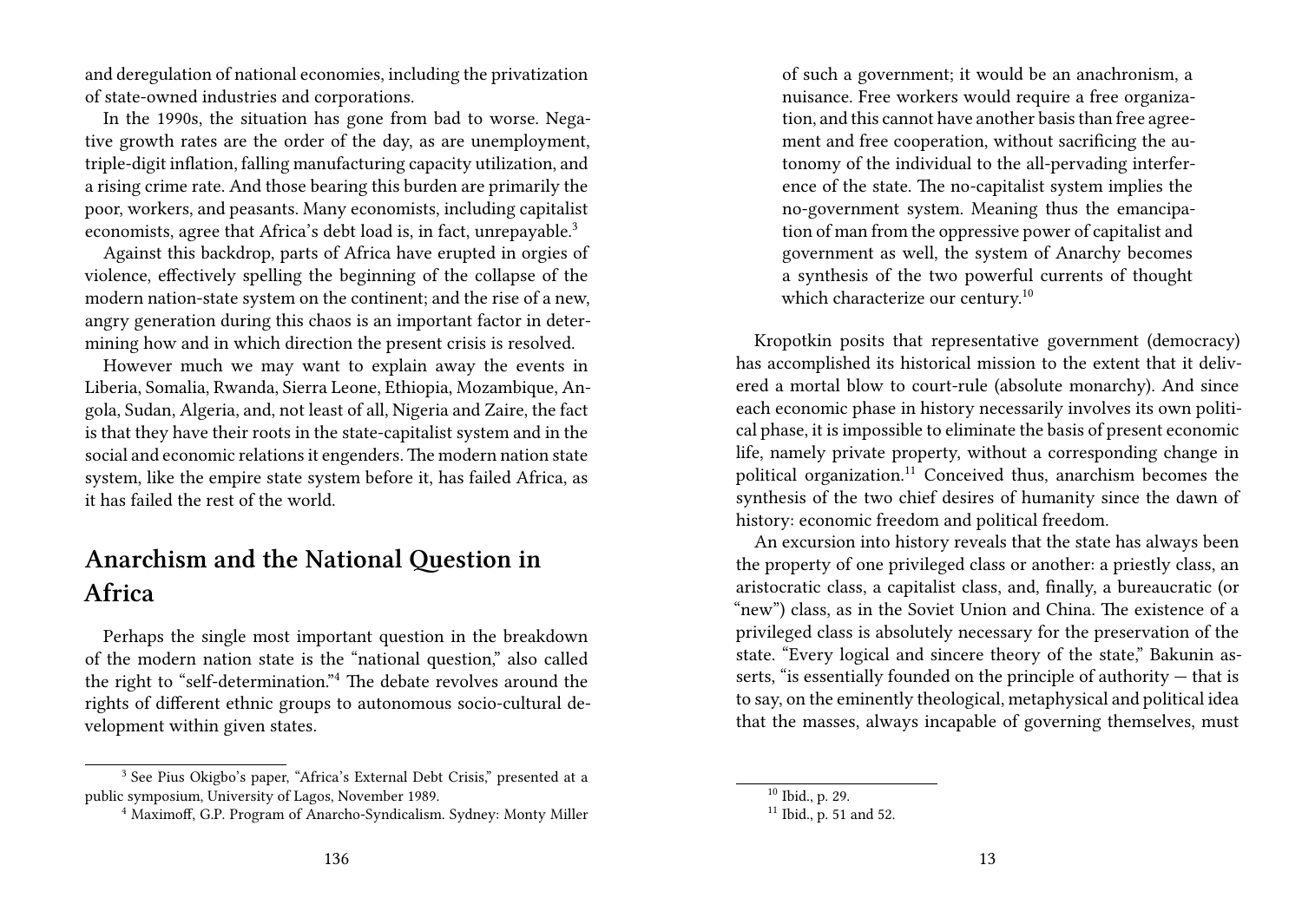and deregulation of national economies, including the privatization of state-owned industries and corporations.

In the 1990s, the situation has gone from bad to worse. Negative growth rates are the order of the day, as are unemployment, triple-digit inflation, falling manufacturing capacity utilization, and a rising crime rate. And those bearing this burden are primarily the poor, workers, and peasants. Many economists, including capitalist economists, agree that Africa's debt load is, in fact, unrepayable.[3]

Against this backdrop, parts of Africa have erupted in orgies of violence, effectively spelling the beginning of the collapse of the modern nation-state system on the continent; and the rise of a new, angry generation during this chaos is an important factor in determining how and in which direction the present crisis is resolved.

However much we may want to explain away the events in Liberia, Somalia, Rwanda, Sierra Leone, Ethiopia, Mozambique, Angola, Sudan, Algeria, and, not least of all, Nigeria and Zaire, the fact is that they have their roots in the state-capitalist system and in the social and economic relations it engenders. The modern nation state system, like the empire state system before it, has failed Africa, as it has failed the rest of the world.

## Anarchism and the National Question in Africa

Perhaps the single most important question in the breakdown of the modern nation state is the "national question," also called the right to "self-determination."[4] The debate revolves around the rights of different ethnic groups to autonomous socio-cultural development within given states.

[3] See Pius Okigbo's paper, "Africa's External Debt Crisis," presented at a public symposium, University of Lagos, November 1989.

[4] Maximoff, G.P. Program of Anarcho-Syndicalism. Sydney: Monty Miller

> of such a government; it would be an anachronism, a nuisance. Free workers would require a free organization, and this cannot have another basis than free agreement and free cooperation, without sacrificing the autonomy of the individual to the all-pervading interference of the state. The no-capitalist system implies the no-government system. Meaning thus the emancipation of man from the oppressive power of capitalist and government as well, the system of Anarchy becomes a synthesis of the two powerful currents of thought which characterize our century.[10]

Kropotkin posits that representative government (democracy) has accomplished its historical mission to the extent that it delivered a mortal blow to court-rule (absolute monarchy). And since each economic phase in history necessarily involves its own political phase, it is impossible to eliminate the basis of present economic life, namely private property, without a corresponding change in political organization.[11] Conceived thus, anarchism becomes the synthesis of the two chief desires of humanity since the dawn of history: economic freedom and political freedom.

An excursion into history reveals that the state has always been the property of one privileged class or another: a priestly class, an aristocratic class, a capitalist class, and, finally, a bureaucratic (or "new") class, as in the Soviet Union and China. The existence of a privileged class is absolutely necessary for the preservation of the state. "Every logical and sincere theory of the state," Bakunin asserts, "is essentially founded on the principle of authority — that is to say, on the eminently theological, metaphysical and political idea that the masses, always incapable of governing themselves, must

[10] Ibid., p. 29.

[11] Ibid., p. 51 and 52.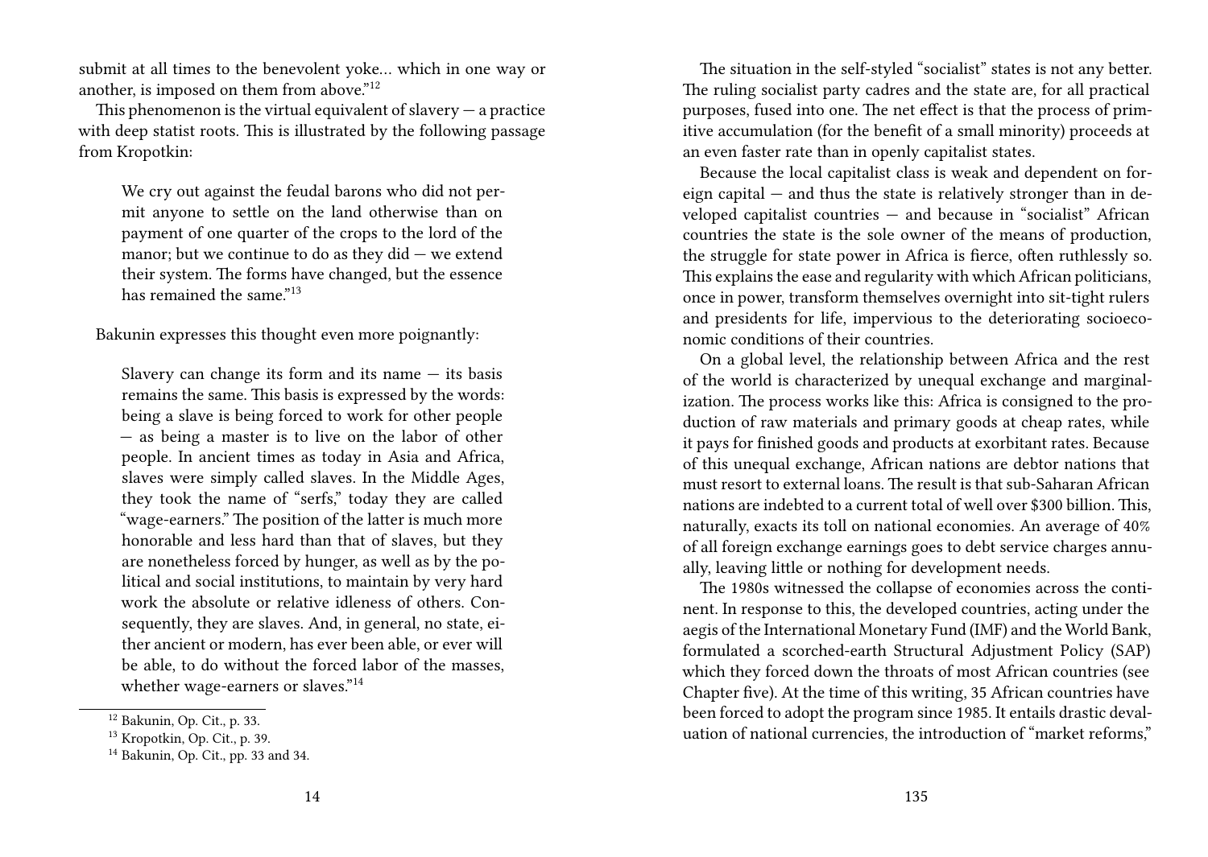submit at all times to the benevolent yoke… which in one way or another, is imposed on them from above."[12]

This phenomenon is the virtual equivalent of slavery — a practice with deep statist roots. This is illustrated by the following passage from Kropotkin:

> We cry out against the feudal barons who did not permit anyone to settle on the land otherwise than on payment of one quarter of the crops to the lord of the manor; but we continue to do as they did — we extend their system. The forms have changed, but the essence has remained the same."[13]

Bakunin expresses this thought even more poignantly:

> Slavery can change its form and its name — its basis remains the same. This basis is expressed by the words: being a slave is being forced to work for other people — as being a master is to live on the labor of other people. In ancient times as today in Asia and Africa, slaves were simply called slaves. In the Middle Ages, they took the name of "serfs," today they are called "wage-earners." The position of the latter is much more honorable and less hard than that of slaves, but they are nonetheless forced by hunger, as well as by the political and social institutions, to maintain by very hard work the absolute or relative idleness of others. Consequently, they are slaves. And, in general, no state, either ancient or modern, has ever been able, or ever will be able, to do without the forced labor of the masses, whether wage-earners or slaves."[14]

[12] Bakunin, Op. Cit., p. 33.

[13] Kropotkin, Op. Cit., p. 39.

[14] Bakunin, Op. Cit., pp. 33 and 34.

The situation in the self-styled "socialist" states is not any better. The ruling socialist party cadres and the state are, for all practical purposes, fused into one. The net effect is that the process of primitive accumulation (for the benefit of a small minority) proceeds at an even faster rate than in openly capitalist states.

Because the local capitalist class is weak and dependent on foreign capital — and thus the state is relatively stronger than in developed capitalist countries — and because in "socialist" African countries the state is the sole owner of the means of production, the struggle for state power in Africa is fierce, often ruthlessly so. This explains the ease and regularity with which African politicians, once in power, transform themselves overnight into sit-tight rulers and presidents for life, impervious to the deteriorating socioeconomic conditions of their countries.

On a global level, the relationship between Africa and the rest of the world is characterized by unequal exchange and marginalization. The process works like this: Africa is consigned to the production of raw materials and primary goods at cheap rates, while it pays for finished goods and products at exorbitant rates. Because of this unequal exchange, African nations are debtor nations that must resort to external loans. The result is that sub-Saharan African nations are indebted to a current total of well over $300 billion. This, naturally, exacts its toll on national economies. An average of 40% of all foreign exchange earnings goes to debt service charges annually, leaving little or nothing for development needs.

The 1980s witnessed the collapse of economies across the continent. In response to this, the developed countries, acting under the aegis of the International Monetary Fund (IMF) and the World Bank, formulated a scorched-earth Structural Adjustment Policy (SAP) which they forced down the throats of most African countries (see Chapter five). At the time of this writing, 35 African countries have been forced to adopt the program since 1985. It entails drastic devaluation of national currencies, the introduction of "market reforms,"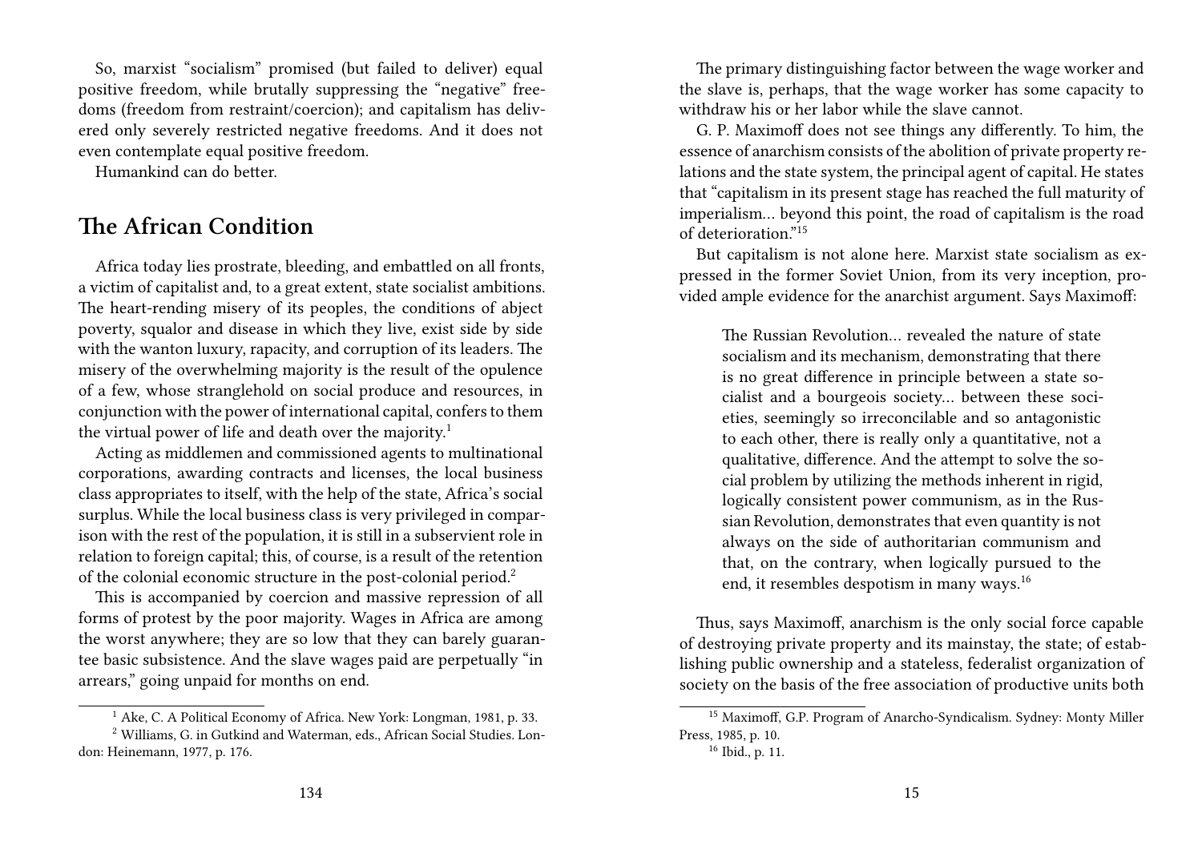So, marxist "socialism" promised (but failed to deliver) equal positive freedom, while brutally suppressing the "negative" freedoms (freedom from restraint/coercion); and capitalism has delivered only severely restricted negative freedoms. And it does not even contemplate equal positive freedom.

Humankind can do better.

## The African Condition

Africa today lies prostrate, bleeding, and embattled on all fronts, a victim of capitalist and, to a great extent, state socialist ambitions. The heart-rending misery of its peoples, the conditions of abject poverty, squalor and disease in which they live, exist side by side with the wanton luxury, rapacity, and corruption of its leaders. The misery of the overwhelming majority is the result of the opulence of a few, whose stranglehold on social produce and resources, in conjunction with the power of international capital, confers to them the virtual power of life and death over the majority.[1]

Acting as middlemen and commissioned agents to multinational corporations, awarding contracts and licenses, the local business class appropriates to itself, with the help of the state, Africa's social surplus. While the local business class is very privileged in comparison with the rest of the population, it is still in a subservient role in relation to foreign capital; this, of course, is a result of the retention of the colonial economic structure in the post-colonial period.[2]

This is accompanied by coercion and massive repression of all forms of protest by the poor majority. Wages in Africa are among the worst anywhere; they are so low that they can barely guarantee basic subsistence. And the slave wages paid are perpetually "in arrears," going unpaid for months on end.

[1] Ake, C. A Political Economy of Africa. New York: Longman, 1981, p. 33.

[2] Williams, G. in Gutkind and Waterman, eds., African Social Studies. London: Heinemann, 1977, p. 176.

The primary distinguishing factor between the wage worker and the slave is, perhaps, that the wage worker has some capacity to withdraw his or her labor while the slave cannot.

G. P. Maximoff does not see things any differently. To him, the essence of anarchism consists of the abolition of private property relations and the state system, the principal agent of capital. He states that "capitalism in its present stage has reached the full maturity of imperialism… beyond this point, the road of capitalism is the road of deterioration."[15]

But capitalism is not alone here. Marxist state socialism as expressed in the former Soviet Union, from its very inception, provided ample evidence for the anarchist argument. Says Maximoff:

> The Russian Revolution… revealed the nature of state socialism and its mechanism, demonstrating that there is no great difference in principle between a state socialist and a bourgeois society… between these societies, seemingly so irreconcilable and so antagonistic to each other, there is really only a quantitative, not a qualitative, difference. And the attempt to solve the social problem by utilizing the methods inherent in rigid, logically consistent power communism, as in the Russian Revolution, demonstrates that even quantity is not always on the side of authoritarian communism and that, on the contrary, when logically pursued to the end, it resembles despotism in many ways.[16]

Thus, says Maximoff, anarchism is the only social force capable of destroying private property and its mainstay, the state; of establishing public ownership and a stateless, federalist organization of society on the basis of the free association of productive units both

[15] Maximoff, G.P. Program of Anarcho-Syndicalism. Sydney: Monty Miller Press, 1985, p. 10.

[16] Ibid., p. 11.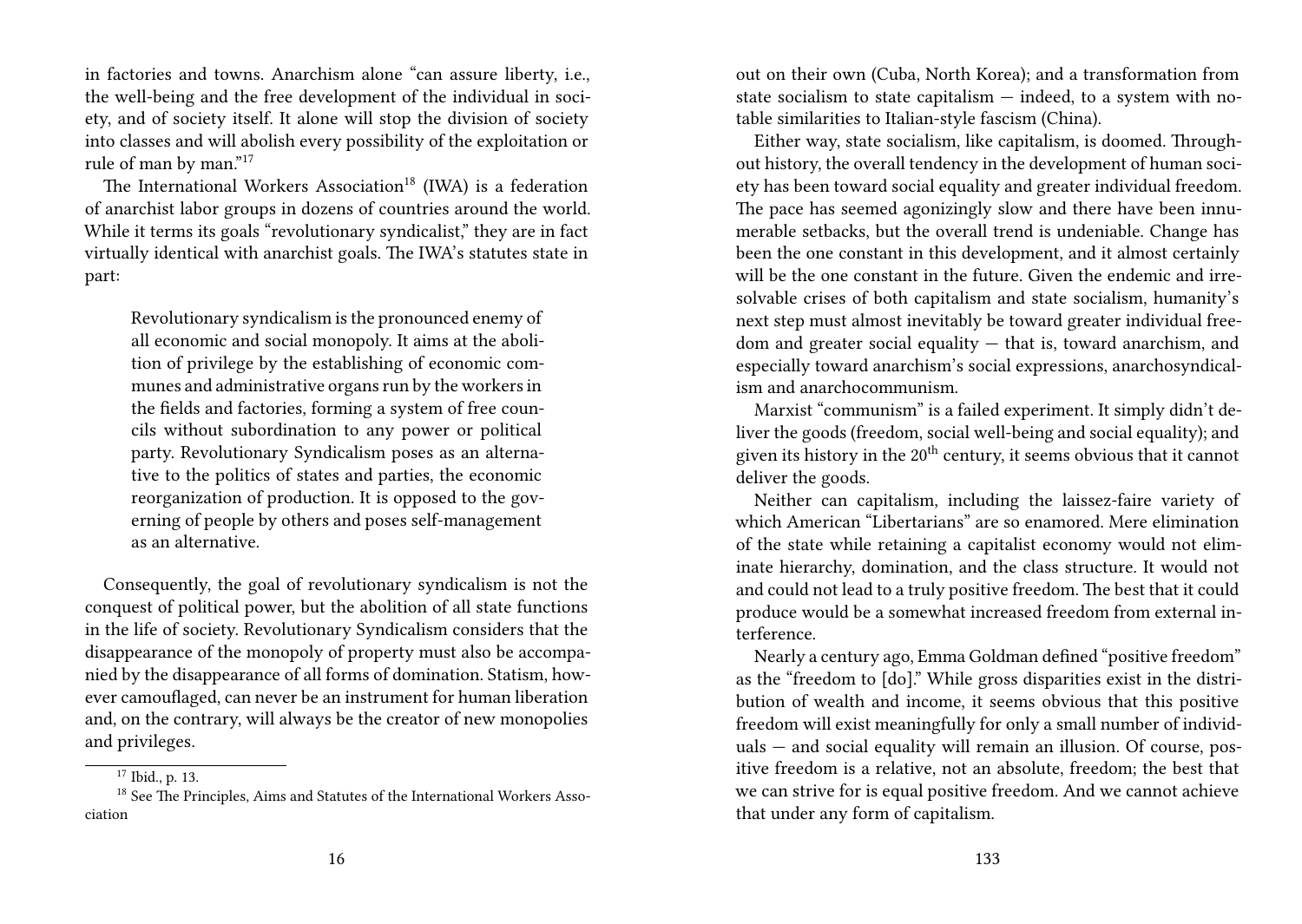in factories and towns. Anarchism alone "can assure liberty, i.e., the well-being and the free development of the individual in society, and of society itself. It alone will stop the division of society into classes and will abolish every possibility of the exploitation or rule of man by man."[17]

The International Workers Association[18] (IWA) is a federation of anarchist labor groups in dozens of countries around the world. While it terms its goals "revolutionary syndicalist," they are in fact virtually identical with anarchist goals. The IWA's statutes state in part:

> Revolutionary syndicalism is the pronounced enemy of all economic and social monopoly. It aims at the abolition of privilege by the establishing of economic communes and administrative organs run by the workers in the fields and factories, forming a system of free councils without subordination to any power or political party. Revolutionary Syndicalism poses as an alternative to the politics of states and parties, the economic reorganization of production. It is opposed to the governing of people by others and poses self-management as an alternative.

Consequently, the goal of revolutionary syndicalism is not the conquest of political power, but the abolition of all state functions in the life of society. Revolutionary Syndicalism considers that the disappearance of the monopoly of property must also be accompanied by the disappearance of all forms of domination. Statism, however camouflaged, can never be an instrument for human liberation and, on the contrary, will always be the creator of new monopolies and privileges.

[17] Ibid., p. 13.

[18] See The Principles, Aims and Statutes of the International Workers Association

out on their own (Cuba, North Korea); and a transformation from state socialism to state capitalism — indeed, to a system with notable similarities to Italian-style fascism (China).

Either way, state socialism, like capitalism, is doomed. Throughout history, the overall tendency in the development of human society has been toward social equality and greater individual freedom. The pace has seemed agonizingly slow and there have been innumerable setbacks, but the overall trend is undeniable. Change has been the one constant in this development, and it almost certainly will be the one constant in the future. Given the endemic and irresolvable crises of both capitalism and state socialism, humanity's next step must almost inevitably be toward greater individual freedom and greater social equality — that is, toward anarchism, and especially toward anarchism's social expressions, anarchosyndicalism and anarchocommunism.

Marxist "communism" is a failed experiment. It simply didn't deliver the goods (freedom, social well-being and social equality); and given its history in the 20th century, it seems obvious that it cannot deliver the goods.

Neither can capitalism, including the laissez-faire variety of which American "Libertarians" are so enamored. Mere elimination of the state while retaining a capitalist economy would not eliminate hierarchy, domination, and the class structure. It would not and could not lead to a truly positive freedom. The best that it could produce would be a somewhat increased freedom from external interference.

Nearly a century ago, Emma Goldman defined "positive freedom" as the "freedom to [do]." While gross disparities exist in the distribution of wealth and income, it seems obvious that this positive freedom will exist meaningfully for only a small number of individuals — and social equality will remain an illusion. Of course, positive freedom is a relative, not an absolute, freedom; the best that we can strive for is equal positive freedom. And we cannot achieve that under any form of capitalism.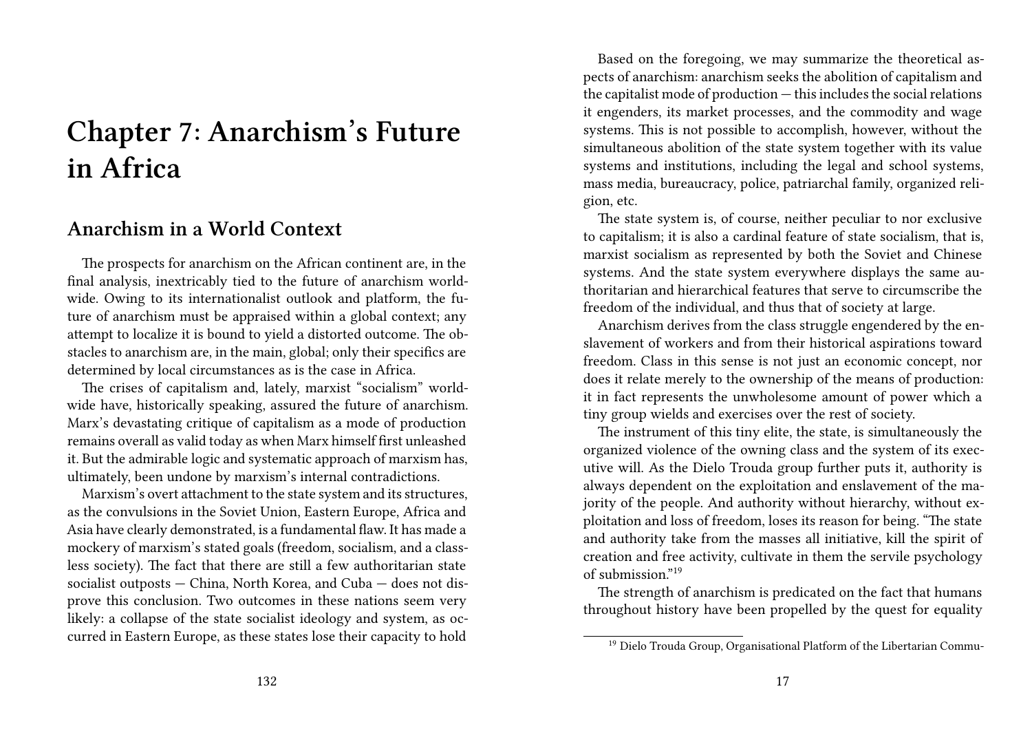# Chapter 7: Anarchism's Future in Africa

## Anarchism in a World Context

The prospects for anarchism on the African continent are, in the final analysis, inextricably tied to the future of anarchism worldwide. Owing to its internationalist outlook and platform, the future of anarchism must be appraised within a global context; any attempt to localize it is bound to yield a distorted outcome. The obstacles to anarchism are, in the main, global; only their specifics are determined by local circumstances as is the case in Africa.

The crises of capitalism and, lately, marxist "socialism" worldwide have, historically speaking, assured the future of anarchism. Marx's devastating critique of capitalism as a mode of production remains overall as valid today as when Marx himself first unleashed it. But the admirable logic and systematic approach of marxism has, ultimately, been undone by marxism's internal contradictions.

Marxism's overt attachment to the state system and its structures, as the convulsions in the Soviet Union, Eastern Europe, Africa and Asia have clearly demonstrated, is a fundamental flaw. It has made a mockery of marxism's stated goals (freedom, socialism, and a classless society). The fact that there are still a few authoritarian state socialist outposts — China, North Korea, and Cuba — does not disprove this conclusion. Two outcomes in these nations seem very likely: a collapse of the state socialist ideology and system, as occurred in Eastern Europe, as these states lose their capacity to hold

Based on the foregoing, we may summarize the theoretical aspects of anarchism: anarchism seeks the abolition of capitalism and the capitalist mode of production — this includes the social relations it engenders, its market processes, and the commodity and wage systems. This is not possible to accomplish, however, without the simultaneous abolition of the state system together with its value systems and institutions, including the legal and school systems, mass media, bureaucracy, police, patriarchal family, organized religion, etc.

The state system is, of course, neither peculiar to nor exclusive to capitalism; it is also a cardinal feature of state socialism, that is, marxist socialism as represented by both the Soviet and Chinese systems. And the state system everywhere displays the same authoritarian and hierarchical features that serve to circumscribe the freedom of the individual, and thus that of society at large.

Anarchism derives from the class struggle engendered by the enslavement of workers and from their historical aspirations toward freedom. Class in this sense is not just an economic concept, nor does it relate merely to the ownership of the means of production: it in fact represents the unwholesome amount of power which a tiny group wields and exercises over the rest of society.

The instrument of this tiny elite, the state, is simultaneously the organized violence of the owning class and the system of its executive will. As the Dielo Trouda group further puts it, authority is always dependent on the exploitation and enslavement of the majority of the people. And authority without hierarchy, without exploitation and loss of freedom, loses its reason for being. "The state and authority take from the masses all initiative, kill the spirit of creation and free activity, cultivate in them the servile psychology of submission."[19]

The strength of anarchism is predicated on the fact that humans throughout history have been propelled by the quest for equality

[19] Dielo Trouda Group, Organisational Platform of the Libertarian Commu-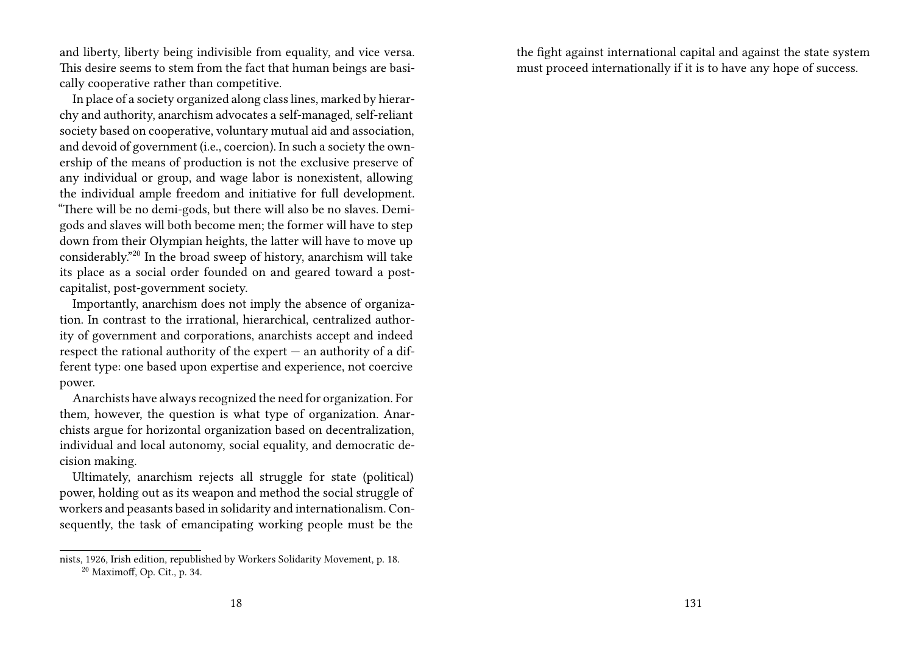and liberty, liberty being indivisible from equality, and vice versa. This desire seems to stem from the fact that human beings are basically cooperative rather than competitive.

In place of a society organized along class lines, marked by hierarchy and authority, anarchism advocates a self-managed, self-reliant society based on cooperative, voluntary mutual aid and association, and devoid of government (i.e., coercion). In such a society the ownership of the means of production is not the exclusive preserve of any individual or group, and wage labor is nonexistent, allowing the individual ample freedom and initiative for full development. "There will be no demi-gods, but there will also be no slaves. Demigods and slaves will both become men; the former will have to step down from their Olympian heights, the latter will have to move up considerably."[20] In the broad sweep of history, anarchism will take its place as a social order founded on and geared toward a post-capitalist, post-government society.

Importantly, anarchism does not imply the absence of organization. In contrast to the irrational, hierarchical, centralized authority of government and corporations, anarchists accept and indeed respect the rational authority of the expert — an authority of a different type: one based upon expertise and experience, not coercive power.

Anarchists have always recognized the need for organization. For them, however, the question is what type of organization. Anarchists argue for horizontal organization based on decentralization, individual and local autonomy, social equality, and democratic decision making.

Ultimately, anarchism rejects all struggle for state (political) power, holding out as its weapon and method the social struggle of workers and peasants based in solidarity and internationalism. Consequently, the task of emancipating working people must be the the fight against international capital and against the state system must proceed internationally if it is to have any hope of success.

nists, 1926, Irish edition, republished by Workers Solidarity Movement, p. 18.

[20] Maximoff, Op. Cit., p. 34.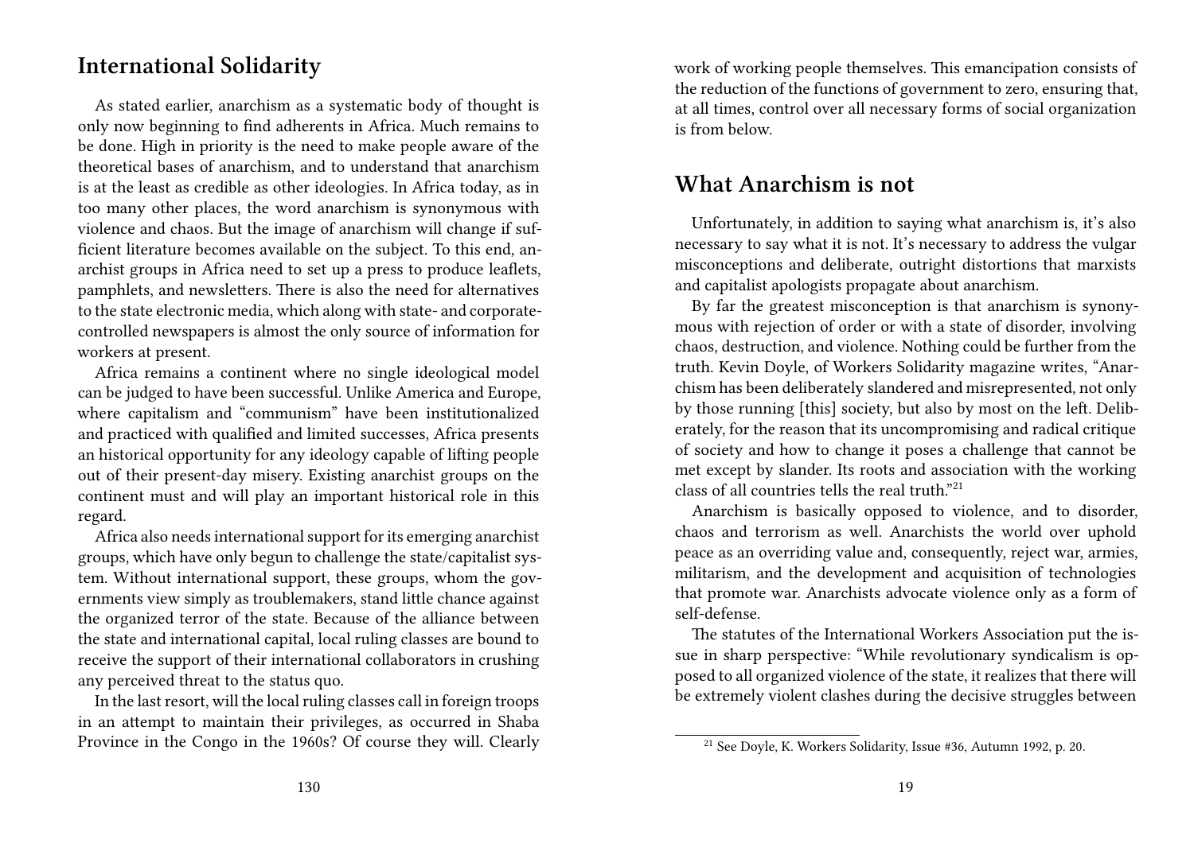## International Solidarity

As stated earlier, anarchism as a systematic body of thought is only now beginning to find adherents in Africa. Much remains to be done. High in priority is the need to make people aware of the theoretical bases of anarchism, and to understand that anarchism is at the least as credible as other ideologies. In Africa today, as in too many other places, the word anarchism is synonymous with violence and chaos. But the image of anarchism will change if sufficient literature becomes available on the subject. To this end, anarchist groups in Africa need to set up a press to produce leaflets, pamphlets, and newsletters. There is also the need for alternatives to the state electronic media, which along with state- and corporate-controlled newspapers is almost the only source of information for workers at present.

Africa remains a continent where no single ideological model can be judged to have been successful. Unlike America and Europe, where capitalism and "communism" have been institutionalized and practiced with qualified and limited successes, Africa presents an historical opportunity for any ideology capable of lifting people out of their present-day misery. Existing anarchist groups on the continent must and will play an important historical role in this regard.

Africa also needs international support for its emerging anarchist groups, which have only begun to challenge the state/capitalist system. Without international support, these groups, whom the governments view simply as troublemakers, stand little chance against the organized terror of the state. Because of the alliance between the state and international capital, local ruling classes are bound to receive the support of their international collaborators in crushing any perceived threat to the status quo.

In the last resort, will the local ruling classes call in foreign troops in an attempt to maintain their privileges, as occurred in Shaba Province in the Congo in the 1960s? Of course they will. Clearly

work of working people themselves. This emancipation consists of the reduction of the functions of government to zero, ensuring that, at all times, control over all necessary forms of social organization is from below.

## What Anarchism is not

Unfortunately, in addition to saying what anarchism is, it's also necessary to say what it is not. It's necessary to address the vulgar misconceptions and deliberate, outright distortions that marxists and capitalist apologists propagate about anarchism.

By far the greatest misconception is that anarchism is synonymous with rejection of order or with a state of disorder, involving chaos, destruction, and violence. Nothing could be further from the truth. Kevin Doyle, of Workers Solidarity magazine writes, "Anarchism has been deliberately slandered and misrepresented, not only by those running [this] society, but also by most on the left. Deliberately, for the reason that its uncompromising and radical critique of society and how to change it poses a challenge that cannot be met except by slander. Its roots and association with the working class of all countries tells the real truth."[21]

Anarchism is basically opposed to violence, and to disorder, chaos and terrorism as well. Anarchists the world over uphold peace as an overriding value and, consequently, reject war, armies, militarism, and the development and acquisition of technologies that promote war. Anarchists advocate violence only as a form of self-defense.

The statutes of the International Workers Association put the issue in sharp perspective: "While revolutionary syndicalism is opposed to all organized violence of the state, it realizes that there will be extremely violent clashes during the decisive struggles between

[21] See Doyle, K. Workers Solidarity, Issue #36, Autumn 1992, p. 20.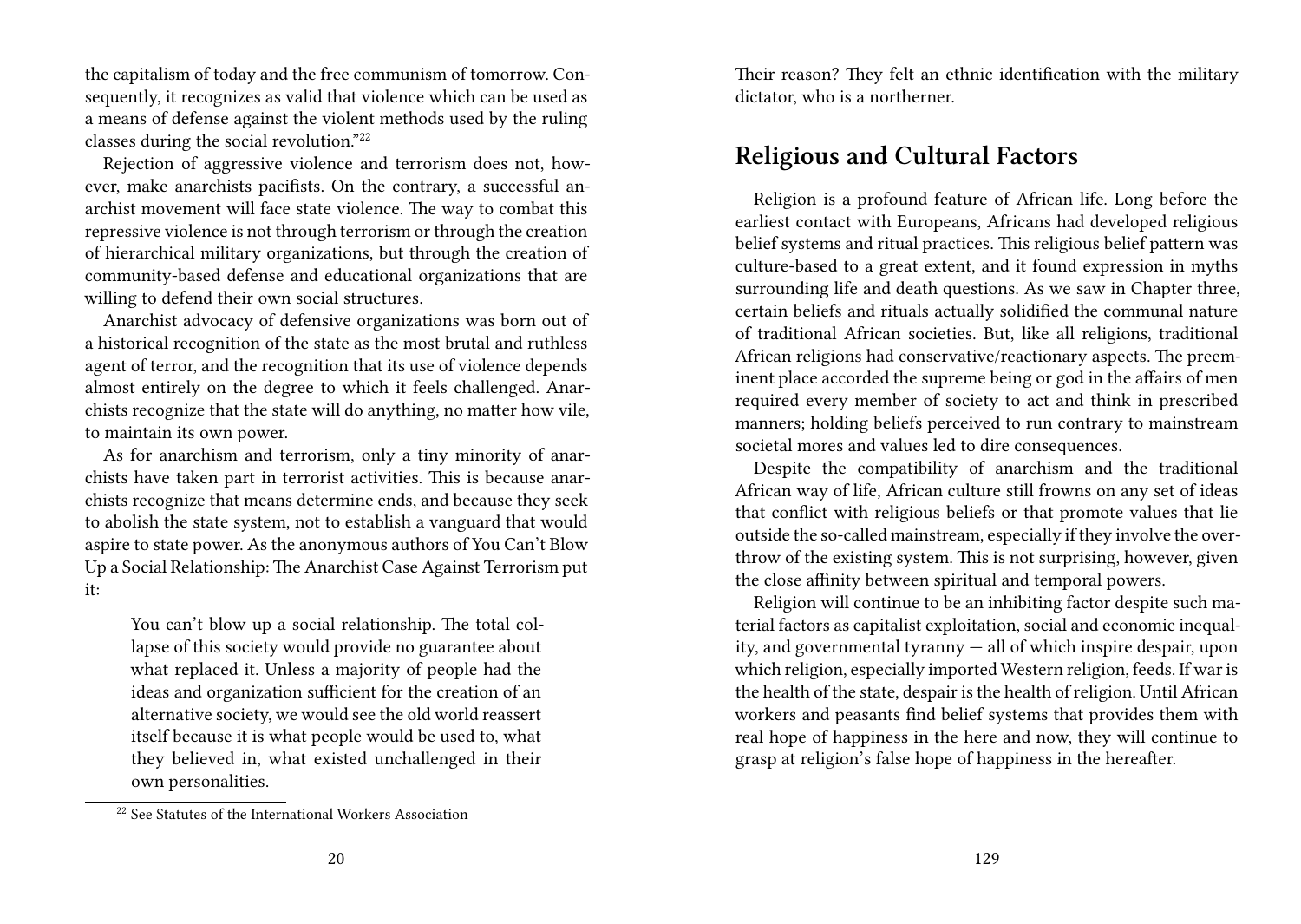the capitalism of today and the free communism of tomorrow. Consequently, it recognizes as valid that violence which can be used as a means of defense against the violent methods used by the ruling classes during the social revolution."[22]

Rejection of aggressive violence and terrorism does not, however, make anarchists pacifists. On the contrary, a successful anarchist movement will face state violence. The way to combat this repressive violence is not through terrorism or through the creation of hierarchical military organizations, but through the creation of community-based defense and educational organizations that are willing to defend their own social structures.

Anarchist advocacy of defensive organizations was born out of a historical recognition of the state as the most brutal and ruthless agent of terror, and the recognition that its use of violence depends almost entirely on the degree to which it feels challenged. Anarchists recognize that the state will do anything, no matter how vile, to maintain its own power.

As for anarchism and terrorism, only a tiny minority of anarchists have taken part in terrorist activities. This is because anarchists recognize that means determine ends, and because they seek to abolish the state system, not to establish a vanguard that would aspire to state power. As the anonymous authors of You Can't Blow Up a Social Relationship: The Anarchist Case Against Terrorism put it:

> You can't blow up a social relationship. The total collapse of this society would provide no guarantee about what replaced it. Unless a majority of people had the ideas and organization sufficient for the creation of an alternative society, we would see the old world reassert itself because it is what people would be used to, what they believed in, what existed unchallenged in their own personalities.

[22] See Statutes of the International Workers Association

Their reason? They felt an ethnic identification with the military dictator, who is a northerner.

## Religious and Cultural Factors

Religion is a profound feature of African life. Long before the earliest contact with Europeans, Africans had developed religious belief systems and ritual practices. This religious belief pattern was culture-based to a great extent, and it found expression in myths surrounding life and death questions. As we saw in Chapter three, certain beliefs and rituals actually solidified the communal nature of traditional African societies. But, like all religions, traditional African religions had conservative/reactionary aspects. The preeminent place accorded the supreme being or god in the affairs of men required every member of society to act and think in prescribed manners; holding beliefs perceived to run contrary to mainstream societal mores and values led to dire consequences.

Despite the compatibility of anarchism and the traditional African way of life, African culture still frowns on any set of ideas that conflict with religious beliefs or that promote values that lie outside the so-called mainstream, especially if they involve the overthrow of the existing system. This is not surprising, however, given the close affinity between spiritual and temporal powers.

Religion will continue to be an inhibiting factor despite such material factors as capitalist exploitation, social and economic inequality, and governmental tyranny — all of which inspire despair, upon which religion, especially imported Western religion, feeds. If war is the health of the state, despair is the health of religion. Until African workers and peasants find belief systems that provides them with real hope of happiness in the here and now, they will continue to grasp at religion's false hope of happiness in the hereafter.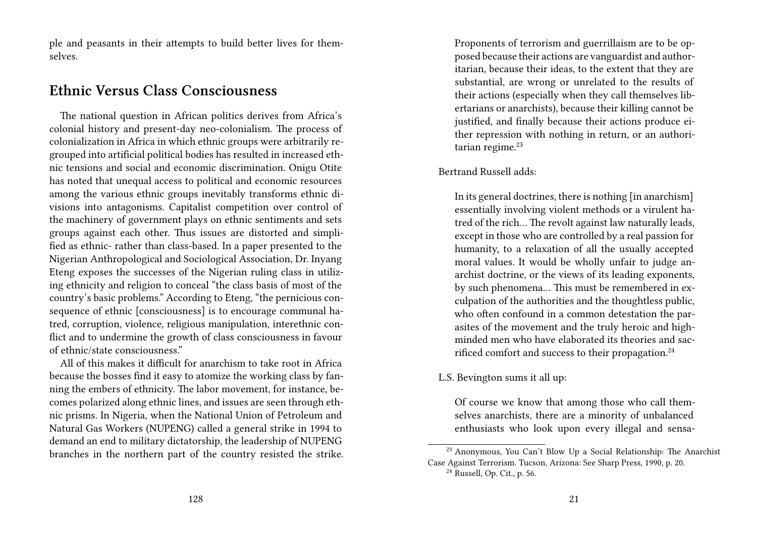ple and peasants in their attempts to build better lives for themselves.

## Ethnic Versus Class Consciousness

The national question in African politics derives from Africa's colonial history and present-day neo-colonialism. The process of colonialization in Africa in which ethnic groups were arbitrarily regrouped into artificial political bodies has resulted in increased ethnic tensions and social and economic discrimination. Onigu Otite has noted that unequal access to political and economic resources among the various ethnic groups inevitably transforms ethnic divisions into antagonisms. Capitalist competition over control of the machinery of government plays on ethnic sentiments and sets groups against each other. Thus issues are distorted and simplified as ethnic- rather than class-based. In a paper presented to the Nigerian Anthropological and Sociological Association, Dr. Inyang Eteng exposes the successes of the Nigerian ruling class in utilizing ethnicity and religion to conceal "the class basis of most of the country's basic problems." According to Eteng, "the pernicious consequence of ethnic [consciousness] is to encourage communal hatred, corruption, violence, religious manipulation, interethnic conflict and to undermine the growth of class consciousness in favour of ethnic/state consciousness."

All of this makes it difficult for anarchism to take root in Africa because the bosses find it easy to atomize the working class by fanning the embers of ethnicity. The labor movement, for instance, becomes polarized along ethnic lines, and issues are seen through ethnic prisms. In Nigeria, when the National Union of Petroleum and Natural Gas Workers (NUPENG) called a general strike in 1994 to demand an end to military dictatorship, the leadership of NUPENG branches in the northern part of the country resisted the strike.

> Proponents of terrorism and guerrillaism are to be opposed because their actions are vanguardist and authoritarian, because their ideas, to the extent that they are substantial, are wrong or unrelated to the results of their actions (especially when they call themselves libertarians or anarchists), because their killing cannot be justified, and finally because their actions produce either repression with nothing in return, or an authoritarian regime.[23]

Bertrand Russell adds:

> In its general doctrines, there is nothing [in anarchism] essentially involving violent methods or a virulent hatred of the rich… The revolt against law naturally leads, except in those who are controlled by a real passion for humanity, to a relaxation of all the usually accepted moral values. It would be wholly unfair to judge anarchist doctrine, or the views of its leading exponents, by such phenomena… This must be remembered in exculpation of the authorities and the thoughtless public, who often confound in a common detestation the parasites of the movement and the truly heroic and high-minded men who have elaborated its theories and sacrificed comfort and success to their propagation.[24]

L.S. Bevington sums it all up:

> Of course we know that among those who call themselves anarchists, there are a minority of unbalanced enthusiasts who look upon every illegal and sensa-

[23] Anonymous, You Can't Blow Up a Social Relationship: The Anarchist Case Against Terrorism. Tucson, Arizona: See Sharp Press, 1990, p. 20.

[24] Russell, Op. Cit., p. 56.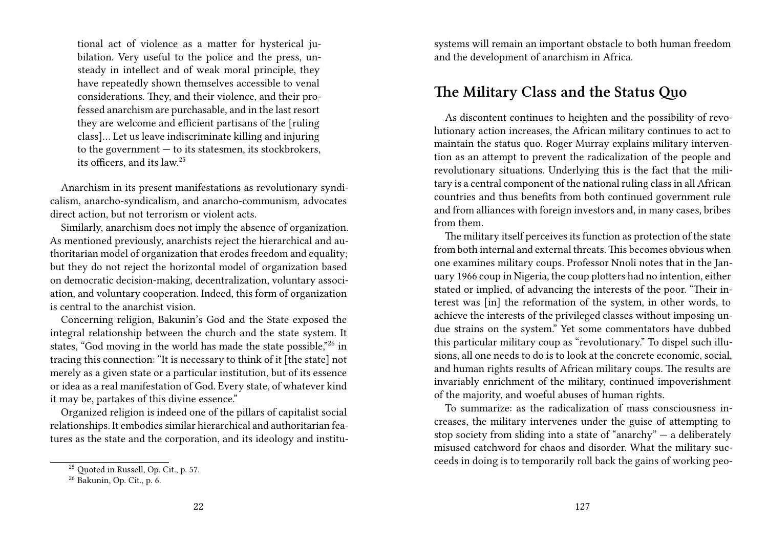> tional act of violence as a matter for hysterical jubilation. Very useful to the police and the press, unsteady in intellect and of weak moral principle, they have repeatedly shown themselves accessible to venal considerations. They, and their violence, and their professed anarchism are purchasable, and in the last resort they are welcome and efficient partisans of the [ruling class]… Let us leave indiscriminate killing and injuring to the government — to its statesmen, its stockbrokers, its officers, and its law.[25]

Anarchism in its present manifestations as revolutionary syndicalism, anarcho-syndicalism, and anarcho-communism, advocates direct action, but not terrorism or violent acts.

Similarly, anarchism does not imply the absence of organization. As mentioned previously, anarchists reject the hierarchical and authoritarian model of organization that erodes freedom and equality; but they do not reject the horizontal model of organization based on democratic decision-making, decentralization, voluntary association, and voluntary cooperation. Indeed, this form of organization is central to the anarchist vision.

Concerning religion, Bakunin's God and the State exposed the integral relationship between the church and the state system. It states, "God moving in the world has made the state possible,"[26] in tracing this connection: "It is necessary to think of it [the state] not merely as a given state or a particular institution, but of its essence or idea as a real manifestation of God. Every state, of whatever kind it may be, partakes of this divine essence."

Organized religion is indeed one of the pillars of capitalist social relationships. It embodies similar hierarchical and authoritarian features as the state and the corporation, and its ideology and institu-

[25] Quoted in Russell, Op. Cit., p. 57.

[26] Bakunin, Op. Cit., p. 6.

systems will remain an important obstacle to both human freedom and the development of anarchism in Africa.

## The Military Class and the Status Quo

As discontent continues to heighten and the possibility of revolutionary action increases, the African military continues to act to maintain the status quo. Roger Murray explains military intervention as an attempt to prevent the radicalization of the people and revolutionary situations. Underlying this is the fact that the military is a central component of the national ruling class in all African countries and thus benefits from both continued government rule and from alliances with foreign investors and, in many cases, bribes from them.

The military itself perceives its function as protection of the state from both internal and external threats. This becomes obvious when one examines military coups. Professor Nnoli notes that in the January 1966 coup in Nigeria, the coup plotters had no intention, either stated or implied, of advancing the interests of the poor. "Their interest was [in] the reformation of the system, in other words, to achieve the interests of the privileged classes without imposing undue strains on the system." Yet some commentators have dubbed this particular military coup as "revolutionary." To dispel such illusions, all one needs to do is to look at the concrete economic, social, and human rights results of African military coups. The results are invariably enrichment of the military, continued impoverishment of the majority, and woeful abuses of human rights.

To summarize: as the radicalization of mass consciousness increases, the military intervenes under the guise of attempting to stop society from sliding into a state of "anarchy" — a deliberately misused catchword for chaos and disorder. What the military succeeds in doing is to temporarily roll back the gains of working peo-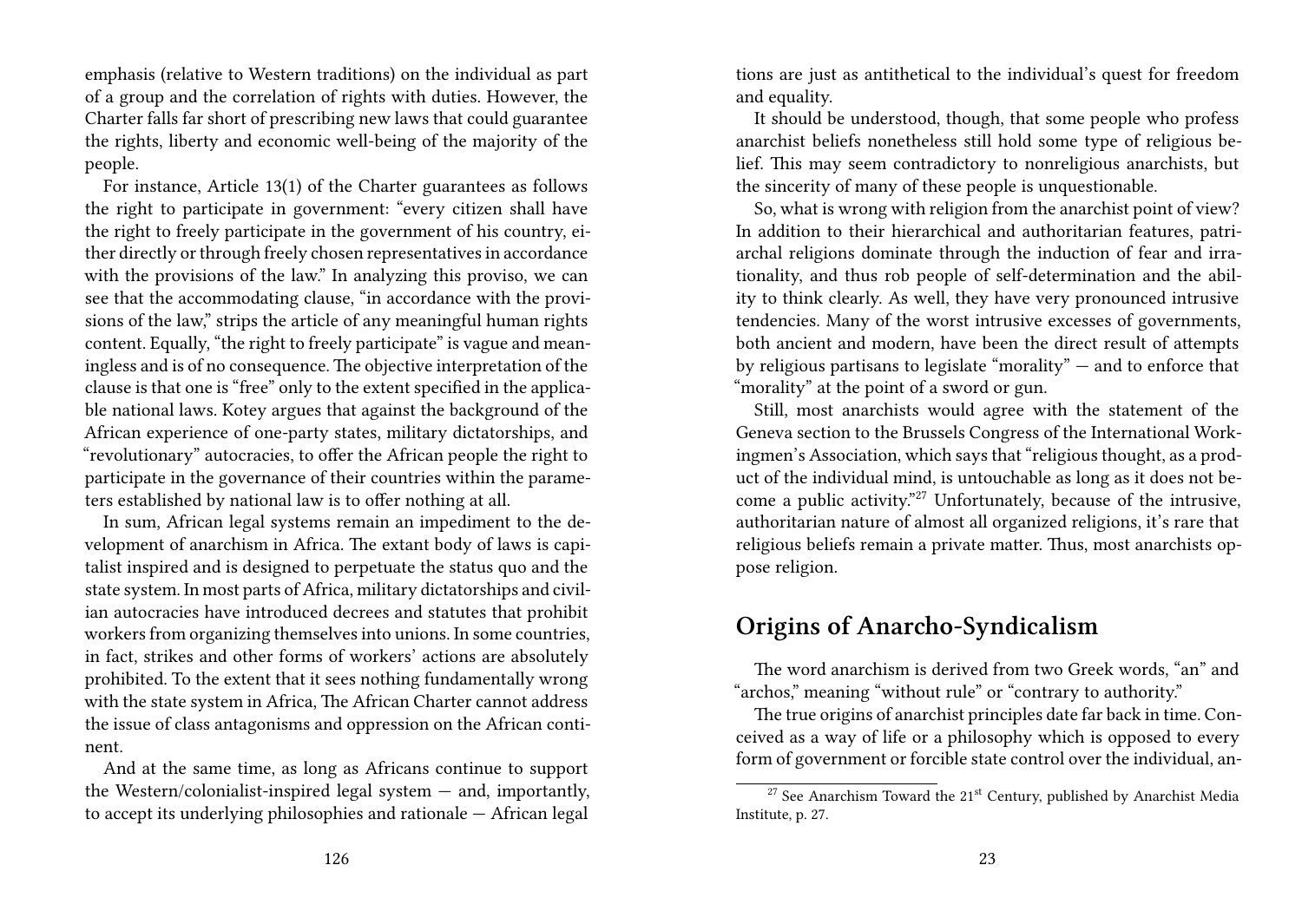emphasis (relative to Western traditions) on the individual as part of a group and the correlation of rights with duties. However, the Charter falls far short of prescribing new laws that could guarantee the rights, liberty and economic well-being of the majority of the people.

For instance, Article 13(1) of the Charter guarantees as follows the right to participate in government: "every citizen shall have the right to freely participate in the government of his country, either directly or through freely chosen representatives in accordance with the provisions of the law." In analyzing this proviso, we can see that the accommodating clause, "in accordance with the provisions of the law," strips the article of any meaningful human rights content. Equally, "the right to freely participate" is vague and meaningless and is of no consequence. The objective interpretation of the clause is that one is "free" only to the extent specified in the applicable national laws. Kotey argues that against the background of the African experience of one-party states, military dictatorships, and "revolutionary" autocracies, to offer the African people the right to participate in the governance of their countries within the parameters established by national law is to offer nothing at all.

In sum, African legal systems remain an impediment to the development of anarchism in Africa. The extant body of laws is capitalist inspired and is designed to perpetuate the status quo and the state system. In most parts of Africa, military dictatorships and civilian autocracies have introduced decrees and statutes that prohibit workers from organizing themselves into unions. In some countries, in fact, strikes and other forms of workers' actions are absolutely prohibited. To the extent that it sees nothing fundamentally wrong with the state system in Africa, The African Charter cannot address the issue of class antagonisms and oppression on the African continent.

And at the same time, as long as Africans continue to support the Western/colonialist-inspired legal system — and, importantly, to accept its underlying philosophies and rationale — African legal

tions are just as antithetical to the individual's quest for freedom and equality.

It should be understood, though, that some people who profess anarchist beliefs nonetheless still hold some type of religious belief. This may seem contradictory to nonreligious anarchists, but the sincerity of many of these people is unquestionable.

So, what is wrong with religion from the anarchist point of view? In addition to their hierarchical and authoritarian features, patriarchal religions dominate through the induction of fear and irrationality, and thus rob people of self-determination and the ability to think clearly. As well, they have very pronounced intrusive tendencies. Many of the worst intrusive excesses of governments, both ancient and modern, have been the direct result of attempts by religious partisans to legislate "morality" — and to enforce that "morality" at the point of a sword or gun.

Still, most anarchists would agree with the statement of the Geneva section to the Brussels Congress of the International Workingmen's Association, which says that "religious thought, as a product of the individual mind, is untouchable as long as it does not become a public activity."[27] Unfortunately, because of the intrusive, authoritarian nature of almost all organized religions, it's rare that religious beliefs remain a private matter. Thus, most anarchists oppose religion.

## Origins of Anarcho-Syndicalism

The word anarchism is derived from two Greek words, "an" and "archos," meaning "without rule" or "contrary to authority."

The true origins of anarchist principles date far back in time. Conceived as a way of life or a philosophy which is opposed to every form of government or forcible state control over the individual, an-

[27] See Anarchism Toward the 21st Century, published by Anarchist Media Institute, p. 27.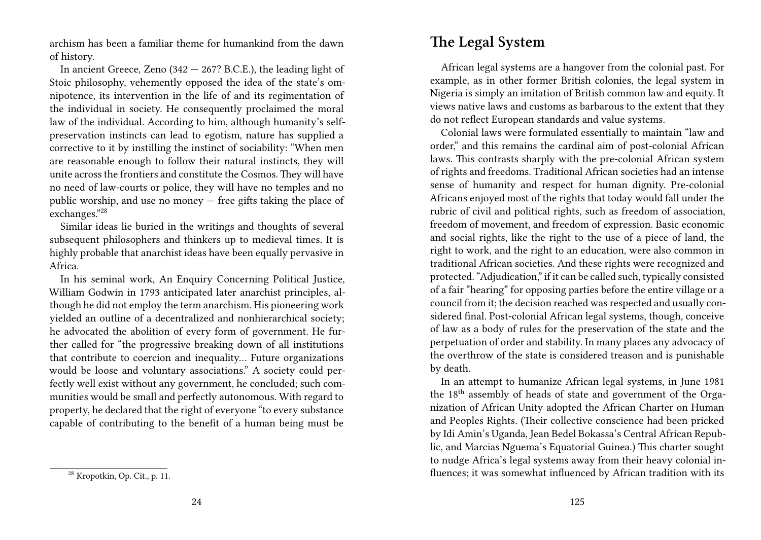archism has been a familiar theme for humankind from the dawn of history.

In ancient Greece, Zeno (342 — 267? B.C.E.), the leading light of Stoic philosophy, vehemently opposed the idea of the state's omnipotence, its intervention in the life of and its regimentation of the individual in society. He consequently proclaimed the moral law of the individual. According to him, although humanity's self-preservation instincts can lead to egotism, nature has supplied a corrective to it by instilling the instinct of sociability: "When men are reasonable enough to follow their natural instincts, they will unite across the frontiers and constitute the Cosmos. They will have no need of law-courts or police, they will have no temples and no public worship, and use no money — free gifts taking the place of exchanges."[28]

Similar ideas lie buried in the writings and thoughts of several subsequent philosophers and thinkers up to medieval times. It is highly probable that anarchist ideas have been equally pervasive in Africa.

In his seminal work, An Enquiry Concerning Political Justice, William Godwin in 1793 anticipated later anarchist principles, although he did not employ the term anarchism. His pioneering work yielded an outline of a decentralized and nonhierarchical society; he advocated the abolition of every form of government. He further called for "the progressive breaking down of all institutions that contribute to coercion and inequality… Future organizations would be loose and voluntary associations." A society could perfectly well exist without any government, he concluded; such communities would be small and perfectly autonomous. With regard to property, he declared that the right of everyone "to every substance capable of contributing to the benefit of a human being must be

[28] Kropotkin, Op. Cit., p. 11.

## The Legal System

African legal systems are a hangover from the colonial past. For example, as in other former British colonies, the legal system in Nigeria is simply an imitation of British common law and equity. It views native laws and customs as barbarous to the extent that they do not reflect European standards and value systems.

Colonial laws were formulated essentially to maintain "law and order," and this remains the cardinal aim of post-colonial African laws. This contrasts sharply with the pre-colonial African system of rights and freedoms. Traditional African societies had an intense sense of humanity and respect for human dignity. Pre-colonial Africans enjoyed most of the rights that today would fall under the rubric of civil and political rights, such as freedom of association, freedom of movement, and freedom of expression. Basic economic and social rights, like the right to the use of a piece of land, the right to work, and the right to an education, were also common in traditional African societies. And these rights were recognized and protected. "Adjudication," if it can be called such, typically consisted of a fair "hearing" for opposing parties before the entire village or a council from it; the decision reached was respected and usually considered final. Post-colonial African legal systems, though, conceive of law as a body of rules for the preservation of the state and the perpetuation of order and stability. In many places any advocacy of the overthrow of the state is considered treason and is punishable by death.

In an attempt to humanize African legal systems, in June 1981 the 18th assembly of heads of state and government of the Organization of African Unity adopted the African Charter on Human and Peoples Rights. (Their collective conscience had been pricked by Idi Amin's Uganda, Jean Bedel Bokassa's Central African Republic, and Marcias Nguema's Equatorial Guinea.) This charter sought to nudge Africa's legal systems away from their heavy colonial influences; it was somewhat influenced by African tradition with its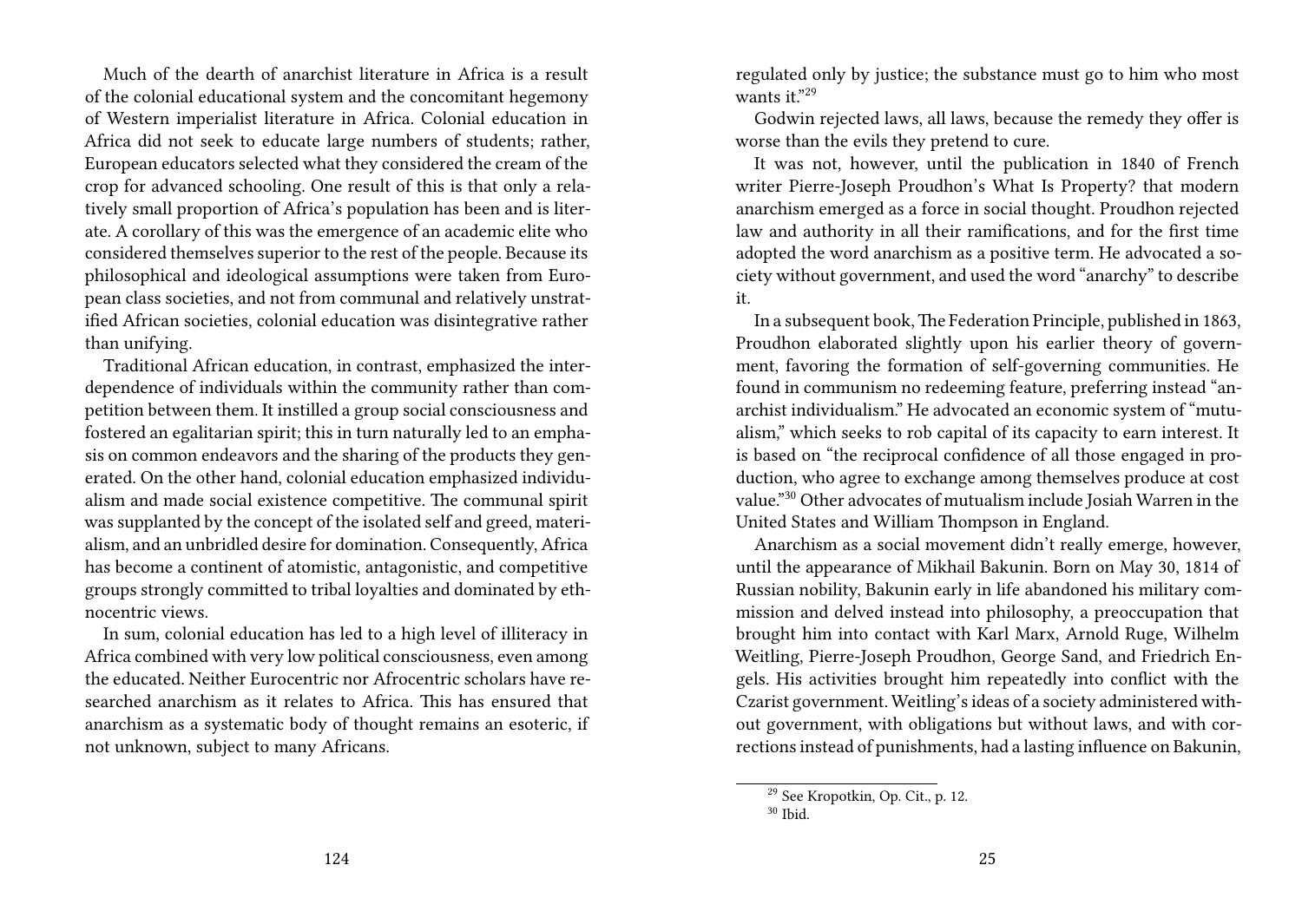Much of the dearth of anarchist literature in Africa is a result of the colonial educational system and the concomitant hegemony of Western imperialist literature in Africa. Colonial education in Africa did not seek to educate large numbers of students; rather, European educators selected what they considered the cream of the crop for advanced schooling. One result of this is that only a relatively small proportion of Africa's population has been and is literate. A corollary of this was the emergence of an academic elite who considered themselves superior to the rest of the people. Because its philosophical and ideological assumptions were taken from European class societies, and not from communal and relatively unstratified African societies, colonial education was disintegrative rather than unifying.

Traditional African education, in contrast, emphasized the interdependence of individuals within the community rather than competition between them. It instilled a group social consciousness and fostered an egalitarian spirit; this in turn naturally led to an emphasis on common endeavors and the sharing of the products they generated. On the other hand, colonial education emphasized individualism and made social existence competitive. The communal spirit was supplanted by the concept of the isolated self and greed, materialism, and an unbridled desire for domination. Consequently, Africa has become a continent of atomistic, antagonistic, and competitive groups strongly committed to tribal loyalties and dominated by ethnocentric views.

In sum, colonial education has led to a high level of illiteracy in Africa combined with very low political consciousness, even among the educated. Neither Eurocentric nor Afrocentric scholars have researched anarchism as it relates to Africa. This has ensured that anarchism as a systematic body of thought remains an esoteric, if not unknown, subject to many Africans.

regulated only by justice; the substance must go to him who most wants it."[29]

Godwin rejected laws, all laws, because the remedy they offer is worse than the evils they pretend to cure.

It was not, however, until the publication in 1840 of French writer Pierre-Joseph Proudhon's What Is Property? that modern anarchism emerged as a force in social thought. Proudhon rejected law and authority in all their ramifications, and for the first time adopted the word anarchism as a positive term. He advocated a society without government, and used the word "anarchy" to describe it.

In a subsequent book, The Federation Principle, published in 1863, Proudhon elaborated slightly upon his earlier theory of government, favoring the formation of self-governing communities. He found in communism no redeeming feature, preferring instead "anarchist individualism." He advocated an economic system of "mutualism," which seeks to rob capital of its capacity to earn interest. It is based on "the reciprocal confidence of all those engaged in production, who agree to exchange among themselves produce at cost value."[30] Other advocates of mutualism include Josiah Warren in the United States and William Thompson in England.

Anarchism as a social movement didn't really emerge, however, until the appearance of Mikhail Bakunin. Born on May 30, 1814 of Russian nobility, Bakunin early in life abandoned his military commission and delved instead into philosophy, a preoccupation that brought him into contact with Karl Marx, Arnold Ruge, Wilhelm Weitling, Pierre-Joseph Proudhon, George Sand, and Friedrich Engels. His activities brought him repeatedly into conflict with the Czarist government. Weitling's ideas of a society administered without government, with obligations but without laws, and with corrections instead of punishments, had a lasting influence on Bakunin,

[29] See Kropotkin, Op. Cit., p. 12.

[30] Ibid.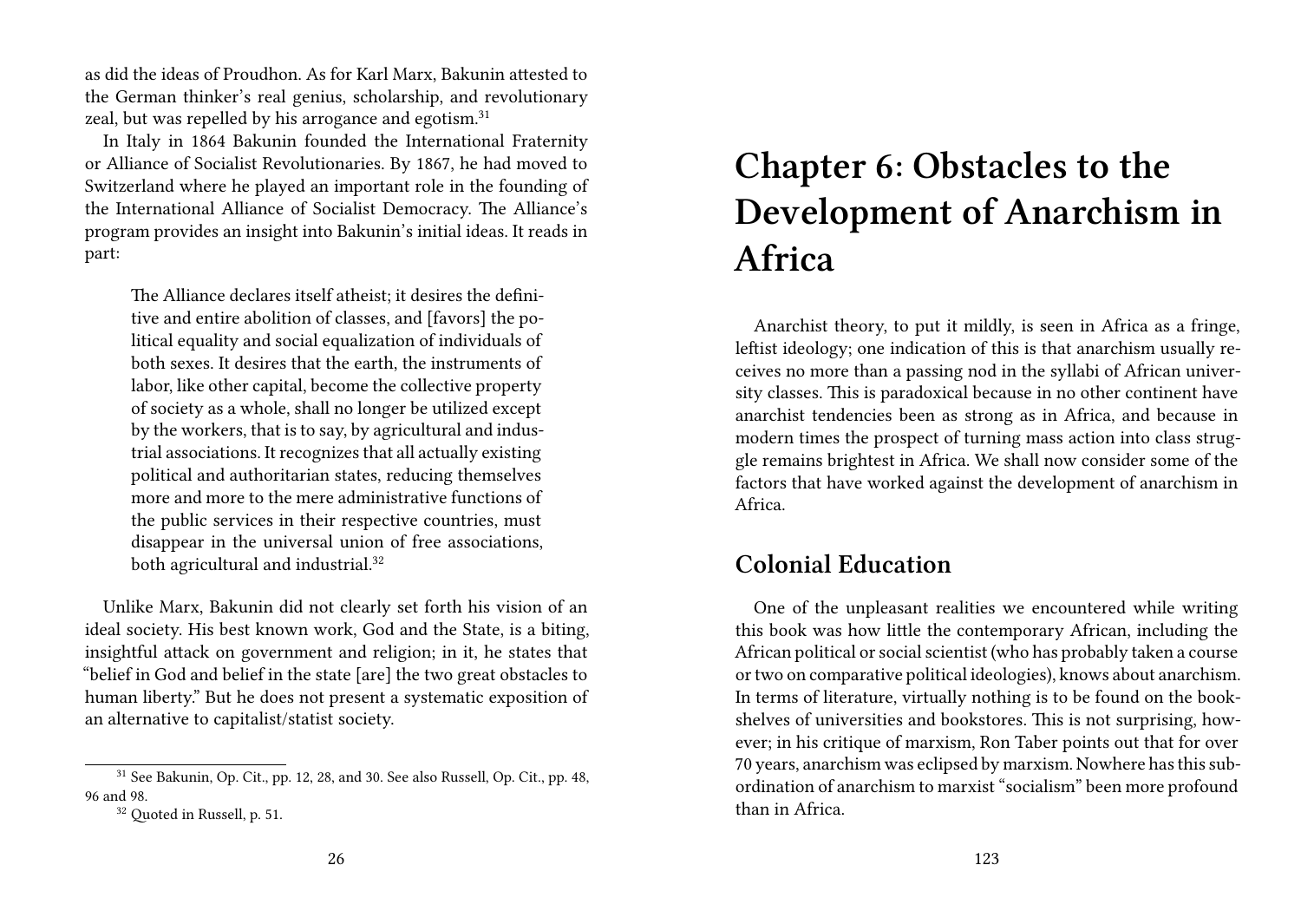as did the ideas of Proudhon. As for Karl Marx, Bakunin attested to the German thinker's real genius, scholarship, and revolutionary zeal, but was repelled by his arrogance and egotism.[31]

In Italy in 1864 Bakunin founded the International Fraternity or Alliance of Socialist Revolutionaries. By 1867, he had moved to Switzerland where he played an important role in the founding of the International Alliance of Socialist Democracy. The Alliance's program provides an insight into Bakunin's initial ideas. It reads in part:

> The Alliance declares itself atheist; it desires the definitive and entire abolition of classes, and [favors] the political equality and social equalization of individuals of both sexes. It desires that the earth, the instruments of labor, like other capital, become the collective property of society as a whole, shall no longer be utilized except by the workers, that is to say, by agricultural and industrial associations. It recognizes that all actually existing political and authoritarian states, reducing themselves more and more to the mere administrative functions of the public services in their respective countries, must disappear in the universal union of free associations, both agricultural and industrial.[32]

Unlike Marx, Bakunin did not clearly set forth his vision of an ideal society. His best known work, God and the State, is a biting, insightful attack on government and religion; in it, he states that "belief in God and belief in the state [are] the two great obstacles to human liberty." But he does not present a systematic exposition of an alternative to capitalist/statist society.

[31] See Bakunin, Op. Cit., pp. 12, 28, and 30. See also Russell, Op. Cit., pp. 48, 96 and 98.

[32] Quoted in Russell, p. 51.

# Chapter 6: Obstacles to the Development of Anarchism in Africa

Anarchist theory, to put it mildly, is seen in Africa as a fringe, leftist ideology; one indication of this is that anarchism usually receives no more than a passing nod in the syllabi of African university classes. This is paradoxical because in no other continent have anarchist tendencies been as strong as in Africa, and because in modern times the prospect of turning mass action into class struggle remains brightest in Africa. We shall now consider some of the factors that have worked against the development of anarchism in Africa.

## Colonial Education

One of the unpleasant realities we encountered while writing this book was how little the contemporary African, including the African political or social scientist (who has probably taken a course or two on comparative political ideologies), knows about anarchism. In terms of literature, virtually nothing is to be found on the bookshelves of universities and bookstores. This is not surprising, however; in his critique of marxism, Ron Taber points out that for over 70 years, anarchism was eclipsed by marxism. Nowhere has this subordination of anarchism to marxist "socialism" been more profound than in Africa.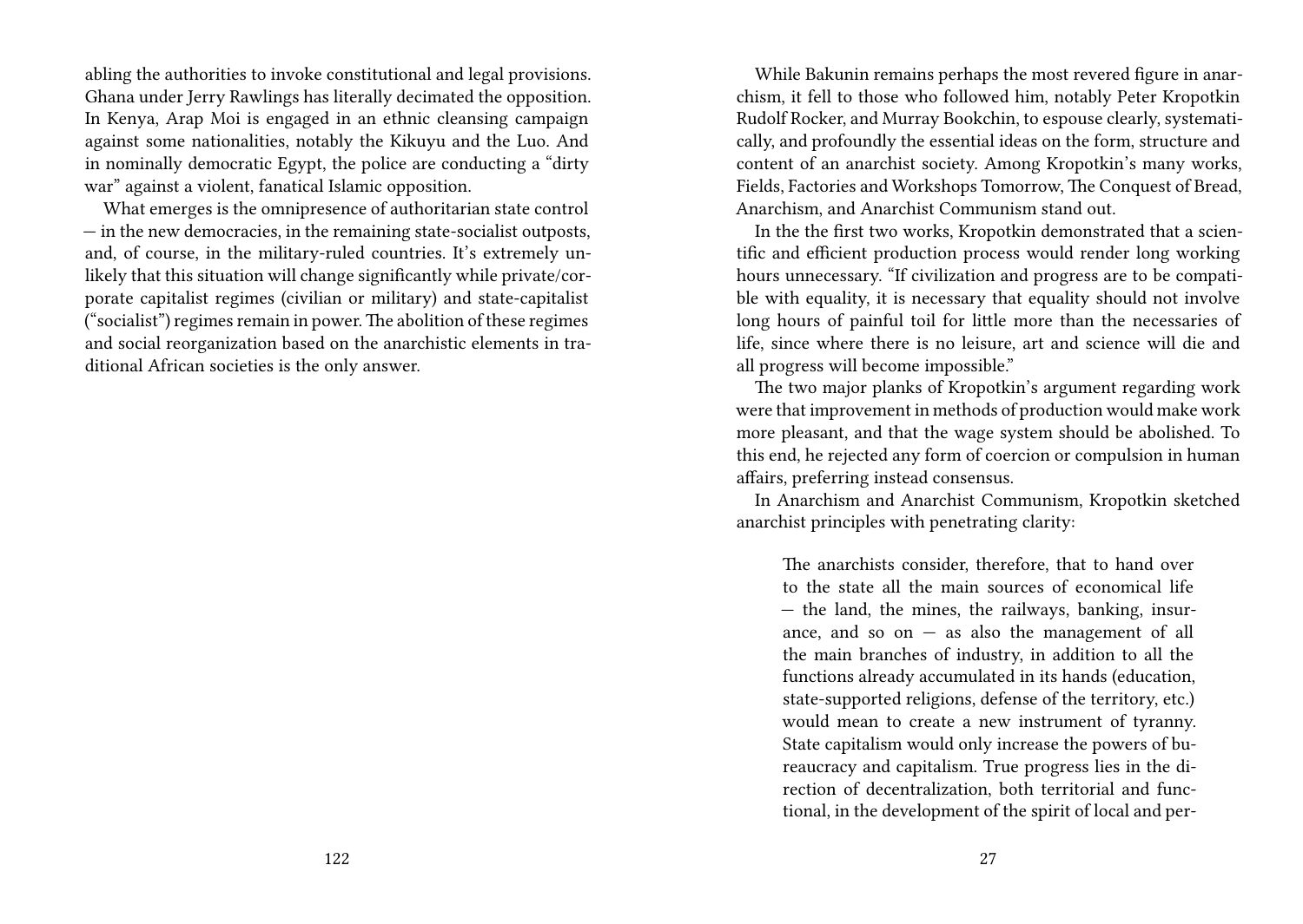abling the authorities to invoke constitutional and legal provisions. Ghana under Jerry Rawlings has literally decimated the opposition. In Kenya, Arap Moi is engaged in an ethnic cleansing campaign against some nationalities, notably the Kikuyu and the Luo. And in nominally democratic Egypt, the police are conducting a "dirty war" against a violent, fanatical Islamic opposition.

What emerges is the omnipresence of authoritarian state control — in the new democracies, in the remaining state-socialist outposts, and, of course, in the military-ruled countries. It's extremely unlikely that this situation will change significantly while private/corporate capitalist regimes (civilian or military) and state-capitalist ("socialist") regimes remain in power. The abolition of these regimes and social reorganization based on the anarchistic elements in traditional African societies is the only answer.

While Bakunin remains perhaps the most revered figure in anarchism, it fell to those who followed him, notably Peter Kropotkin Rudolf Rocker, and Murray Bookchin, to espouse clearly, systematically, and profoundly the essential ideas on the form, structure and content of an anarchist society. Among Kropotkin's many works, Fields, Factories and Workshops Tomorrow, The Conquest of Bread, Anarchism, and Anarchist Communism stand out.

In the the first two works, Kropotkin demonstrated that a scientific and efficient production process would render long working hours unnecessary. "If civilization and progress are to be compatible with equality, it is necessary that equality should not involve long hours of painful toil for little more than the necessaries of life, since where there is no leisure, art and science will die and all progress will become impossible."

The two major planks of Kropotkin's argument regarding work were that improvement in methods of production would make work more pleasant, and that the wage system should be abolished. To this end, he rejected any form of coercion or compulsion in human affairs, preferring instead consensus.

In Anarchism and Anarchist Communism, Kropotkin sketched anarchist principles with penetrating clarity:

> The anarchists consider, therefore, that to hand over to the state all the main sources of economical life — the land, the mines, the railways, banking, insurance, and so on — as also the management of all the main branches of industry, in addition to all the functions already accumulated in its hands (education, state-supported religions, defense of the territory, etc.) would mean to create a new instrument of tyranny. State capitalism would only increase the powers of bureaucracy and capitalism. True progress lies in the direction of decentralization, both territorial and functional, in the development of the spirit of local and per-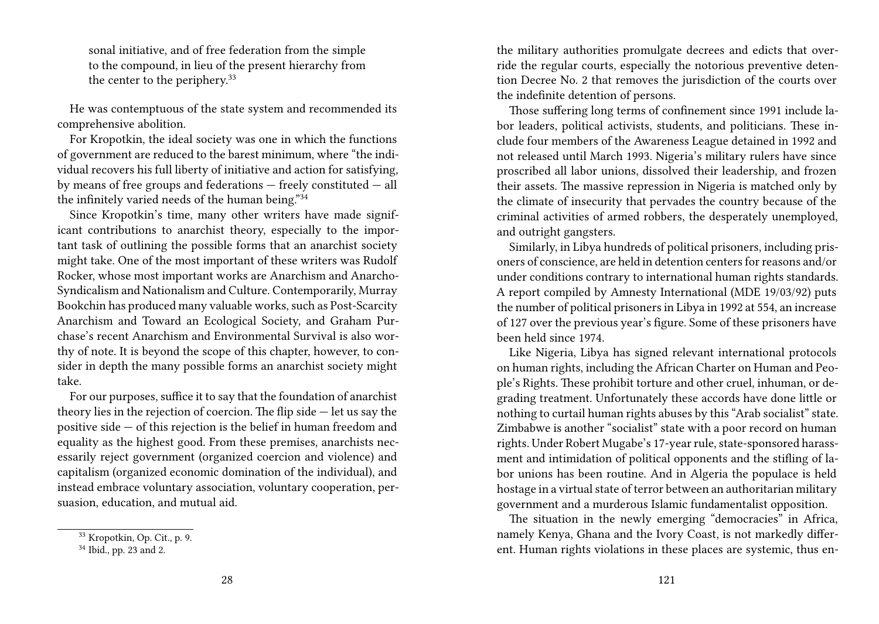sonal initiative, and of free federation from the simple to the compound, in lieu of the present hierarchy from the center to the periphery.[33]

He was contemptuous of the state system and recommended its comprehensive abolition.

For Kropotkin, the ideal society was one in which the functions of government are reduced to the barest minimum, where "the individual recovers his full liberty of initiative and action for satisfying, by means of free groups and federations — freely constituted — all the infinitely varied needs of the human being."[34]

Since Kropotkin's time, many other writers have made significant contributions to anarchist theory, especially to the important task of outlining the possible forms that an anarchist society might take. One of the most important of these writers was Rudolf Rocker, whose most important works are Anarchism and Anarcho-Syndicalism and Nationalism and Culture. Contemporarily, Murray Bookchin has produced many valuable works, such as Post-Scarcity Anarchism and Toward an Ecological Society, and Graham Purchase's recent Anarchism and Environmental Survival is also worthy of note. It is beyond the scope of this chapter, however, to consider in depth the many possible forms an anarchist society might take.

For our purposes, suffice it to say that the foundation of anarchist theory lies in the rejection of coercion. The flip side — let us say the positive side — of this rejection is the belief in human freedom and equality as the highest good. From these premises, anarchists necessarily reject government (organized coercion and violence) and capitalism (organized economic domination of the individual), and instead embrace voluntary association, voluntary cooperation, persuasion, education, and mutual aid.

[33] Kropotkin, Op. Cit., p. 9.

[34] Ibid., pp. 23 and 2.

the military authorities promulgate decrees and edicts that override the regular courts, especially the notorious preventive detention Decree No. 2 that removes the jurisdiction of the courts over the indefinite detention of persons.

Those suffering long terms of confinement since 1991 include labor leaders, political activists, students, and politicians. These include four members of the Awareness League detained in 1992 and not released until March 1993. Nigeria's military rulers have since proscribed all labor unions, dissolved their leadership, and frozen their assets. The massive repression in Nigeria is matched only by the climate of insecurity that pervades the country because of the criminal activities of armed robbers, the desperately unemployed, and outright gangsters.

Similarly, in Libya hundreds of political prisoners, including prisoners of conscience, are held in detention centers for reasons and/or under conditions contrary to international human rights standards. A report compiled by Amnesty International (MDE 19/03/92) puts the number of political prisoners in Libya in 1992 at 554, an increase of 127 over the previous year's figure. Some of these prisoners have been held since 1974.

Like Nigeria, Libya has signed relevant international protocols on human rights, including the African Charter on Human and People's Rights. These prohibit torture and other cruel, inhuman, or degrading treatment. Unfortunately these accords have done little or nothing to curtail human rights abuses by this "Arab socialist" state. Zimbabwe is another "socialist" state with a poor record on human rights. Under Robert Mugabe's 17-year rule, state-sponsored harassment and intimidation of political opponents and the stifling of labor unions has been routine. And in Algeria the populace is held hostage in a virtual state of terror between an authoritarian military government and a murderous Islamic fundamentalist opposition.

The situation in the newly emerging "democracies" in Africa, namely Kenya, Ghana and the Ivory Coast, is not markedly different. Human rights violations in these places are systemic, thus en-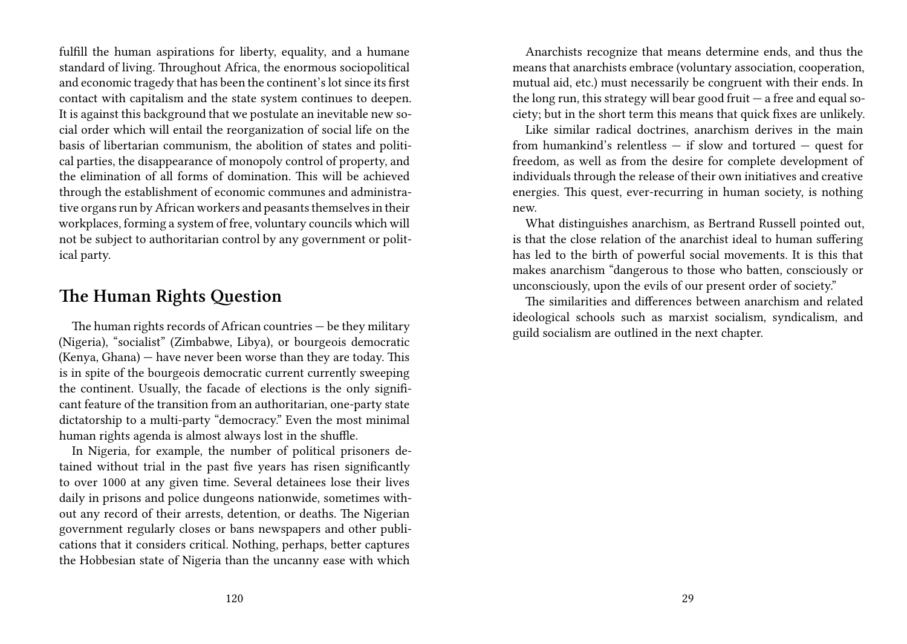fulfill the human aspirations for liberty, equality, and a humane standard of living. Throughout Africa, the enormous sociopolitical and economic tragedy that has been the continent's lot since its first contact with capitalism and the state system continues to deepen. It is against this background that we postulate an inevitable new social order which will entail the reorganization of social life on the basis of libertarian communism, the abolition of states and political parties, the disappearance of monopoly control of property, and the elimination of all forms of domination. This will be achieved through the establishment of economic communes and administrative organs run by African workers and peasants themselves in their workplaces, forming a system of free, voluntary councils which will not be subject to authoritarian control by any government or political party.

## The Human Rights Question

The human rights records of African countries — be they military (Nigeria), "socialist" (Zimbabwe, Libya), or bourgeois democratic (Kenya, Ghana) — have never been worse than they are today. This is in spite of the bourgeois democratic current currently sweeping the continent. Usually, the facade of elections is the only significant feature of the transition from an authoritarian, one-party state dictatorship to a multi-party "democracy." Even the most minimal human rights agenda is almost always lost in the shuffle.

In Nigeria, for example, the number of political prisoners detained without trial in the past five years has risen significantly to over 1000 at any given time. Several detainees lose their lives daily in prisons and police dungeons nationwide, sometimes without any record of their arrests, detention, or deaths. The Nigerian government regularly closes or bans newspapers and other publications that it considers critical. Nothing, perhaps, better captures the Hobbesian state of Nigeria than the uncanny ease with which

Anarchists recognize that means determine ends, and thus the means that anarchists embrace (voluntary association, cooperation, mutual aid, etc.) must necessarily be congruent with their ends. In the long run, this strategy will bear good fruit — a free and equal society; but in the short term this means that quick fixes are unlikely.

Like similar radical doctrines, anarchism derives in the main from humankind's relentless — if slow and tortured — quest for freedom, as well as from the desire for complete development of individuals through the release of their own initiatives and creative energies. This quest, ever-recurring in human society, is nothing new.

What distinguishes anarchism, as Bertrand Russell pointed out, is that the close relation of the anarchist ideal to human suffering has led to the birth of powerful social movements. It is this that makes anarchism "dangerous to those who batten, consciously or unconsciously, upon the evils of our present order of society."

The similarities and differences between anarchism and related ideological schools such as marxist socialism, syndicalism, and guild socialism are outlined in the next chapter.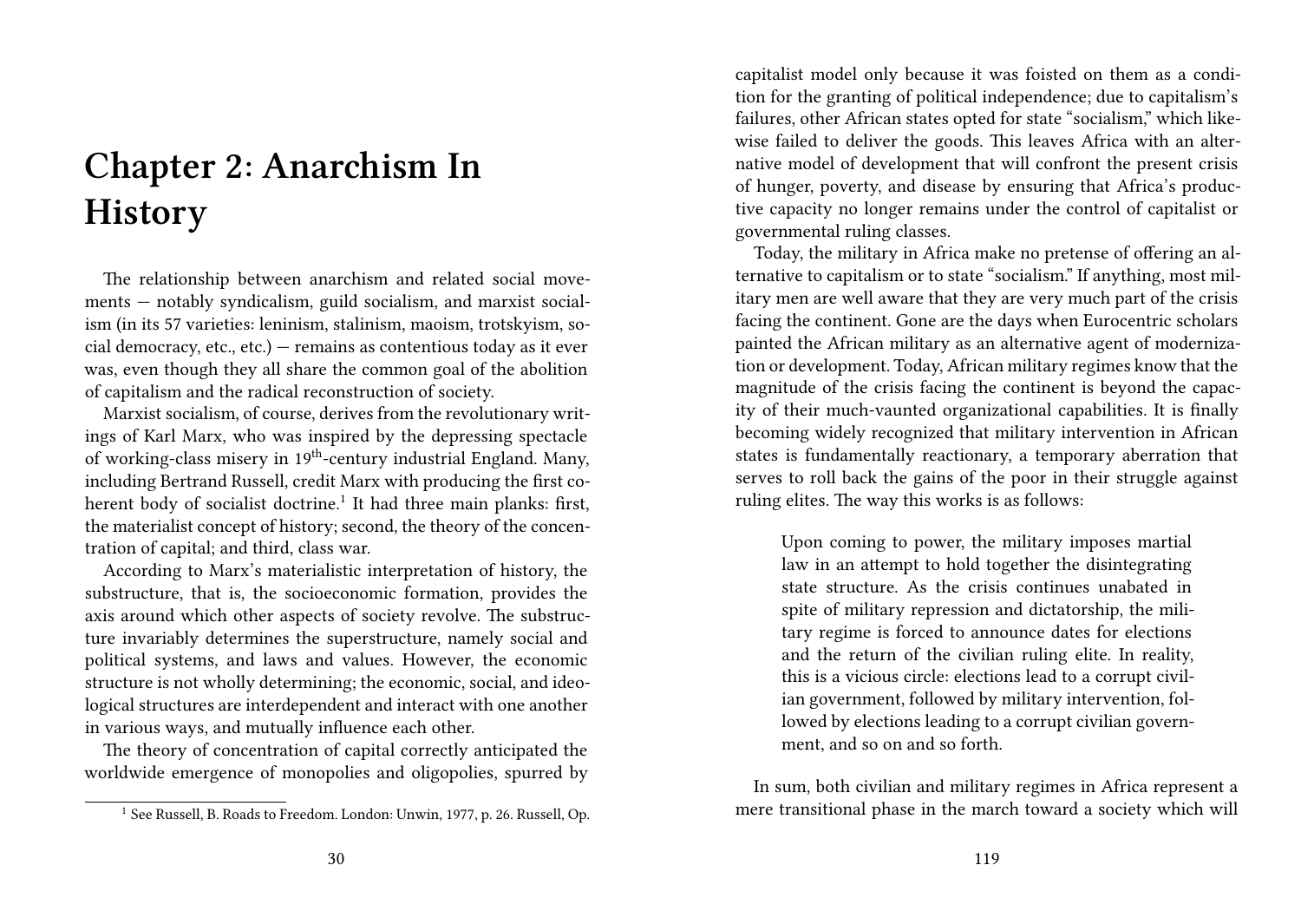# Chapter 2: Anarchism In History

The relationship between anarchism and related social movements — notably syndicalism, guild socialism, and marxist socialism (in its 57 varieties: leninism, stalinism, maoism, trotskyism, social democracy, etc., etc.) — remains as contentious today as it ever was, even though they all share the common goal of the abolition of capitalism and the radical reconstruction of society.

Marxist socialism, of course, derives from the revolutionary writings of Karl Marx, who was inspired by the depressing spectacle of working-class misery in 19th-century industrial England. Many, including Bertrand Russell, credit Marx with producing the first coherent body of socialist doctrine.[1] It had three main planks: first, the materialist concept of history; second, the theory of the concentration of capital; and third, class war.

According to Marx's materialistic interpretation of history, the substructure, that is, the socioeconomic formation, provides the axis around which other aspects of society revolve. The substructure invariably determines the superstructure, namely social and political systems, and laws and values. However, the economic structure is not wholly determining; the economic, social, and ideological structures are interdependent and interact with one another in various ways, and mutually influence each other.

The theory of concentration of capital correctly anticipated the worldwide emergence of monopolies and oligopolies, spurred by

[1] See Russell, B. Roads to Freedom. London: Unwin, 1977, p. 26. Russell, Op.

capitalist model only because it was foisted on them as a condition for the granting of political independence; due to capitalism's failures, other African states opted for state "socialism," which likewise failed to deliver the goods. This leaves Africa with an alternative model of development that will confront the present crisis of hunger, poverty, and disease by ensuring that Africa's productive capacity no longer remains under the control of capitalist or governmental ruling classes.

Today, the military in Africa make no pretense of offering an alternative to capitalism or to state "socialism." If anything, most military men are well aware that they are very much part of the crisis facing the continent. Gone are the days when Eurocentric scholars painted the African military as an alternative agent of modernization or development. Today, African military regimes know that the magnitude of the crisis facing the continent is beyond the capacity of their much-vaunted organizational capabilities. It is finally becoming widely recognized that military intervention in African states is fundamentally reactionary, a temporary aberration that serves to roll back the gains of the poor in their struggle against ruling elites. The way this works is as follows:

> Upon coming to power, the military imposes martial law in an attempt to hold together the disintegrating state structure. As the crisis continues unabated in spite of military repression and dictatorship, the military regime is forced to announce dates for elections and the return of the civilian ruling elite. In reality, this is a vicious circle: elections lead to a corrupt civilian government, followed by military intervention, followed by elections leading to a corrupt civilian government, and so on and so forth.

In sum, both civilian and military regimes in Africa represent a mere transitional phase in the march toward a society which will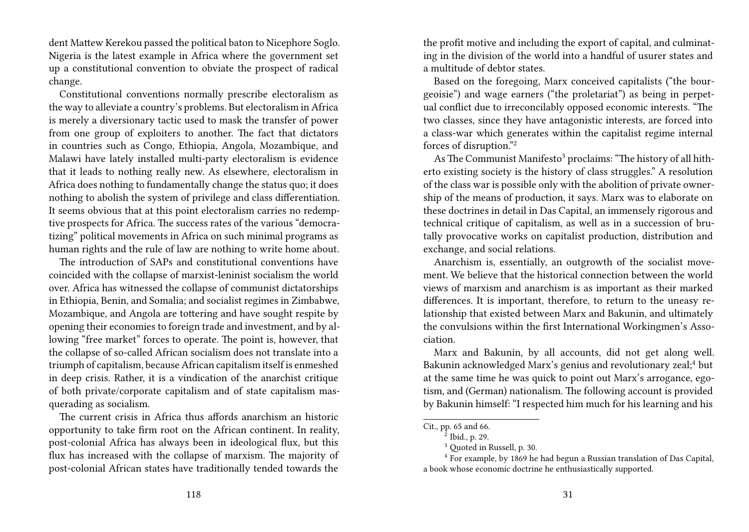dent Mattew Kerekou passed the political baton to Nicephore Soglo. Nigeria is the latest example in Africa where the government set up a constitutional convention to obviate the prospect of radical change.

Constitutional conventions normally prescribe electoralism as the way to alleviate a country's problems. But electoralism in Africa is merely a diversionary tactic used to mask the transfer of power from one group of exploiters to another. The fact that dictators in countries such as Congo, Ethiopia, Angola, Mozambique, and Malawi have lately installed multi-party electoralism is evidence that it leads to nothing really new. As elsewhere, electoralism in Africa does nothing to fundamentally change the status quo; it does nothing to abolish the system of privilege and class differentiation. It seems obvious that at this point electoralism carries no redemptive prospects for Africa. The success rates of the various "democratizing" political movements in Africa on such minimal programs as human rights and the rule of law are nothing to write home about.

The introduction of SAPs and constitutional conventions have coincided with the collapse of marxist-leninist socialism the world over. Africa has witnessed the collapse of communist dictatorships in Ethiopia, Benin, and Somalia; and socialist regimes in Zimbabwe, Mozambique, and Angola are tottering and have sought respite by opening their economies to foreign trade and investment, and by allowing "free market" forces to operate. The point is, however, that the collapse of so-called African socialism does not translate into a triumph of capitalism, because African capitalism itself is enmeshed in deep crisis. Rather, it is a vindication of the anarchist critique of both private/corporate capitalism and of state capitalism masquerading as socialism.

The current crisis in Africa thus affords anarchism an historic opportunity to take firm root on the African continent. In reality, post-colonial Africa has always been in ideological flux, but this flux has increased with the collapse of marxism. The majority of post-colonial African states have traditionally tended towards the

the profit motive and including the export of capital, and culminating in the division of the world into a handful of usurer states and a multitude of debtor states.

Based on the foregoing, Marx conceived capitalists ("the bourgeoisie") and wage earners ("the proletariat") as being in perpetual conflict due to irreconcilably opposed economic interests. "The two classes, since they have antagonistic interests, are forced into a class-war which generates within the capitalist regime internal forces of disruption."[2]

As The Communist Manifesto[3] proclaims: "The history of all hitherto existing society is the history of class struggles." A resolution of the class war is possible only with the abolition of private ownership of the means of production, it says. Marx was to elaborate on these doctrines in detail in Das Capital, an immensely rigorous and technical critique of capitalism, as well as in a succession of brutally provocative works on capitalist production, distribution and exchange, and social relations.

Anarchism is, essentially, an outgrowth of the socialist movement. We believe that the historical connection between the world views of marxism and anarchism is as important as their marked differences. It is important, therefore, to return to the uneasy relationship that existed between Marx and Bakunin, and ultimately the convulsions within the first International Workingmen's Association.

Marx and Bakunin, by all accounts, did not get along well. Bakunin acknowledged Marx's genius and revolutionary zeal;[4] but at the same time he was quick to point out Marx's arrogance, egotism, and (German) nationalism. The following account is provided by Bakunin himself: "I respected him much for his learning and his

---

Cit., pp. 65 and 66.

[2] Ibid., p. 29.

[3] Quoted in Russell, p. 30.

[4] For example, by 1869 he had begun a Russian translation of Das Capital, a book whose economic doctrine he enthusiastically supported.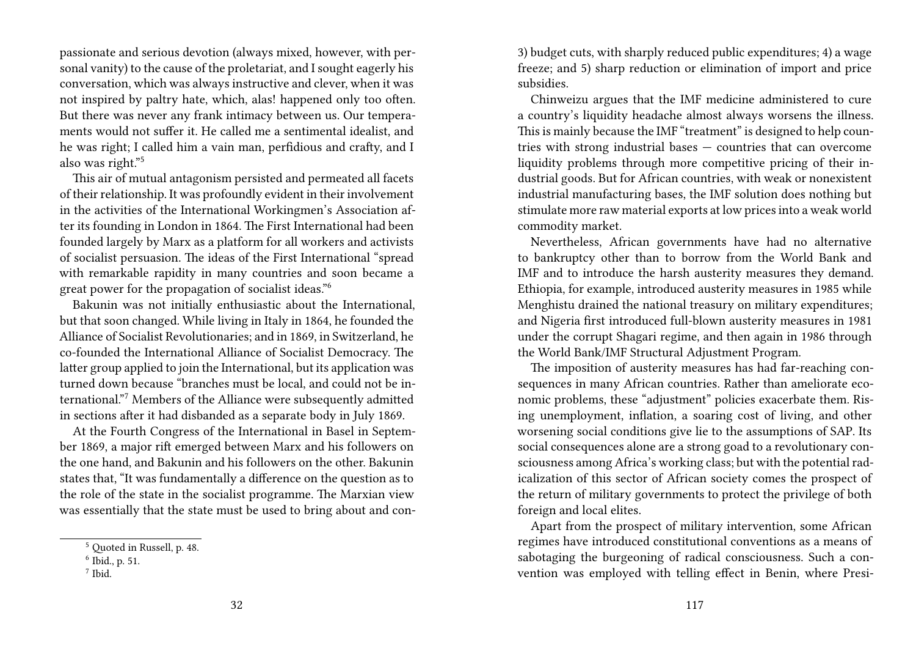passionate and serious devotion (always mixed, however, with personal vanity) to the cause of the proletariat, and I sought eagerly his conversation, which was always instructive and clever, when it was not inspired by paltry hate, which, alas! happened only too often. But there was never any frank intimacy between us. Our temperaments would not suffer it. He called me a sentimental idealist, and he was right; I called him a vain man, perfidious and crafty, and I also was right."[5]

This air of mutual antagonism persisted and permeated all facets of their relationship. It was profoundly evident in their involvement in the activities of the International Workingmen's Association after its founding in London in 1864. The First International had been founded largely by Marx as a platform for all workers and activists of socialist persuasion. The ideas of the First International "spread with remarkable rapidity in many countries and soon became a great power for the propagation of socialist ideas."[6]

Bakunin was not initially enthusiastic about the International, but that soon changed. While living in Italy in 1864, he founded the Alliance of Socialist Revolutionaries; and in 1869, in Switzerland, he co-founded the International Alliance of Socialist Democracy. The latter group applied to join the International, but its application was turned down because "branches must be local, and could not be international."[7] Members of the Alliance were subsequently admitted in sections after it had disbanded as a separate body in July 1869.

At the Fourth Congress of the International in Basel in September 1869, a major rift emerged between Marx and his followers on the one hand, and Bakunin and his followers on the other. Bakunin states that, "It was fundamentally a difference on the question as to the role of the state in the socialist programme. The Marxian view was essentially that the state must be used to bring about and con-

[5] Quoted in Russell, p. 48.

[6] Ibid., p. 51.

[7] Ibid.

3) budget cuts, with sharply reduced public expenditures; 4) a wage freeze; and 5) sharp reduction or elimination of import and price subsidies.

Chinweizu argues that the IMF medicine administered to cure a country's liquidity headache almost always worsens the illness. This is mainly because the IMF "treatment" is designed to help countries with strong industrial bases — countries that can overcome liquidity problems through more competitive pricing of their industrial goods. But for African countries, with weak or nonexistent industrial manufacturing bases, the IMF solution does nothing but stimulate more raw material exports at low prices into a weak world commodity market.

Nevertheless, African governments have had no alternative to bankruptcy other than to borrow from the World Bank and IMF and to introduce the harsh austerity measures they demand. Ethiopia, for example, introduced austerity measures in 1985 while Menghistu drained the national treasury on military expenditures; and Nigeria first introduced full-blown austerity measures in 1981 under the corrupt Shagari regime, and then again in 1986 through the World Bank/IMF Structural Adjustment Program.

The imposition of austerity measures has had far-reaching consequences in many African countries. Rather than ameliorate economic problems, these "adjustment" policies exacerbate them. Rising unemployment, inflation, a soaring cost of living, and other worsening social conditions give lie to the assumptions of SAP. Its social consequences alone are a strong goad to a revolutionary consciousness among Africa's working class; but with the potential radicalization of this sector of African society comes the prospect of the return of military governments to protect the privilege of both foreign and local elites.

Apart from the prospect of military intervention, some African regimes have introduced constitutional conventions as a means of sabotaging the burgeoning of radical consciousness. Such a convention was employed with telling effect in Benin, where Presi-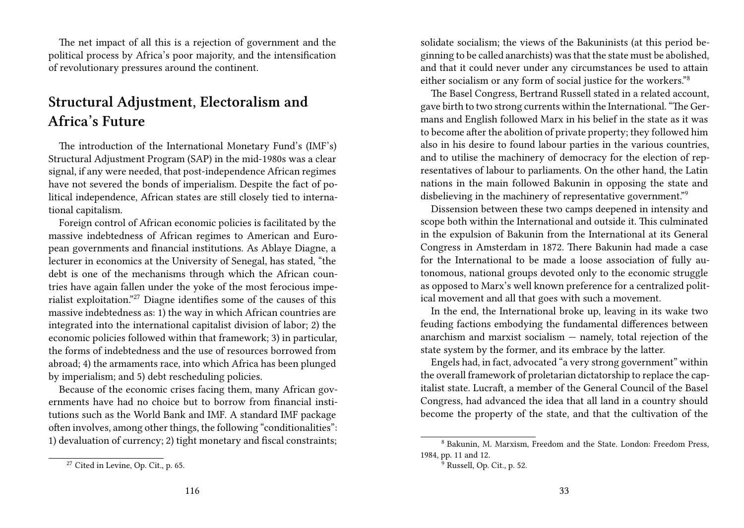The net impact of all this is a rejection of government and the political process by Africa's poor majority, and the intensification of revolutionary pressures around the continent.

## Structural Adjustment, Electoralism and Africa's Future

The introduction of the International Monetary Fund's (IMF's) Structural Adjustment Program (SAP) in the mid-1980s was a clear signal, if any were needed, that post-independence African regimes have not severed the bonds of imperialism. Despite the fact of political independence, African states are still closely tied to international capitalism.

Foreign control of African economic policies is facilitated by the massive indebtedness of African regimes to American and European governments and financial institutions. As Ablaye Diagne, a lecturer in economics at the University of Senegal, has stated, "the debt is one of the mechanisms through which the African countries have again fallen under the yoke of the most ferocious imperialist exploitation."[27] Diagne identifies some of the causes of this massive indebtedness as: 1) the way in which African countries are integrated into the international capitalist division of labor; 2) the economic policies followed within that framework; 3) in particular, the forms of indebtedness and the use of resources borrowed from abroad; 4) the armaments race, into which Africa has been plunged by imperialism; and 5) debt rescheduling policies.

Because of the economic crises facing them, many African governments have had no choice but to borrow from financial institutions such as the World Bank and IMF. A standard IMF package often involves, among other things, the following "conditionalities": 1) devaluation of currency; 2) tight monetary and fiscal constraints;

[27] Cited in Levine, Op. Cit., p. 65.

solidate socialism; the views of the Bakuninists (at this period beginning to be called anarchists) was that the state must be abolished, and that it could never under any circumstances be used to attain either socialism or any form of social justice for the workers."[8]

The Basel Congress, Bertrand Russell stated in a related account, gave birth to two strong currents within the International. "The Germans and English followed Marx in his belief in the state as it was to become after the abolition of private property; they followed him also in his desire to found labour parties in the various countries, and to utilise the machinery of democracy for the election of representatives of labour to parliaments. On the other hand, the Latin nations in the main followed Bakunin in opposing the state and disbelieving in the machinery of representative government."[9]

Dissension between these two camps deepened in intensity and scope both within the International and outside it. This culminated in the expulsion of Bakunin from the International at its General Congress in Amsterdam in 1872. There Bakunin had made a case for the International to be made a loose association of fully autonomous, national groups devoted only to the economic struggle as opposed to Marx's well known preference for a centralized political movement and all that goes with such a movement.

In the end, the International broke up, leaving in its wake two feuding factions embodying the fundamental differences between anarchism and marxist socialism — namely, total rejection of the state system by the former, and its embrace by the latter.

Engels had, in fact, advocated "a very strong government" within the overall framework of proletarian dictatorship to replace the capitalist state. Lucraft, a member of the General Council of the Basel Congress, had advanced the idea that all land in a country should become the property of the state, and that the cultivation of the

[8] Bakunin, M. Marxism, Freedom and the State. London: Freedom Press, 1984, pp. 11 and 12.

[9] Russell, Op. Cit., p. 52.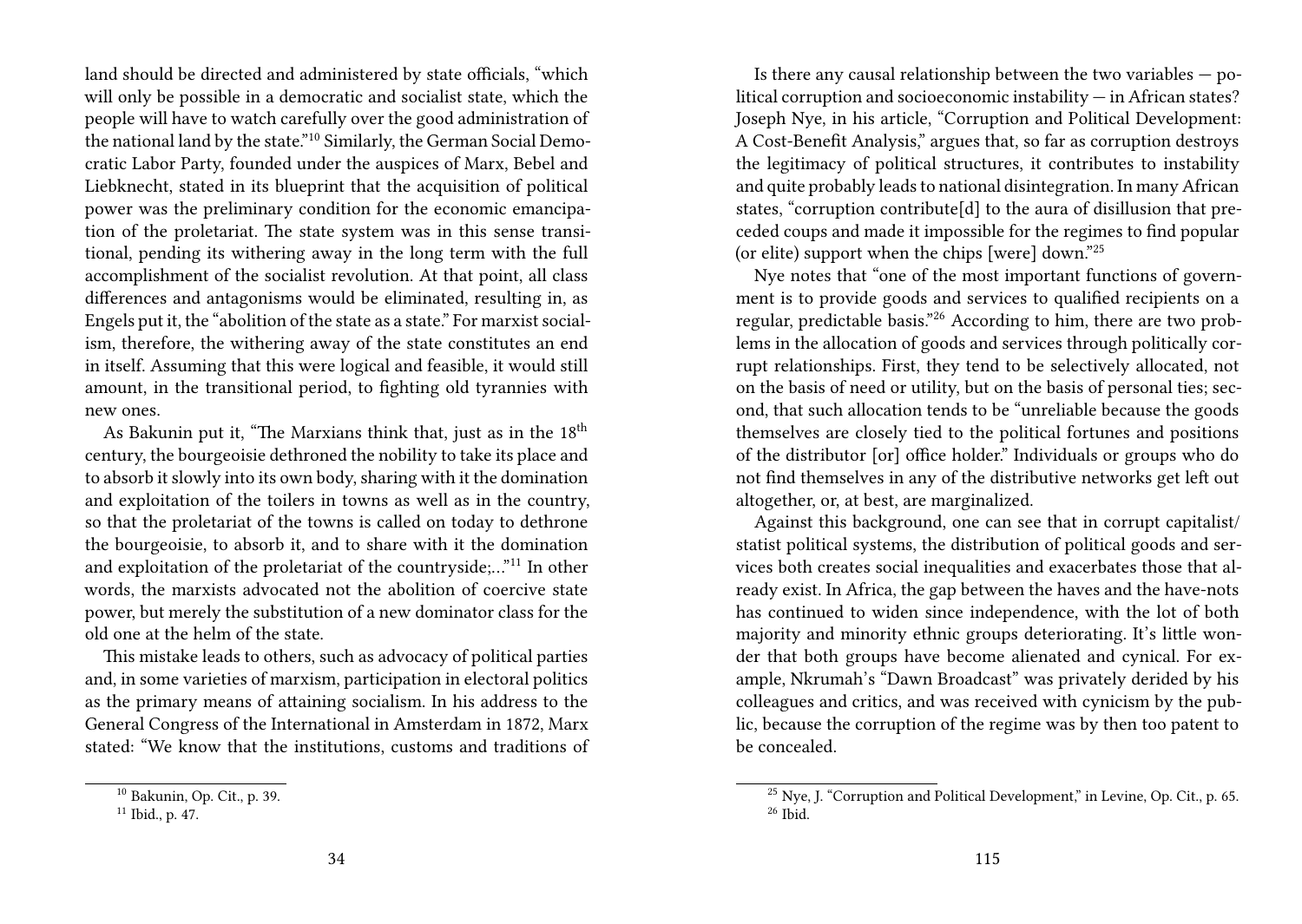land should be directed and administered by state officials, "which will only be possible in a democratic and socialist state, which the people will have to watch carefully over the good administration of the national land by the state."[10] Similarly, the German Social Democratic Labor Party, founded under the auspices of Marx, Bebel and Liebknecht, stated in its blueprint that the acquisition of political power was the preliminary condition for the economic emancipation of the proletariat. The state system was in this sense transitional, pending its withering away in the long term with the full accomplishment of the socialist revolution. At that point, all class differences and antagonisms would be eliminated, resulting in, as Engels put it, the "abolition of the state as a state." For marxist socialism, therefore, the withering away of the state constitutes an end in itself. Assuming that this were logical and feasible, it would still amount, in the transitional period, to fighting old tyrannies with new ones.

As Bakunin put it, "The Marxians think that, just as in the 18th century, the bourgeoisie dethroned the nobility to take its place and to absorb it slowly into its own body, sharing with it the domination and exploitation of the toilers in towns as well as in the country, so that the proletariat of the towns is called on today to dethrone the bourgeoisie, to absorb it, and to share with it the domination and exploitation of the proletariat of the countryside;…"[11] In other words, the marxists advocated not the abolition of coercive state power, but merely the substitution of a new dominator class for the old one at the helm of the state.

This mistake leads to others, such as advocacy of political parties and, in some varieties of marxism, participation in electoral politics as the primary means of attaining socialism. In his address to the General Congress of the International in Amsterdam in 1872, Marx stated: "We know that the institutions, customs and traditions of

[10] Bakunin, Op. Cit., p. 39.

[11] Ibid., p. 47.

Is there any causal relationship between the two variables — political corruption and socioeconomic instability — in African states? Joseph Nye, in his article, "Corruption and Political Development: A Cost-Benefit Analysis," argues that, so far as corruption destroys the legitimacy of political structures, it contributes to instability and quite probably leads to national disintegration. In many African states, "corruption contribute[d] to the aura of disillusion that preceded coups and made it impossible for the regimes to find popular (or elite) support when the chips [were] down."[25]

Nye notes that "one of the most important functions of government is to provide goods and services to qualified recipients on a regular, predictable basis."[26] According to him, there are two problems in the allocation of goods and services through politically corrupt relationships. First, they tend to be selectively allocated, not on the basis of need or utility, but on the basis of personal ties; second, that such allocation tends to be "unreliable because the goods themselves are closely tied to the political fortunes and positions of the distributor [or] office holder." Individuals or groups who do not find themselves in any of the distributive networks get left out altogether, or, at best, are marginalized.

Against this background, one can see that in corrupt capitalist/statist political systems, the distribution of political goods and services both creates social inequalities and exacerbates those that already exist. In Africa, the gap between the haves and the have-nots has continued to widen since independence, with the lot of both majority and minority ethnic groups deteriorating. It's little wonder that both groups have become alienated and cynical. For example, Nkrumah's "Dawn Broadcast" was privately derided by his colleagues and critics, and was received with cynicism by the public, because the corruption of the regime was by then too patent to be concealed.

[25] Nye, J. "Corruption and Political Development," in Levine, Op. Cit., p. 65.

[26] Ibid.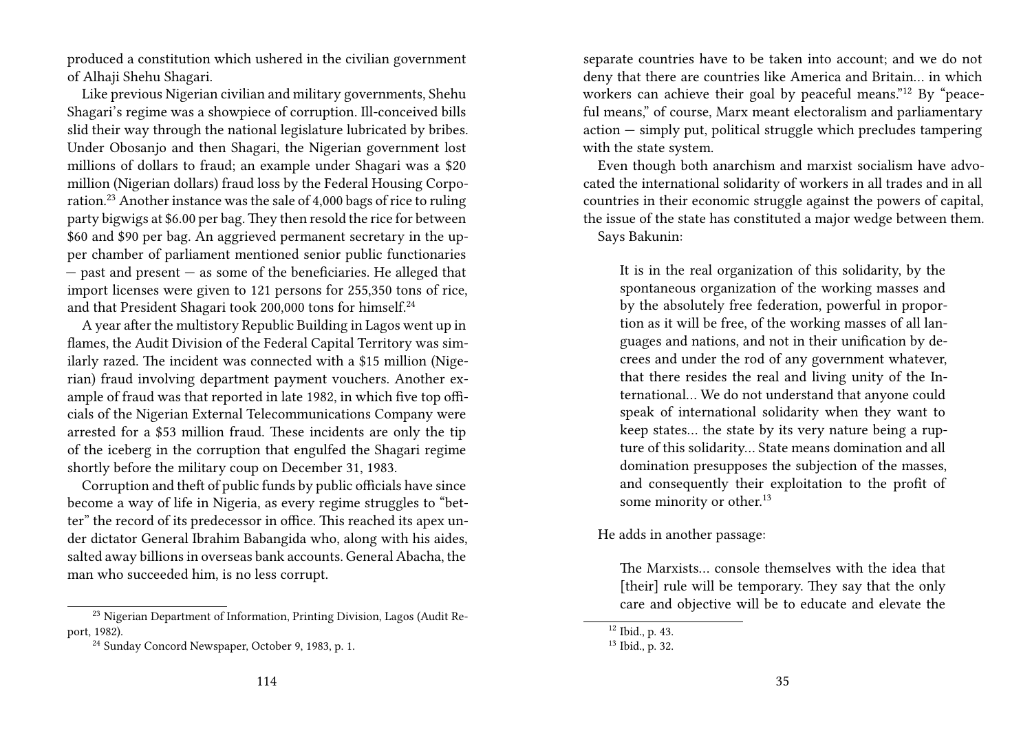produced a constitution which ushered in the civilian government of Alhaji Shehu Shagari.

Like previous Nigerian civilian and military governments, Shehu Shagari's regime was a showpiece of corruption. Ill-conceived bills slid their way through the national legislature lubricated by bribes. Under Obosanjo and then Shagari, the Nigerian government lost millions of dollars to fraud; an example under Shagari was a $20 million (Nigerian dollars) fraud loss by the Federal Housing Corporation.[23] Another instance was the sale of 4,000 bags of rice to ruling party bigwigs at $6.00 per bag. They then resold the rice for between $60 and $90 per bag. An aggrieved permanent secretary in the upper chamber of parliament mentioned senior public functionaries — past and present — as some of the beneficiaries. He alleged that import licenses were given to 121 persons for 255,350 tons of rice, and that President Shagari took 200,000 tons for himself.[24]

A year after the multistory Republic Building in Lagos went up in flames, the Audit Division of the Federal Capital Territory was similarly razed. The incident was connected with a $15 million (Nigerian) fraud involving department payment vouchers. Another example of fraud was that reported in late 1982, in which five top officials of the Nigerian External Telecommunications Company were arrested for a $53 million fraud. These incidents are only the tip of the iceberg in the corruption that engulfed the Shagari regime shortly before the military coup on December 31, 1983.

Corruption and theft of public funds by public officials have since become a way of life in Nigeria, as every regime struggles to "better" the record of its predecessor in office. This reached its apex under dictator General Ibrahim Babangida who, along with his aides, salted away billions in overseas bank accounts. General Abacha, the man who succeeded him, is no less corrupt.

[23] Nigerian Department of Information, Printing Division, Lagos (Audit Report, 1982).

[24] Sunday Concord Newspaper, October 9, 1983, p. 1.

separate countries have to be taken into account; and we do not deny that there are countries like America and Britain… in which workers can achieve their goal by peaceful means."[12] By "peaceful means," of course, Marx meant electoralism and parliamentary action — simply put, political struggle which precludes tampering with the state system.

Even though both anarchism and marxist socialism have advocated the international solidarity of workers in all trades and in all countries in their economic struggle against the powers of capital, the issue of the state has constituted a major wedge between them. Says Bakunin:

> It is in the real organization of this solidarity, by the spontaneous organization of the working masses and by the absolutely free federation, powerful in proportion as it will be free, of the working masses of all languages and nations, and not in their unification by decrees and under the rod of any government whatever, that there resides the real and living unity of the International… We do not understand that anyone could speak of international solidarity when they want to keep states… the state by its very nature being a rupture of this solidarity… State means domination and all domination presupposes the subjection of the masses, and consequently their exploitation to the profit of some minority or other.[13]

He adds in another passage:

> The Marxists… console themselves with the idea that [their] rule will be temporary. They say that the only care and objective will be to educate and elevate the

[12] Ibid., p. 43.

[13] Ibid., p. 32.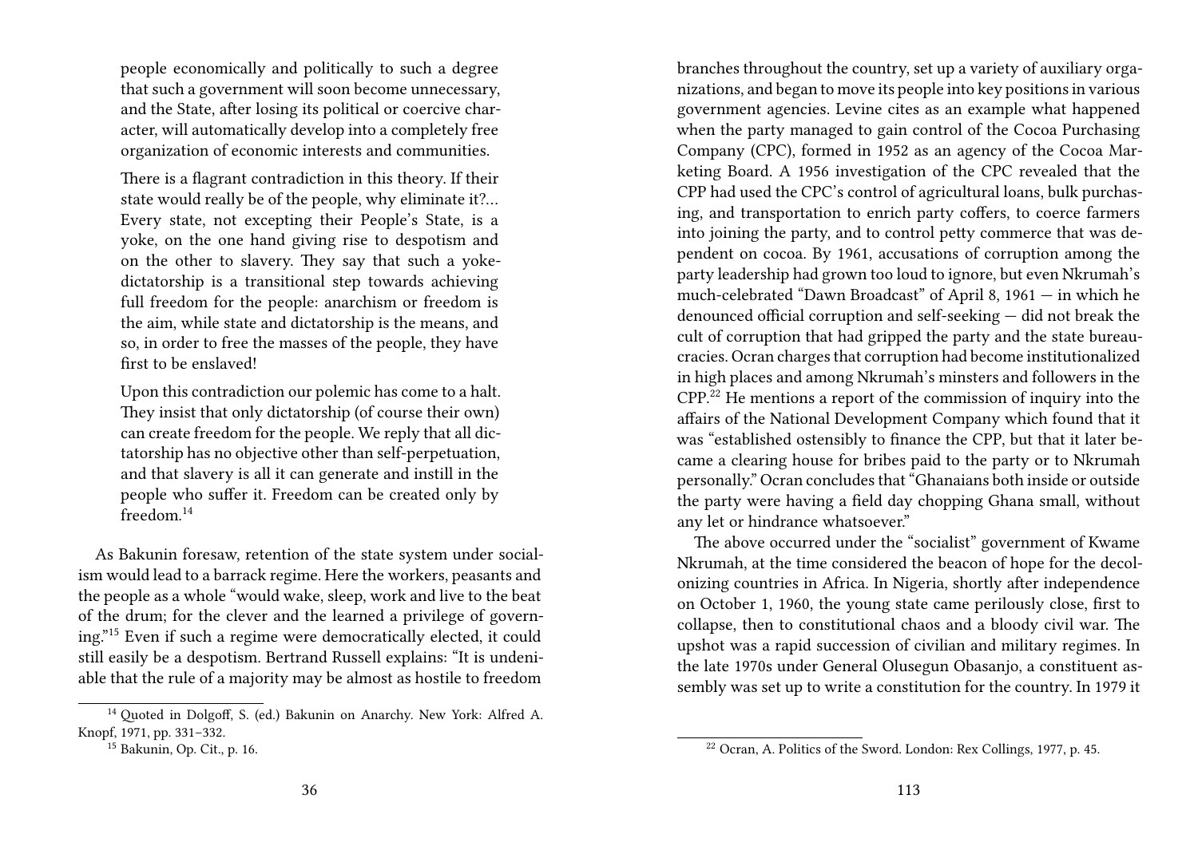> people economically and politically to such a degree that such a government will soon become unnecessary, and the State, after losing its political or coercive character, will automatically develop into a completely free organization of economic interests and communities.
>
> There is a flagrant contradiction in this theory. If their state would really be of the people, why eliminate it?… Every state, not excepting their People's State, is a yoke, on the one hand giving rise to despotism and on the other to slavery. They say that such a yoke-dictatorship is a transitional step towards achieving full freedom for the people: anarchism or freedom is the aim, while state and dictatorship is the means, and so, in order to free the masses of the people, they have first to be enslaved!
>
> Upon this contradiction our polemic has come to a halt. They insist that only dictatorship (of course their own) can create freedom for the people. We reply that all dictatorship has no objective other than self-perpetuation, and that slavery is all it can generate and instill in the people who suffer it. Freedom can be created only by freedom.[14]

As Bakunin foresaw, retention of the state system under socialism would lead to a barrack regime. Here the workers, peasants and the people as a whole "would wake, sleep, work and live to the beat of the drum; for the clever and the learned a privilege of governing."[15] Even if such a regime were democratically elected, it could still easily be a despotism. Bertrand Russell explains: "It is undeniable that the rule of a majority may be almost as hostile to freedom

[14] Quoted in Dolgoff, S. (ed.) Bakunin on Anarchy. New York: Alfred A. Knopf, 1971, pp. 331–332.

[15] Bakunin, Op. Cit., p. 16.

branches throughout the country, set up a variety of auxiliary organizations, and began to move its people into key positions in various government agencies. Levine cites as an example what happened when the party managed to gain control of the Cocoa Purchasing Company (CPC), formed in 1952 as an agency of the Cocoa Marketing Board. A 1956 investigation of the CPC revealed that the CPP had used the CPC's control of agricultural loans, bulk purchasing, and transportation to enrich party coffers, to coerce farmers into joining the party, and to control petty commerce that was dependent on cocoa. By 1961, accusations of corruption among the party leadership had grown too loud to ignore, but even Nkrumah's much-celebrated "Dawn Broadcast" of April 8, 1961 — in which he denounced official corruption and self-seeking — did not break the cult of corruption that had gripped the party and the state bureaucracies. Ocran charges that corruption had become institutionalized in high places and among Nkrumah's minsters and followers in the CPP.[22] He mentions a report of the commission of inquiry into the affairs of the National Development Company which found that it was "established ostensibly to finance the CPP, but that it later became a clearing house for bribes paid to the party or to Nkrumah personally." Ocran concludes that "Ghanaians both inside or outside the party were having a field day chopping Ghana small, without any let or hindrance whatsoever."

The above occurred under the "socialist" government of Kwame Nkrumah, at the time considered the beacon of hope for the decolonizing countries in Africa. In Nigeria, shortly after independence on October 1, 1960, the young state came perilously close, first to collapse, then to constitutional chaos and a bloody civil war. The upshot was a rapid succession of civilian and military regimes. In the late 1970s under General Olusegun Obasanjo, a constituent assembly was set up to write a constitution for the country. In 1979 it

[22] Ocran, A. Politics of the Sword. London: Rex Collings, 1977, p. 45.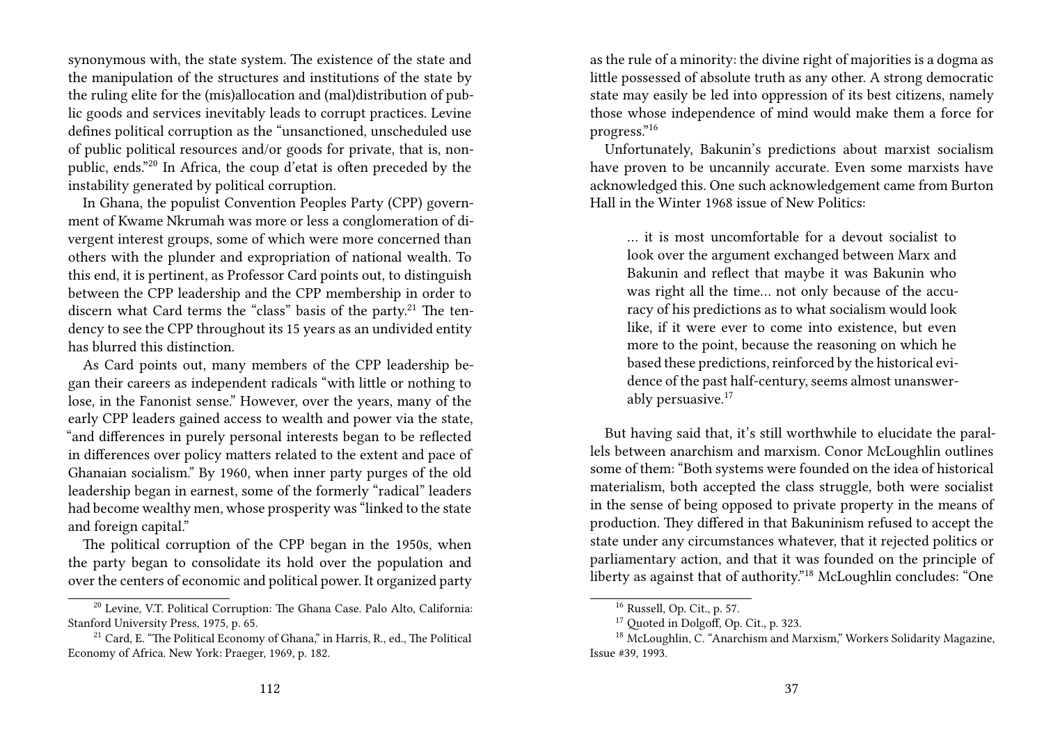synonymous with, the state system. The existence of the state and the manipulation of the structures and institutions of the state by the ruling elite for the (mis)allocation and (mal)distribution of public goods and services inevitably leads to corrupt practices. Levine defines political corruption as the "unsanctioned, unscheduled use of public political resources and/or goods for private, that is, non-public, ends."[20] In Africa, the coup d'etat is often preceded by the instability generated by political corruption.

In Ghana, the populist Convention Peoples Party (CPP) government of Kwame Nkrumah was more or less a conglomeration of divergent interest groups, some of which were more concerned than others with the plunder and expropriation of national wealth. To this end, it is pertinent, as Professor Card points out, to distinguish between the CPP leadership and the CPP membership in order to discern what Card terms the "class" basis of the party.[21] The tendency to see the CPP throughout its 15 years as an undivided entity has blurred this distinction.

As Card points out, many members of the CPP leadership began their careers as independent radicals "with little or nothing to lose, in the Fanonist sense." However, over the years, many of the early CPP leaders gained access to wealth and power via the state, "and differences in purely personal interests began to be reflected in differences over policy matters related to the extent and pace of Ghanaian socialism." By 1960, when inner party purges of the old leadership began in earnest, some of the formerly "radical" leaders had become wealthy men, whose prosperity was "linked to the state and foreign capital."

The political corruption of the CPP began in the 1950s, when the party began to consolidate its hold over the population and over the centers of economic and political power. It organized party

[20] Levine, V.T. Political Corruption: The Ghana Case. Palo Alto, California: Stanford University Press, 1975, p. 65.

[21] Card, E. "The Political Economy of Ghana," in Harris, R., ed., The Political Economy of Africa. New York: Praeger, 1969, p. 182.

as the rule of a minority: the divine right of majorities is a dogma as little possessed of absolute truth as any other. A strong democratic state may easily be led into oppression of its best citizens, namely those whose independence of mind would make them a force for progress."[16]

Unfortunately, Bakunin's predictions about marxist socialism have proven to be uncannily accurate. Even some marxists have acknowledged this. One such acknowledgement came from Burton Hall in the Winter 1968 issue of New Politics:

> … it is most uncomfortable for a devout socialist to look over the argument exchanged between Marx and Bakunin and reflect that maybe it was Bakunin who was right all the time… not only because of the accuracy of his predictions as to what socialism would look like, if it were ever to come into existence, but even more to the point, because the reasoning on which he based these predictions, reinforced by the historical evidence of the past half-century, seems almost unanswerably persuasive.[17]

But having said that, it's still worthwhile to elucidate the parallels between anarchism and marxism. Conor McLoughlin outlines some of them: "Both systems were founded on the idea of historical materialism, both accepted the class struggle, both were socialist in the sense of being opposed to private property in the means of production. They differed in that Bakuninism refused to accept the state under any circumstances whatever, that it rejected politics or parliamentary action, and that it was founded on the principle of liberty as against that of authority."[18] McLoughlin concludes: "One

[16] Russell, Op. Cit., p. 57.

[17] Quoted in Dolgoff, Op. Cit., p. 323.

[18] McLoughlin, C. "Anarchism and Marxism," Workers Solidarity Magazine, Issue #39, 1993.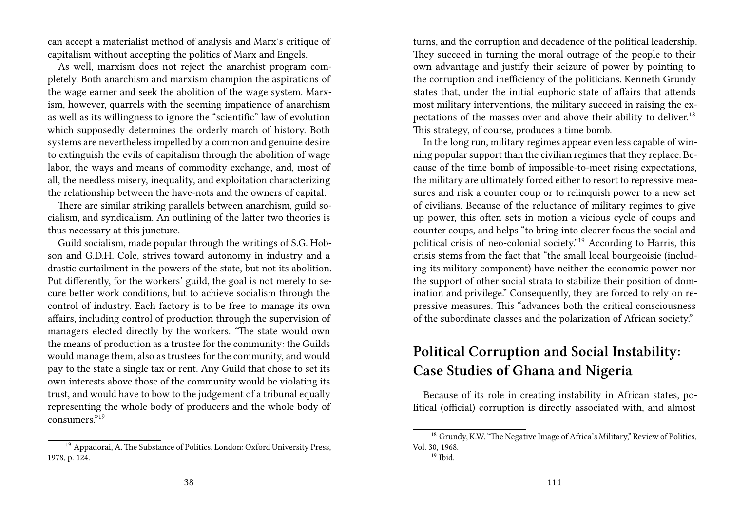can accept a materialist method of analysis and Marx's critique of capitalism without accepting the politics of Marx and Engels.

As well, marxism does not reject the anarchist program completely. Both anarchism and marxism champion the aspirations of the wage earner and seek the abolition of the wage system. Marxism, however, quarrels with the seeming impatience of anarchism as well as its willingness to ignore the "scientific" law of evolution which supposedly determines the orderly march of history. Both systems are nevertheless impelled by a common and genuine desire to extinguish the evils of capitalism through the abolition of wage labor, the ways and means of commodity exchange, and, most of all, the needless misery, inequality, and exploitation characterizing the relationship between the have-nots and the owners of capital.

There are similar striking parallels between anarchism, guild socialism, and syndicalism. An outlining of the latter two theories is thus necessary at this juncture.

Guild socialism, made popular through the writings of S.G. Hobson and G.D.H. Cole, strives toward autonomy in industry and a drastic curtailment in the powers of the state, but not its abolition. Put differently, for the workers' guild, the goal is not merely to secure better work conditions, but to achieve socialism through the control of industry. Each factory is to be free to manage its own affairs, including control of production through the supervision of managers elected directly by the workers. "The state would own the means of production as a trustee for the community: the Guilds would manage them, also as trustees for the community, and would pay to the state a single tax or rent. Any Guild that chose to set its own interests above those of the community would be violating its trust, and would have to bow to the judgement of a tribunal equally representing the whole body of producers and the whole body of consumers."[19]

[19] Appadorai, A. The Substance of Politics. London: Oxford University Press, 1978, p. 124.

turns, and the corruption and decadence of the political leadership. They succeed in turning the moral outrage of the people to their own advantage and justify their seizure of power by pointing to the corruption and inefficiency of the politicians. Kenneth Grundy states that, under the initial euphoric state of affairs that attends most military interventions, the military succeed in raising the expectations of the masses over and above their ability to deliver.[18] This strategy, of course, produces a time bomb.

In the long run, military regimes appear even less capable of winning popular support than the civilian regimes that they replace. Because of the time bomb of impossible-to-meet rising expectations, the military are ultimately forced either to resort to repressive measures and risk a counter coup or to relinquish power to a new set of civilians. Because of the reluctance of military regimes to give up power, this often sets in motion a vicious cycle of coups and counter coups, and helps "to bring into clearer focus the social and political crisis of neo-colonial society."[19] According to Harris, this crisis stems from the fact that "the small local bourgeoisie (including its military component) have neither the economic power nor the support of other social strata to stabilize their position of domination and privilege." Consequently, they are forced to rely on repressive measures. This "advances both the critical consciousness of the subordinate classes and the polarization of African society."

## Political Corruption and Social Instability: Case Studies of Ghana and Nigeria

Because of its role in creating instability in African states, political (official) corruption is directly associated with, and almost

[18] Grundy, K.W. "The Negative Image of Africa's Military," Review of Politics, Vol. 30, 1968.

[19] Ibid.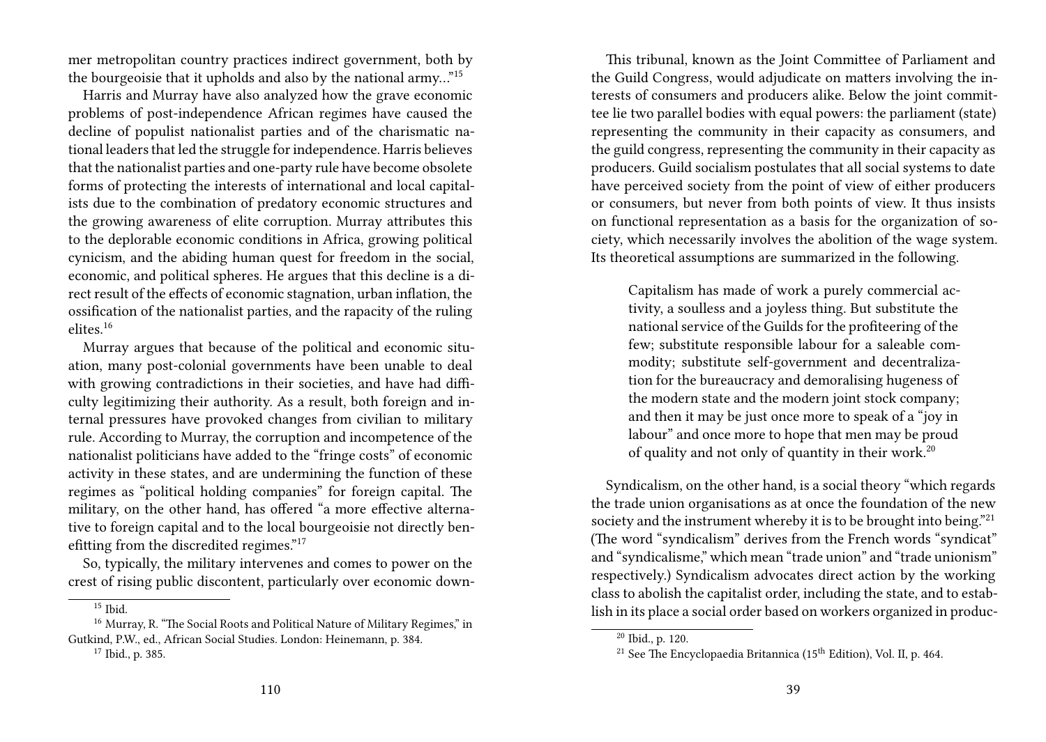mer metropolitan country practices indirect government, both by the bourgeoisie that it upholds and also by the national army…"[15]

Harris and Murray have also analyzed how the grave economic problems of post-independence African regimes have caused the decline of populist nationalist parties and of the charismatic national leaders that led the struggle for independence. Harris believes that the nationalist parties and one-party rule have become obsolete forms of protecting the interests of international and local capitalists due to the combination of predatory economic structures and the growing awareness of elite corruption. Murray attributes this to the deplorable economic conditions in Africa, growing political cynicism, and the abiding human quest for freedom in the social, economic, and political spheres. He argues that this decline is a direct result of the effects of economic stagnation, urban inflation, the ossification of the nationalist parties, and the rapacity of the ruling elites.[16]

Murray argues that because of the political and economic situation, many post-colonial governments have been unable to deal with growing contradictions in their societies, and have had difficulty legitimizing their authority. As a result, both foreign and internal pressures have provoked changes from civilian to military rule. According to Murray, the corruption and incompetence of the nationalist politicians have added to the "fringe costs" of economic activity in these states, and are undermining the function of these regimes as "political holding companies" for foreign capital. The military, on the other hand, has offered "a more effective alternative to foreign capital and to the local bourgeoisie not directly benefitting from the discredited regimes."[17]

So, typically, the military intervenes and comes to power on the crest of rising public discontent, particularly over economic down-

[15] Ibid.

[16] Murray, R. "The Social Roots and Political Nature of Military Regimes," in Gutkind, P.W., ed., African Social Studies. London: Heinemann, p. 384.

[17] Ibid., p. 385.

This tribunal, known as the Joint Committee of Parliament and the Guild Congress, would adjudicate on matters involving the interests of consumers and producers alike. Below the joint committee lie two parallel bodies with equal powers: the parliament (state) representing the community in their capacity as consumers, and the guild congress, representing the community in their capacity as producers. Guild socialism postulates that all social systems to date have perceived society from the point of view of either producers or consumers, but never from both points of view. It thus insists on functional representation as a basis for the organization of society, which necessarily involves the abolition of the wage system. Its theoretical assumptions are summarized in the following.

> Capitalism has made of work a purely commercial activity, a soulless and a joyless thing. But substitute the national service of the Guilds for the profiteering of the few; substitute responsible labour for a saleable commodity; substitute self-government and decentralization for the bureaucracy and demoralising hugeness of the modern state and the modern joint stock company; and then it may be just once more to speak of a "joy in labour" and once more to hope that men may be proud of quality and not only of quantity in their work.[20]

Syndicalism, on the other hand, is a social theory "which regards the trade union organisations as at once the foundation of the new society and the instrument whereby it is to be brought into being."[21] (The word "syndicalism" derives from the French words "syndicat" and "syndicalisme," which mean "trade union" and "trade unionism" respectively.) Syndicalism advocates direct action by the working class to abolish the capitalist order, including the state, and to establish in its place a social order based on workers organized in produc-

[20] Ibid., p. 120.

[21] See The Encyclopaedia Britannica (15th Edition), Vol. II, p. 464.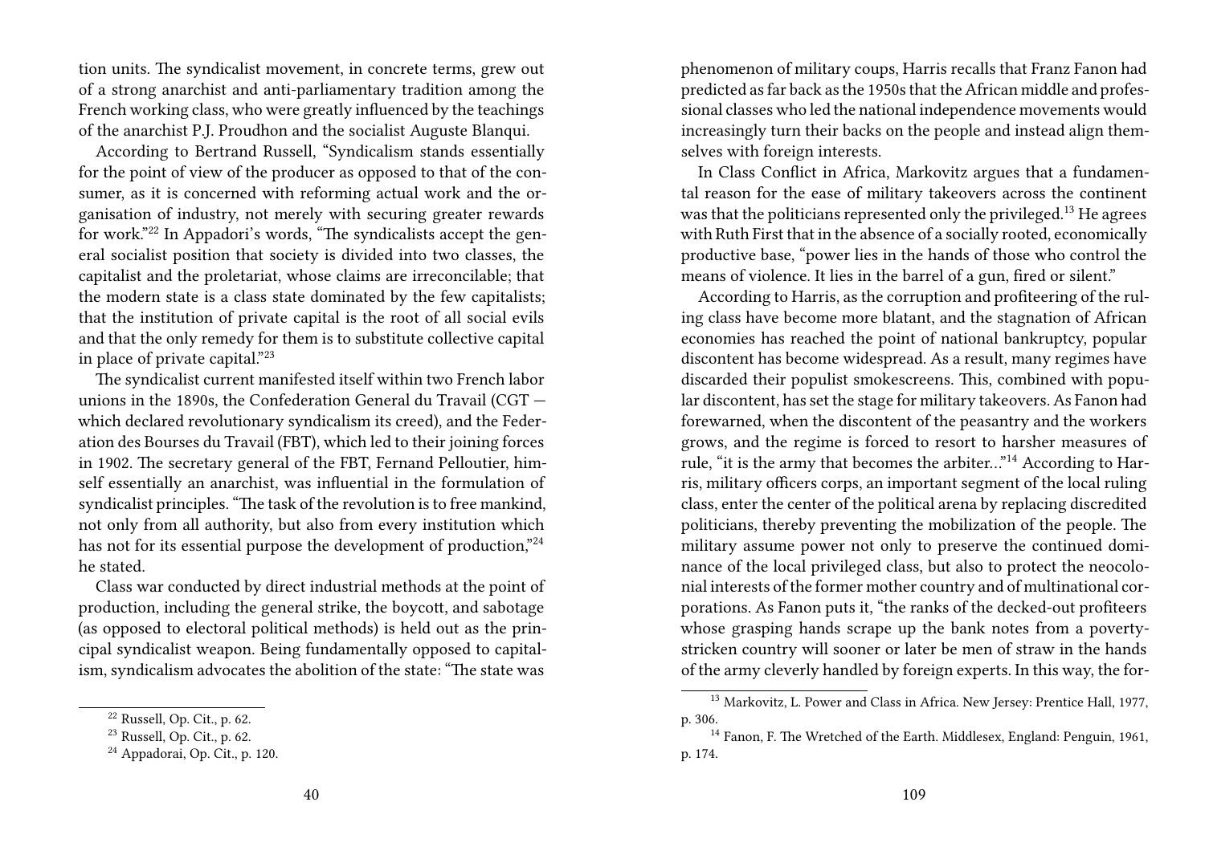tion units. The syndicalist movement, in concrete terms, grew out of a strong anarchist and anti-parliamentary tradition among the French working class, who were greatly influenced by the teachings of the anarchist P.J. Proudhon and the socialist Auguste Blanqui.

According to Bertrand Russell, "Syndicalism stands essentially for the point of view of the producer as opposed to that of the consumer, as it is concerned with reforming actual work and the organisation of industry, not merely with securing greater rewards for work."[22] In Appadori's words, "The syndicalists accept the general socialist position that society is divided into two classes, the capitalist and the proletariat, whose claims are irreconcilable; that the modern state is a class state dominated by the few capitalists; that the institution of private capital is the root of all social evils and that the only remedy for them is to substitute collective capital in place of private capital."[23]

The syndicalist current manifested itself within two French labor unions in the 1890s, the Confederation General du Travail (CGT — which declared revolutionary syndicalism its creed), and the Federation des Bourses du Travail (FBT), which led to their joining forces in 1902. The secretary general of the FBT, Fernand Pelloutier, himself essentially an anarchist, was influential in the formulation of syndicalist principles. "The task of the revolution is to free mankind, not only from all authority, but also from every institution which has not for its essential purpose the development of production,"[24] he stated.

Class war conducted by direct industrial methods at the point of production, including the general strike, the boycott, and sabotage (as opposed to electoral political methods) is held out as the principal syndicalist weapon. Being fundamentally opposed to capitalism, syndicalism advocates the abolition of the state: "The state was

[22] Russell, Op. Cit., p. 62.

[23] Russell, Op. Cit., p. 62.

[24] Appadorai, Op. Cit., p. 120.

phenomenon of military coups, Harris recalls that Franz Fanon had predicted as far back as the 1950s that the African middle and professional classes who led the national independence movements would increasingly turn their backs on the people and instead align themselves with foreign interests.

In Class Conflict in Africa, Markovitz argues that a fundamental reason for the ease of military takeovers across the continent was that the politicians represented only the privileged.[13] He agrees with Ruth First that in the absence of a socially rooted, economically productive base, "power lies in the hands of those who control the means of violence. It lies in the barrel of a gun, fired or silent."

According to Harris, as the corruption and profiteering of the ruling class have become more blatant, and the stagnation of African economies has reached the point of national bankruptcy, popular discontent has become widespread. As a result, many regimes have discarded their populist smokescreens. This, combined with popular discontent, has set the stage for military takeovers. As Fanon had forewarned, when the discontent of the peasantry and the workers grows, and the regime is forced to resort to harsher measures of rule, "it is the army that becomes the arbiter..."[14] According to Harris, military officers corps, an important segment of the local ruling class, enter the center of the political arena by replacing discredited politicians, thereby preventing the mobilization of the people. The military assume power not only to preserve the continued dominance of the local privileged class, but also to protect the neocolonial interests of the former mother country and of multinational corporations. As Fanon puts it, "the ranks of the decked-out profiteers whose grasping hands scrape up the bank notes from a poverty-stricken country will sooner or later be men of straw in the hands of the army cleverly handled by foreign experts. In this way, the for-

[13] Markovitz, L. Power and Class in Africa. New Jersey: Prentice Hall, 1977, p. 306.

[14] Fanon, F. The Wretched of the Earth. Middlesex, England: Penguin, 1961, p. 174.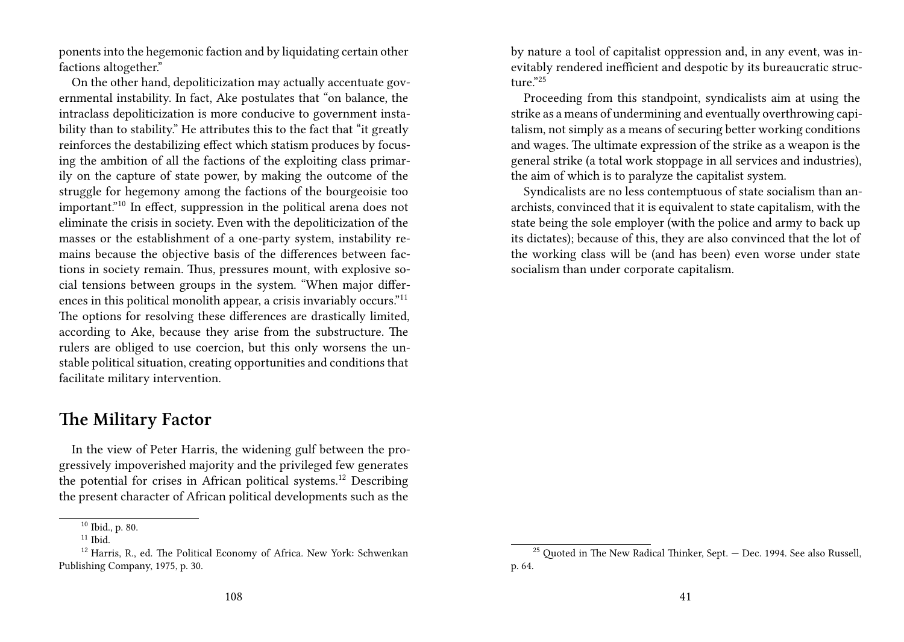ponents into the hegemonic faction and by liquidating certain other factions altogether."

On the other hand, depoliticization may actually accentuate governmental instability. In fact, Ake postulates that "on balance, the intraclass depoliticization is more conducive to government instability than to stability." He attributes this to the fact that "it greatly reinforces the destabilizing effect which statism produces by focusing the ambition of all the factions of the exploiting class primarily on the capture of state power, by making the outcome of the struggle for hegemony among the factions of the bourgeoisie too important."[10] In effect, suppression in the political arena does not eliminate the crisis in society. Even with the depoliticization of the masses or the establishment of a one-party system, instability remains because the objective basis of the differences between factions in society remain. Thus, pressures mount, with explosive social tensions between groups in the system. "When major differences in this political monolith appear, a crisis invariably occurs."[11] The options for resolving these differences are drastically limited, according to Ake, because they arise from the substructure. The rulers are obliged to use coercion, but this only worsens the unstable political situation, creating opportunities and conditions that facilitate military intervention.

## The Military Factor

In the view of Peter Harris, the widening gulf between the progressively impoverished majority and the privileged few generates the potential for crises in African political systems.[12] Describing the present character of African political developments such as the

[10] Ibid., p. 80.

[11] Ibid.

[12] Harris, R., ed. The Political Economy of Africa. New York: Schwenkan Publishing Company, 1975, p. 30.

by nature a tool of capitalist oppression and, in any event, was inevitably rendered inefficient and despotic by its bureaucratic structure."[25]

Proceeding from this standpoint, syndicalists aim at using the strike as a means of undermining and eventually overthrowing capitalism, not simply as a means of securing better working conditions and wages. The ultimate expression of the strike as a weapon is the general strike (a total work stoppage in all services and industries), the aim of which is to paralyze the capitalist system.

Syndicalists are no less contemptuous of state socialism than anarchists, convinced that it is equivalent to state capitalism, with the state being the sole employer (with the police and army to back up its dictates); because of this, they are also convinced that the lot of the working class will be (and has been) even worse under state socialism than under corporate capitalism.

[25] Quoted in The New Radical Thinker, Sept. — Dec. 1994. See also Russell, p. 64.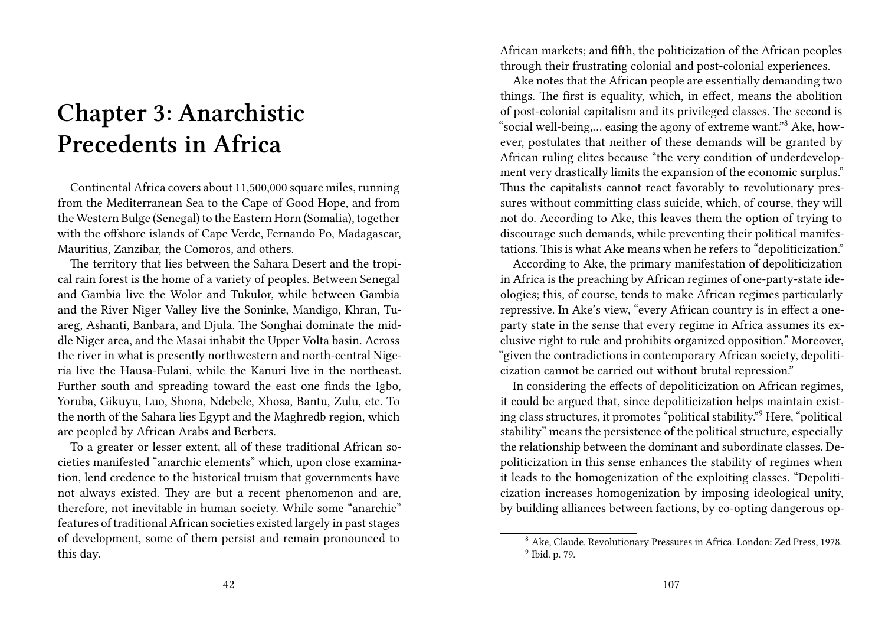# Chapter 3: Anarchistic Precedents in Africa

Continental Africa covers about 11,500,000 square miles, running from the Mediterranean Sea to the Cape of Good Hope, and from the Western Bulge (Senegal) to the Eastern Horn (Somalia), together with the offshore islands of Cape Verde, Fernando Po, Madagascar, Mauritius, Zanzibar, the Comoros, and others.

The territory that lies between the Sahara Desert and the tropical rain forest is the home of a variety of peoples. Between Senegal and Gambia live the Wolor and Tukulor, while between Gambia and the River Niger Valley live the Soninke, Mandigo, Khran, Tuareg, Ashanti, Banbara, and Djula. The Songhai dominate the middle Niger area, and the Masai inhabit the Upper Volta basin. Across the river in what is presently northwestern and north-central Nigeria live the Hausa-Fulani, while the Kanuri live in the northeast. Further south and spreading toward the east one finds the Igbo, Yoruba, Gikuyu, Luo, Shona, Ndebele, Xhosa, Bantu, Zulu, etc. To the north of the Sahara lies Egypt and the Maghredb region, which are peopled by African Arabs and Berbers.

To a greater or lesser extent, all of these traditional African societies manifested "anarchic elements" which, upon close examination, lend credence to the historical truism that governments have not always existed. They are but a recent phenomenon and are, therefore, not inevitable in human society. While some "anarchic" features of traditional African societies existed largely in past stages of development, some of them persist and remain pronounced to this day.

African markets; and fifth, the politicization of the African peoples through their frustrating colonial and post-colonial experiences.

Ake notes that the African people are essentially demanding two things. The first is equality, which, in effect, means the abolition of post-colonial capitalism and its privileged classes. The second is "social well-being,… easing the agony of extreme want."[8] Ake, however, postulates that neither of these demands will be granted by African ruling elites because "the very condition of underdevelopment very drastically limits the expansion of the economic surplus." Thus the capitalists cannot react favorably to revolutionary pressures without committing class suicide, which, of course, they will not do. According to Ake, this leaves them the option of trying to discourage such demands, while preventing their political manifestations. This is what Ake means when he refers to "depoliticization."

According to Ake, the primary manifestation of depoliticization in Africa is the preaching by African regimes of one-party-state ideologies; this, of course, tends to make African regimes particularly repressive. In Ake's view, "every African country is in effect a one-party state in the sense that every regime in Africa assumes its exclusive right to rule and prohibits organized opposition." Moreover, "given the contradictions in contemporary African society, depoliticization cannot be carried out without brutal repression."

In considering the effects of depoliticization on African regimes, it could be argued that, since depoliticization helps maintain existing class structures, it promotes "political stability."[9] Here, "political stability" means the persistence of the political structure, especially the relationship between the dominant and subordinate classes. Depoliticization in this sense enhances the stability of regimes when it leads to the homogenization of the exploiting classes. "Depoliticization increases homogenization by imposing ideological unity, by building alliances between factions, by co-opting dangerous op-

[8] Ake, Claude. Revolutionary Pressures in Africa. London: Zed Press, 1978.
[9] Ibid. p. 79.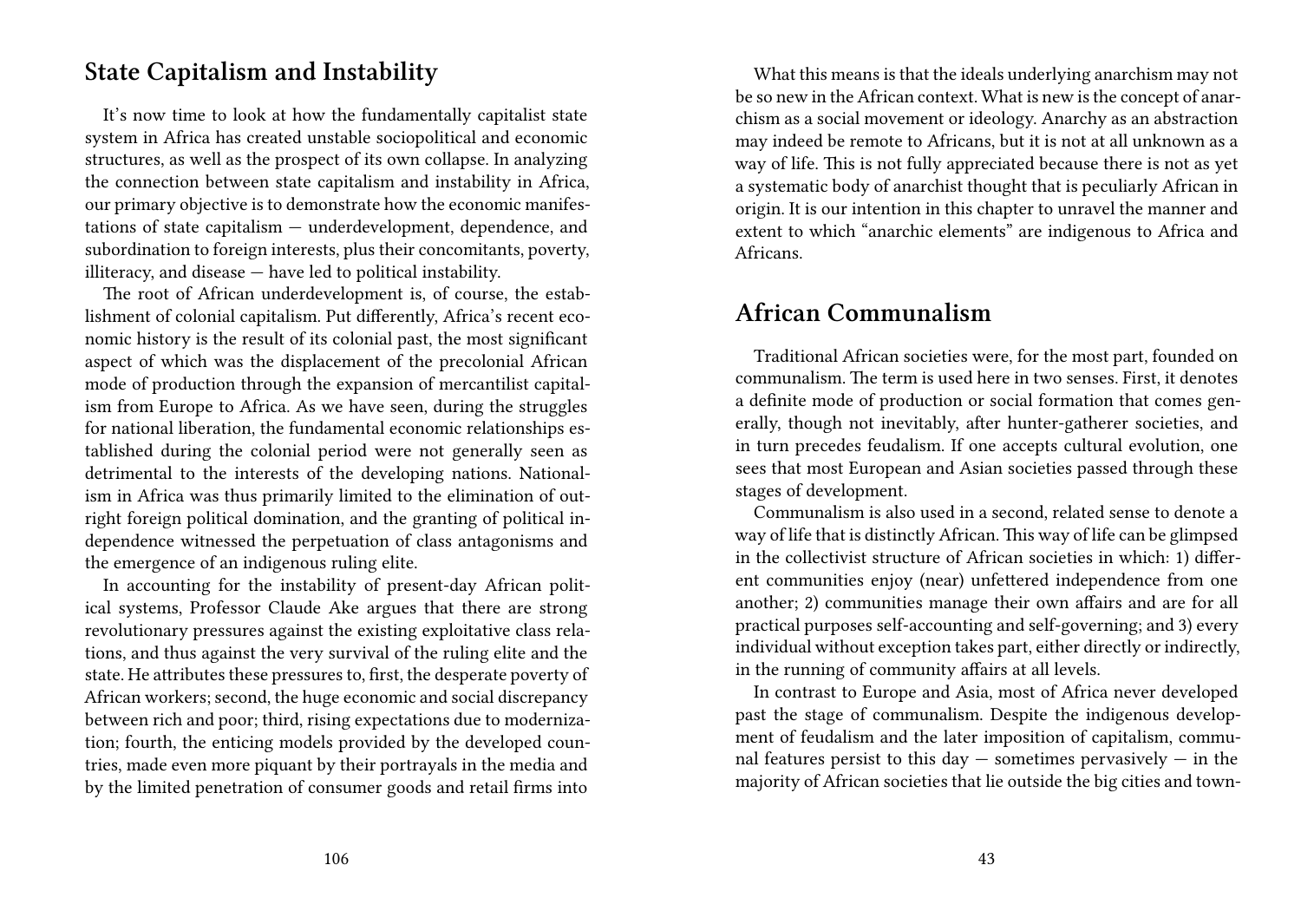## State Capitalism and Instability

It's now time to look at how the fundamentally capitalist state system in Africa has created unstable sociopolitical and economic structures, as well as the prospect of its own collapse. In analyzing the connection between state capitalism and instability in Africa, our primary objective is to demonstrate how the economic manifestations of state capitalism — underdevelopment, dependence, and subordination to foreign interests, plus their concomitants, poverty, illiteracy, and disease — have led to political instability.

The root of African underdevelopment is, of course, the establishment of colonial capitalism. Put differently, Africa's recent economic history is the result of its colonial past, the most significant aspect of which was the displacement of the precolonial African mode of production through the expansion of mercantilist capitalism from Europe to Africa. As we have seen, during the struggles for national liberation, the fundamental economic relationships established during the colonial period were not generally seen as detrimental to the interests of the developing nations. Nationalism in Africa was thus primarily limited to the elimination of outright foreign political domination, and the granting of political independence witnessed the perpetuation of class antagonisms and the emergence of an indigenous ruling elite.

In accounting for the instability of present-day African political systems, Professor Claude Ake argues that there are strong revolutionary pressures against the existing exploitative class relations, and thus against the very survival of the ruling elite and the state. He attributes these pressures to, first, the desperate poverty of African workers; second, the huge economic and social discrepancy between rich and poor; third, rising expectations due to modernization; fourth, the enticing models provided by the developed countries, made even more piquant by their portrayals in the media and by the limited penetration of consumer goods and retail firms into

What this means is that the ideals underlying anarchism may not be so new in the African context. What is new is the concept of anarchism as a social movement or ideology. Anarchy as an abstraction may indeed be remote to Africans, but it is not at all unknown as a way of life. This is not fully appreciated because there is not as yet a systematic body of anarchist thought that is peculiarly African in origin. It is our intention in this chapter to unravel the manner and extent to which "anarchic elements" are indigenous to Africa and Africans.

## African Communalism

Traditional African societies were, for the most part, founded on communalism. The term is used here in two senses. First, it denotes a definite mode of production or social formation that comes generally, though not inevitably, after hunter-gatherer societies, and in turn precedes feudalism. If one accepts cultural evolution, one sees that most European and Asian societies passed through these stages of development.

Communalism is also used in a second, related sense to denote a way of life that is distinctly African. This way of life can be glimpsed in the collectivist structure of African societies in which: 1) different communities enjoy (near) unfettered independence from one another; 2) communities manage their own affairs and are for all practical purposes self-accounting and self-governing; and 3) every individual without exception takes part, either directly or indirectly, in the running of community affairs at all levels.

In contrast to Europe and Asia, most of Africa never developed past the stage of communalism. Despite the indigenous development of feudalism and the later imposition of capitalism, communal features persist to this day — sometimes pervasively — in the majority of African societies that lie outside the big cities and town-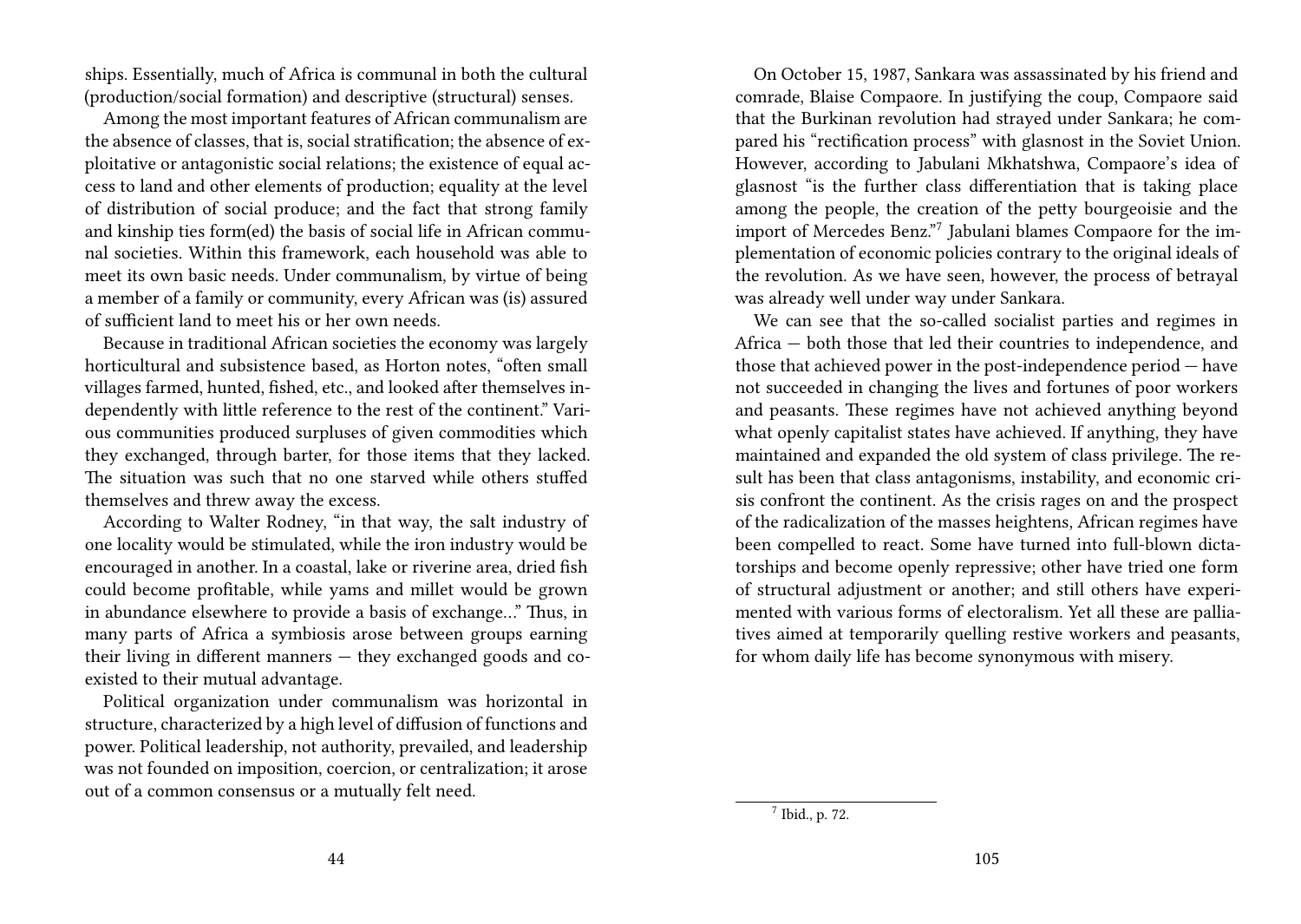ships. Essentially, much of Africa is communal in both the cultural (production/social formation) and descriptive (structural) senses.

Among the most important features of African communalism are the absence of classes, that is, social stratification; the absence of exploitative or antagonistic social relations; the existence of equal access to land and other elements of production; equality at the level of distribution of social produce; and the fact that strong family and kinship ties form(ed) the basis of social life in African communal societies. Within this framework, each household was able to meet its own basic needs. Under communalism, by virtue of being a member of a family or community, every African was (is) assured of sufficient land to meet his or her own needs.

Because in traditional African societies the economy was largely horticultural and subsistence based, as Horton notes, "often small villages farmed, hunted, fished, etc., and looked after themselves independently with little reference to the rest of the continent." Various communities produced surpluses of given commodities which they exchanged, through barter, for those items that they lacked. The situation was such that no one starved while others stuffed themselves and threw away the excess.

According to Walter Rodney, "in that way, the salt industry of one locality would be stimulated, while the iron industry would be encouraged in another. In a coastal, lake or riverine area, dried fish could become profitable, while yams and millet would be grown in abundance elsewhere to provide a basis of exchange…" Thus, in many parts of Africa a symbiosis arose between groups earning their living in different manners — they exchanged goods and coexisted to their mutual advantage.

Political organization under communalism was horizontal in structure, characterized by a high level of diffusion of functions and power. Political leadership, not authority, prevailed, and leadership was not founded on imposition, coercion, or centralization; it arose out of a common consensus or a mutually felt need.

On October 15, 1987, Sankara was assassinated by his friend and comrade, Blaise Compaore. In justifying the coup, Compaore said that the Burkinan revolution had strayed under Sankara; he compared his "rectification process" with glasnost in the Soviet Union. However, according to Jabulani Mkhatshwa, Compaore's idea of glasnost "is the further class differentiation that is taking place among the people, the creation of the petty bourgeoisie and the import of Mercedes Benz."[7] Jabulani blames Compaore for the implementation of economic policies contrary to the original ideals of the revolution. As we have seen, however, the process of betrayal was already well under way under Sankara.

We can see that the so-called socialist parties and regimes in Africa — both those that led their countries to independence, and those that achieved power in the post-independence period — have not succeeded in changing the lives and fortunes of poor workers and peasants. These regimes have not achieved anything beyond what openly capitalist states have achieved. If anything, they have maintained and expanded the old system of class privilege. The result has been that class antagonisms, instability, and economic crisis confront the continent. As the crisis rages on and the prospect of the radicalization of the masses heightens, African regimes have been compelled to react. Some have turned into full-blown dictatorships and become openly repressive; other have tried one form of structural adjustment or another; and still others have experimented with various forms of electoralism. Yet all these are palliatives aimed at temporarily quelling restive workers and peasants, for whom daily life has become synonymous with misery.

[7] Ibid., p. 72.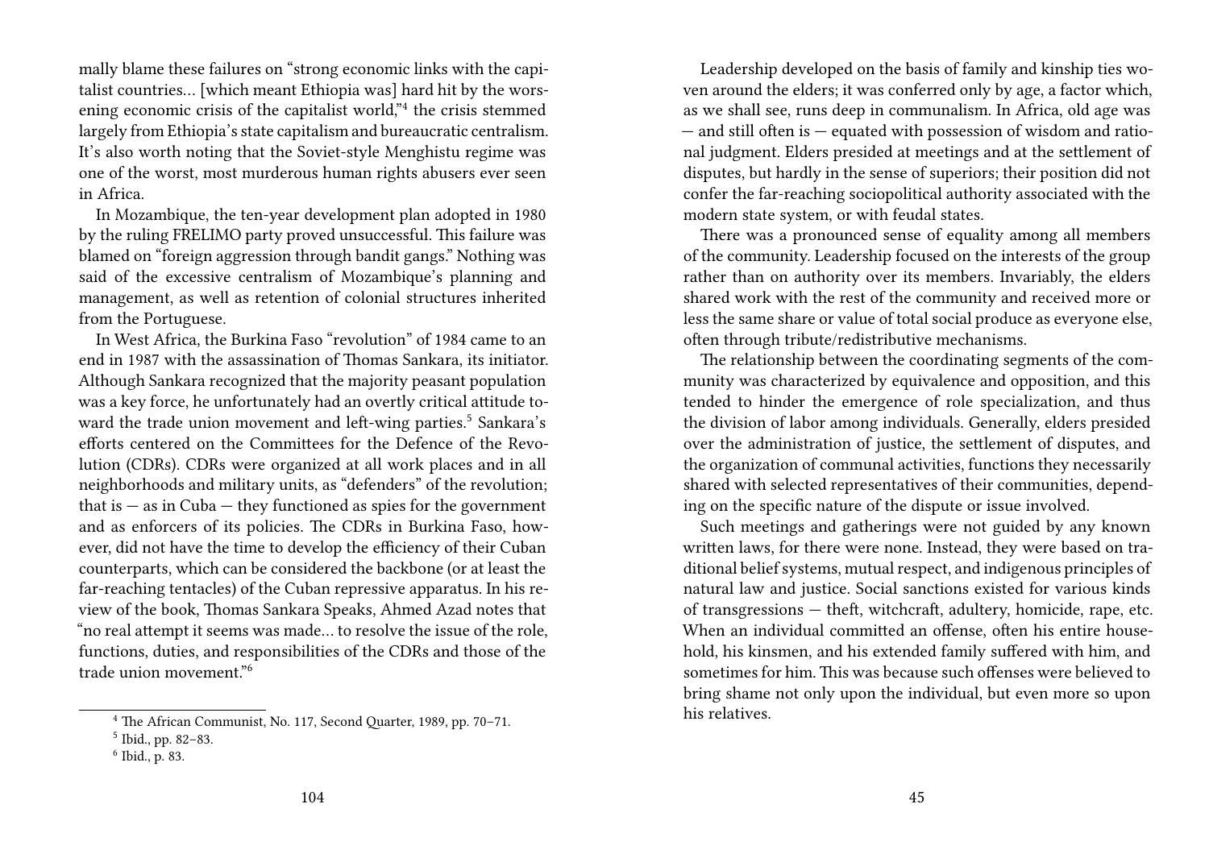mally blame these failures on "strong economic links with the capitalist countries… [which meant Ethiopia was] hard hit by the worsening economic crisis of the capitalist world,"[4] the crisis stemmed largely from Ethiopia's state capitalism and bureaucratic centralism. It's also worth noting that the Soviet-style Menghistu regime was one of the worst, most murderous human rights abusers ever seen in Africa.

In Mozambique, the ten-year development plan adopted in 1980 by the ruling FRELIMO party proved unsuccessful. This failure was blamed on "foreign aggression through bandit gangs." Nothing was said of the excessive centralism of Mozambique's planning and management, as well as retention of colonial structures inherited from the Portuguese.

In West Africa, the Burkina Faso "revolution" of 1984 came to an end in 1987 with the assassination of Thomas Sankara, its initiator. Although Sankara recognized that the majority peasant population was a key force, he unfortunately had an overtly critical attitude toward the trade union movement and left-wing parties.[5] Sankara's efforts centered on the Committees for the Defence of the Revolution (CDRs). CDRs were organized at all work places and in all neighborhoods and military units, as "defenders" of the revolution; that is — as in Cuba — they functioned as spies for the government and as enforcers of its policies. The CDRs in Burkina Faso, however, did not have the time to develop the efficiency of their Cuban counterparts, which can be considered the backbone (or at least the far-reaching tentacles) of the Cuban repressive apparatus. In his review of the book, Thomas Sankara Speaks, Ahmed Azad notes that "no real attempt it seems was made… to resolve the issue of the role, functions, duties, and responsibilities of the CDRs and those of the trade union movement."[6]

[4] The African Communist, No. 117, Second Quarter, 1989, pp. 70–71.

[5] Ibid., pp. 82–83.

[6] Ibid., p. 83.

Leadership developed on the basis of family and kinship ties woven around the elders; it was conferred only by age, a factor which, as we shall see, runs deep in communalism. In Africa, old age was — and still often is — equated with possession of wisdom and rational judgment. Elders presided at meetings and at the settlement of disputes, but hardly in the sense of superiors; their position did not confer the far-reaching sociopolitical authority associated with the modern state system, or with feudal states.

There was a pronounced sense of equality among all members of the community. Leadership focused on the interests of the group rather than on authority over its members. Invariably, the elders shared work with the rest of the community and received more or less the same share or value of total social produce as everyone else, often through tribute/redistributive mechanisms.

The relationship between the coordinating segments of the community was characterized by equivalence and opposition, and this tended to hinder the emergence of role specialization, and thus the division of labor among individuals. Generally, elders presided over the administration of justice, the settlement of disputes, and the organization of communal activities, functions they necessarily shared with selected representatives of their communities, depending on the specific nature of the dispute or issue involved.

Such meetings and gatherings were not guided by any known written laws, for there were none. Instead, they were based on traditional belief systems, mutual respect, and indigenous principles of natural law and justice. Social sanctions existed for various kinds of transgressions — theft, witchcraft, adultery, homicide, rape, etc. When an individual committed an offense, often his entire household, his kinsmen, and his extended family suffered with him, and sometimes for him. This was because such offenses were believed to bring shame not only upon the individual, but even more so upon his relatives.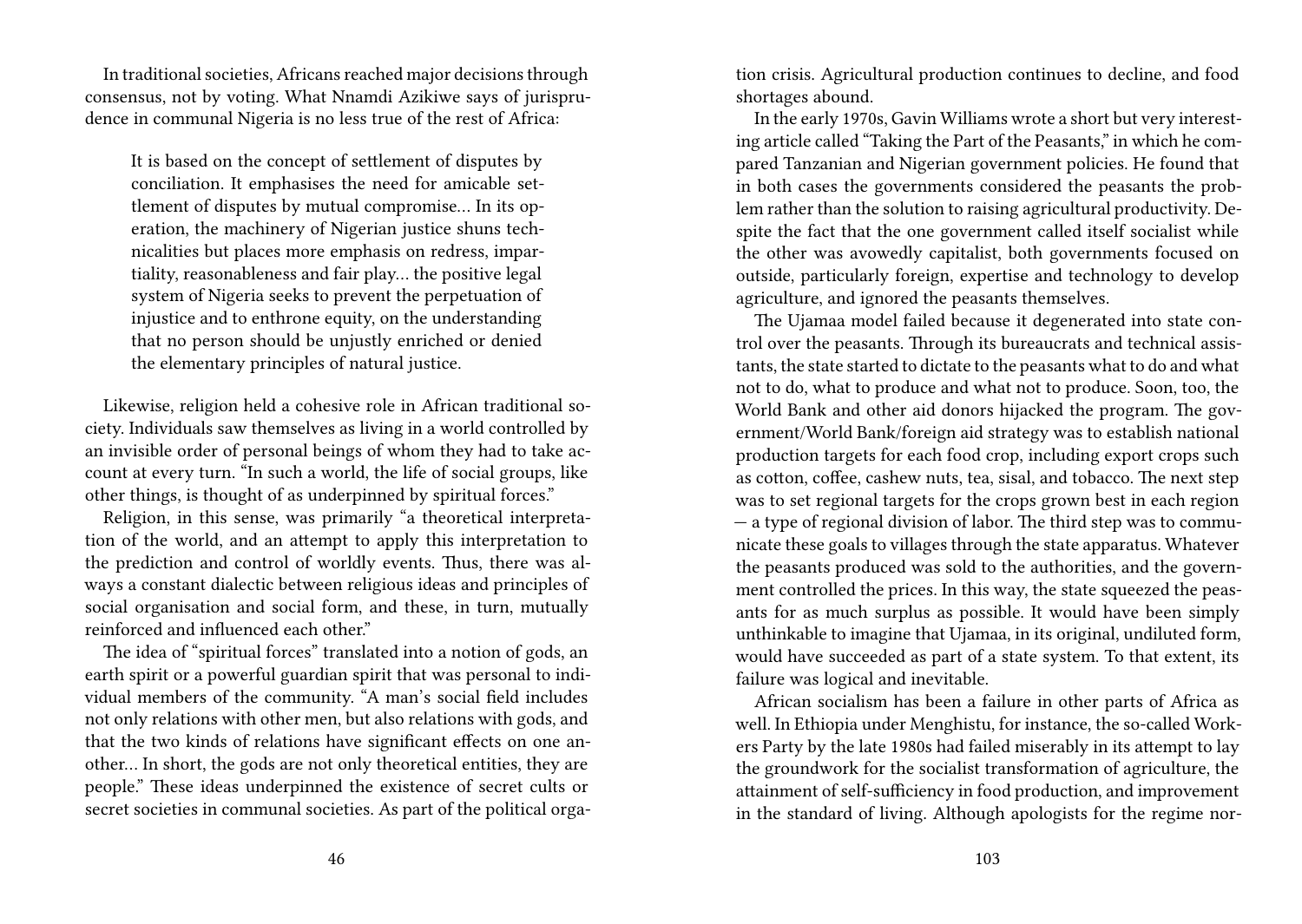In traditional societies, Africans reached major decisions through consensus, not by voting. What Nnamdi Azikiwe says of jurisprudence in communal Nigeria is no less true of the rest of Africa:

> It is based on the concept of settlement of disputes by conciliation. It emphasises the need for amicable settlement of disputes by mutual compromise… In its operation, the machinery of Nigerian justice shuns technicalities but places more emphasis on redress, impartiality, reasonableness and fair play… the positive legal system of Nigeria seeks to prevent the perpetuation of injustice and to enthrone equity, on the understanding that no person should be unjustly enriched or denied the elementary principles of natural justice.

Likewise, religion held a cohesive role in African traditional society. Individuals saw themselves as living in a world controlled by an invisible order of personal beings of whom they had to take account at every turn. "In such a world, the life of social groups, like other things, is thought of as underpinned by spiritual forces."

Religion, in this sense, was primarily "a theoretical interpretation of the world, and an attempt to apply this interpretation to the prediction and control of worldly events. Thus, there was always a constant dialectic between religious ideas and principles of social organisation and social form, and these, in turn, mutually reinforced and influenced each other."

The idea of "spiritual forces" translated into a notion of gods, an earth spirit or a powerful guardian spirit that was personal to individual members of the community. "A man's social field includes not only relations with other men, but also relations with gods, and that the two kinds of relations have significant effects on one another… In short, the gods are not only theoretical entities, they are people." These ideas underpinned the existence of secret cults or secret societies in communal societies. As part of the political orga-

tion crisis. Agricultural production continues to decline, and food shortages abound.

In the early 1970s, Gavin Williams wrote a short but very interesting article called "Taking the Part of the Peasants," in which he compared Tanzanian and Nigerian government policies. He found that in both cases the governments considered the peasants the problem rather than the solution to raising agricultural productivity. Despite the fact that the one government called itself socialist while the other was avowedly capitalist, both governments focused on outside, particularly foreign, expertise and technology to develop agriculture, and ignored the peasants themselves.

The Ujamaa model failed because it degenerated into state control over the peasants. Through its bureaucrats and technical assistants, the state started to dictate to the peasants what to do and what not to do, what to produce and what not to produce. Soon, too, the World Bank and other aid donors hijacked the program. The government/World Bank/foreign aid strategy was to establish national production targets for each food crop, including export crops such as cotton, coffee, cashew nuts, tea, sisal, and tobacco. The next step was to set regional targets for the crops grown best in each region — a type of regional division of labor. The third step was to communicate these goals to villages through the state apparatus. Whatever the peasants produced was sold to the authorities, and the government controlled the prices. In this way, the state squeezed the peasants for as much surplus as possible. It would have been simply unthinkable to imagine that Ujamaa, in its original, undiluted form, would have succeeded as part of a state system. To that extent, its failure was logical and inevitable.

African socialism has been a failure in other parts of Africa as well. In Ethiopia under Menghistu, for instance, the so-called Workers Party by the late 1980s had failed miserably in its attempt to lay the groundwork for the socialist transformation of agriculture, the attainment of self-sufficiency in food production, and improvement in the standard of living. Although apologists for the regime nor-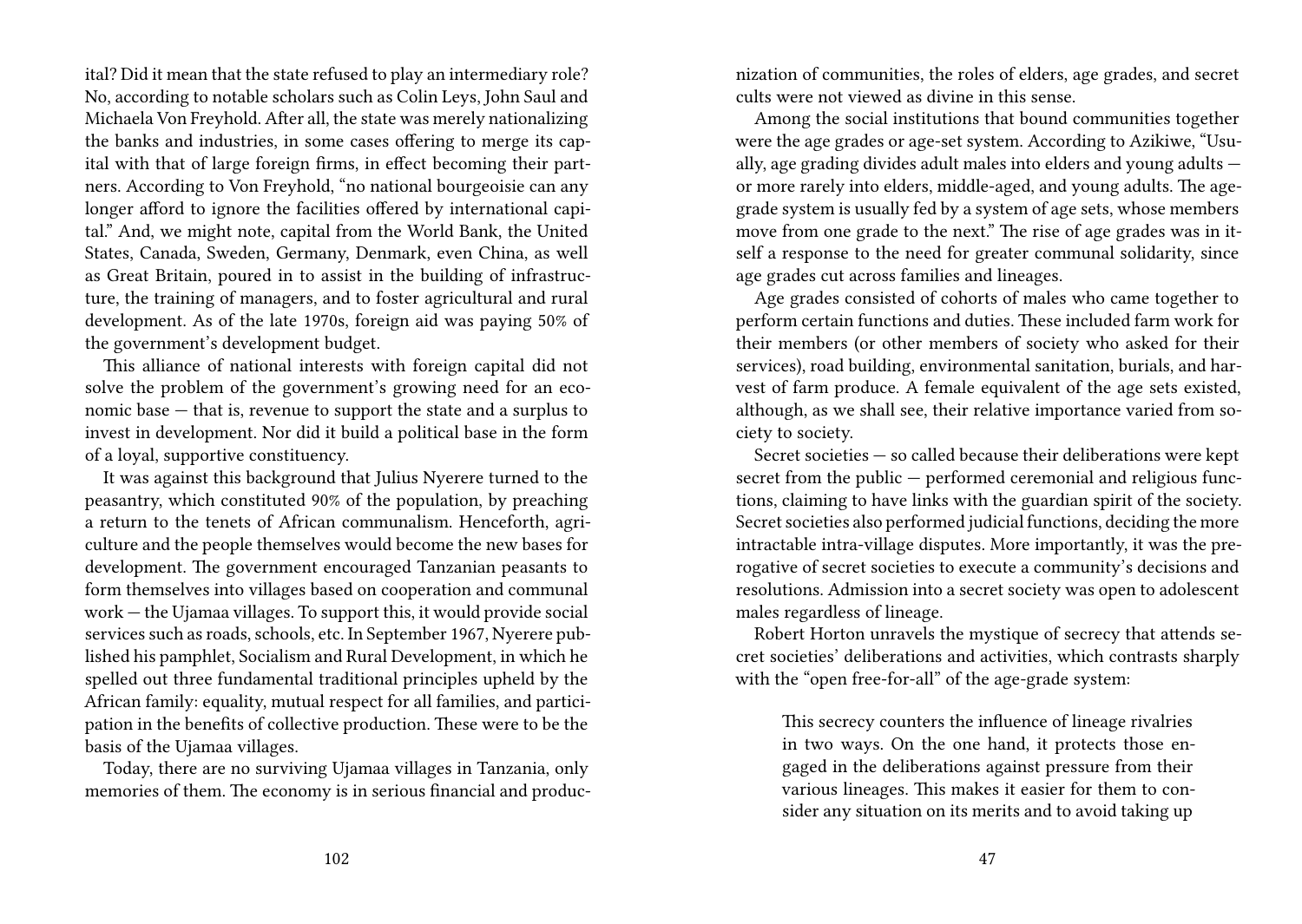ital? Did it mean that the state refused to play an intermediary role? No, according to notable scholars such as Colin Leys, John Saul and Michaela Von Freyhold. After all, the state was merely nationalizing the banks and industries, in some cases offering to merge its capital with that of large foreign firms, in effect becoming their partners. According to Von Freyhold, "no national bourgeoisie can any longer afford to ignore the facilities offered by international capital." And, we might note, capital from the World Bank, the United States, Canada, Sweden, Germany, Denmark, even China, as well as Great Britain, poured in to assist in the building of infrastructure, the training of managers, and to foster agricultural and rural development. As of the late 1970s, foreign aid was paying 50% of the government's development budget.

This alliance of national interests with foreign capital did not solve the problem of the government's growing need for an economic base — that is, revenue to support the state and a surplus to invest in development. Nor did it build a political base in the form of a loyal, supportive constituency.

It was against this background that Julius Nyerere turned to the peasantry, which constituted 90% of the population, by preaching a return to the tenets of African communalism. Henceforth, agriculture and the people themselves would become the new bases for development. The government encouraged Tanzanian peasants to form themselves into villages based on cooperation and communal work — the Ujamaa villages. To support this, it would provide social services such as roads, schools, etc. In September 1967, Nyerere published his pamphlet, Socialism and Rural Development, in which he spelled out three fundamental traditional principles upheld by the African family: equality, mutual respect for all families, and participation in the benefits of collective production. These were to be the basis of the Ujamaa villages.

Today, there are no surviving Ujamaa villages in Tanzania, only memories of them. The economy is in serious financial and produc-

nization of communities, the roles of elders, age grades, and secret cults were not viewed as divine in this sense.

Among the social institutions that bound communities together were the age grades or age-set system. According to Azikiwe, "Usually, age grading divides adult males into elders and young adults — or more rarely into elders, middle-aged, and young adults. The age-grade system is usually fed by a system of age sets, whose members move from one grade to the next." The rise of age grades was in itself a response to the need for greater communal solidarity, since age grades cut across families and lineages.

Age grades consisted of cohorts of males who came together to perform certain functions and duties. These included farm work for their members (or other members of society who asked for their services), road building, environmental sanitation, burials, and harvest of farm produce. A female equivalent of the age sets existed, although, as we shall see, their relative importance varied from society to society.

Secret societies — so called because their deliberations were kept secret from the public — performed ceremonial and religious functions, claiming to have links with the guardian spirit of the society. Secret societies also performed judicial functions, deciding the more intractable intra-village disputes. More importantly, it was the prerogative of secret societies to execute a community's decisions and resolutions. Admission into a secret society was open to adolescent males regardless of lineage.

Robert Horton unravels the mystique of secrecy that attends secret societies' deliberations and activities, which contrasts sharply with the "open free-for-all" of the age-grade system:

> This secrecy counters the influence of lineage rivalries in two ways. On the one hand, it protects those engaged in the deliberations against pressure from their various lineages. This makes it easier for them to consider any situation on its merits and to avoid taking up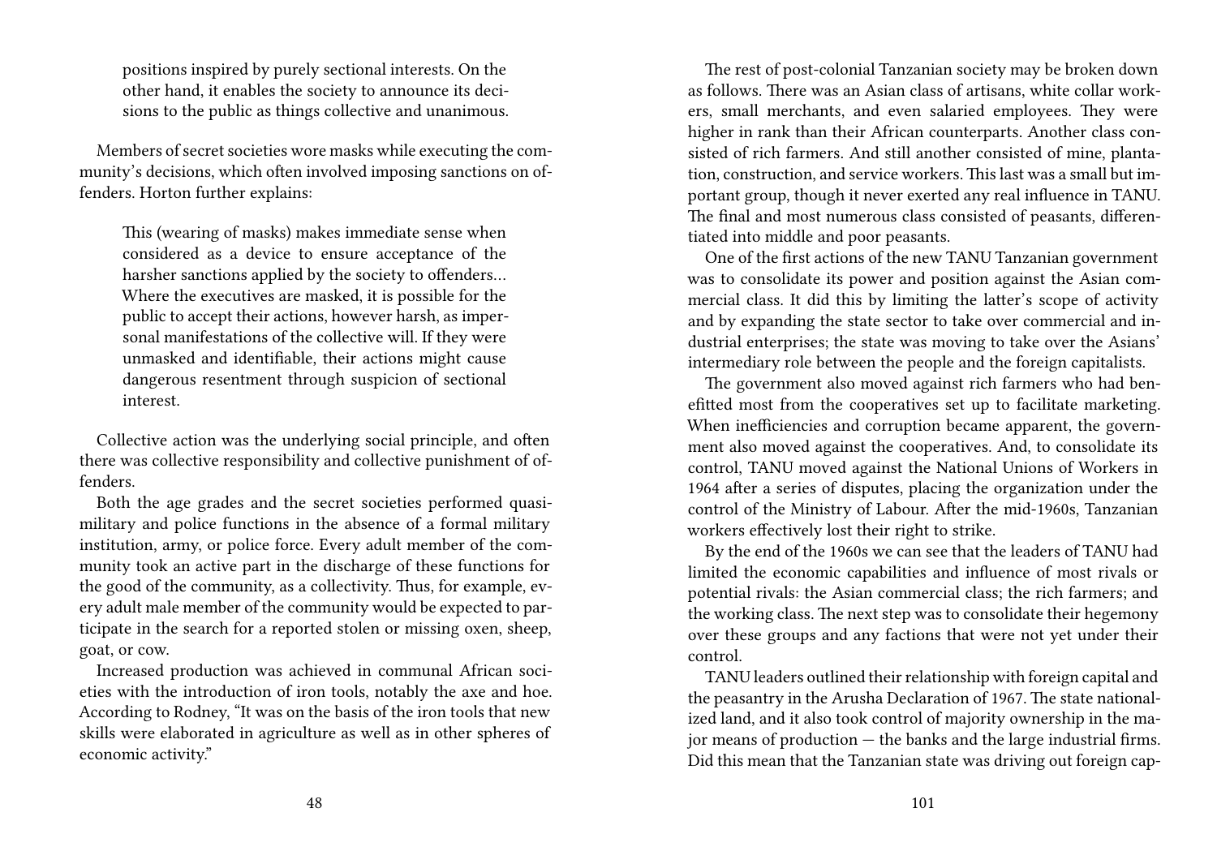positions inspired by purely sectional interests. On the other hand, it enables the society to announce its decisions to the public as things collective and unanimous.

Members of secret societies wore masks while executing the community's decisions, which often involved imposing sanctions on offenders. Horton further explains:

> This (wearing of masks) makes immediate sense when considered as a device to ensure acceptance of the harsher sanctions applied by the society to offenders… Where the executives are masked, it is possible for the public to accept their actions, however harsh, as impersonal manifestations of the collective will. If they were unmasked and identifiable, their actions might cause dangerous resentment through suspicion of sectional interest.

Collective action was the underlying social principle, and often there was collective responsibility and collective punishment of offenders.

Both the age grades and the secret societies performed quasi-military and police functions in the absence of a formal military institution, army, or police force. Every adult member of the community took an active part in the discharge of these functions for the good of the community, as a collectivity. Thus, for example, every adult male member of the community would be expected to participate in the search for a reported stolen or missing oxen, sheep, goat, or cow.

Increased production was achieved in communal African societies with the introduction of iron tools, notably the axe and hoe. According to Rodney, "It was on the basis of the iron tools that new skills were elaborated in agriculture as well as in other spheres of economic activity."

The rest of post-colonial Tanzanian society may be broken down as follows. There was an Asian class of artisans, white collar workers, small merchants, and even salaried employees. They were higher in rank than their African counterparts. Another class consisted of rich farmers. And still another consisted of mine, plantation, construction, and service workers. This last was a small but important group, though it never exerted any real influence in TANU. The final and most numerous class consisted of peasants, differentiated into middle and poor peasants.

One of the first actions of the new TANU Tanzanian government was to consolidate its power and position against the Asian commercial class. It did this by limiting the latter's scope of activity and by expanding the state sector to take over commercial and industrial enterprises; the state was moving to take over the Asians' intermediary role between the people and the foreign capitalists.

The government also moved against rich farmers who had benefitted most from the cooperatives set up to facilitate marketing. When inefficiencies and corruption became apparent, the government also moved against the cooperatives. And, to consolidate its control, TANU moved against the National Unions of Workers in 1964 after a series of disputes, placing the organization under the control of the Ministry of Labour. After the mid-1960s, Tanzanian workers effectively lost their right to strike.

By the end of the 1960s we can see that the leaders of TANU had limited the economic capabilities and influence of most rivals or potential rivals: the Asian commercial class; the rich farmers; and the working class. The next step was to consolidate their hegemony over these groups and any factions that were not yet under their control.

TANU leaders outlined their relationship with foreign capital and the peasantry in the Arusha Declaration of 1967. The state nationalized land, and it also took control of majority ownership in the major means of production — the banks and the large industrial firms. Did this mean that the Tanzanian state was driving out foreign cap-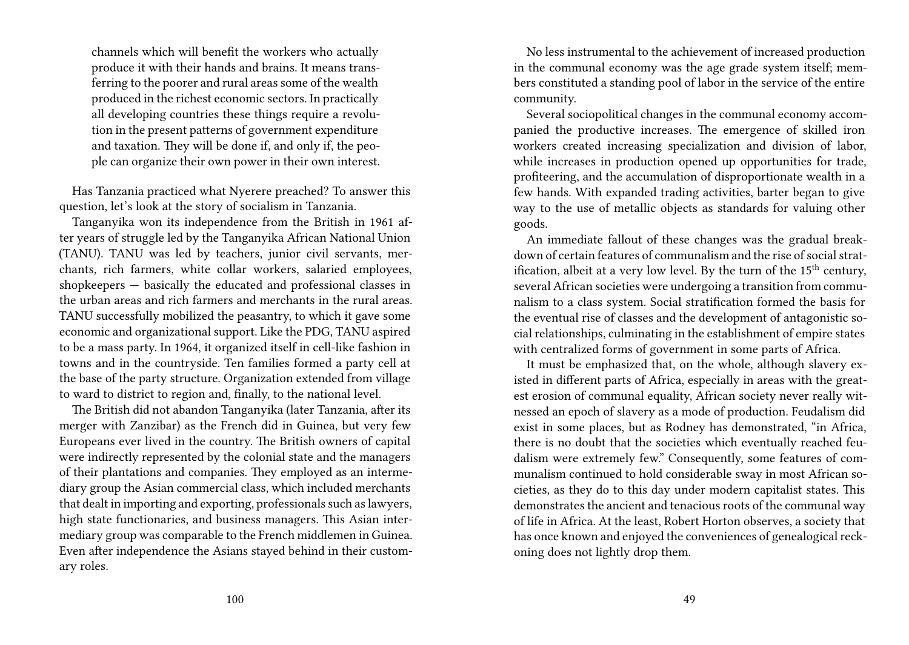channels which will benefit the workers who actually produce it with their hands and brains. It means transferring to the poorer and rural areas some of the wealth produced in the richest economic sectors. In practically all developing countries these things require a revolution in the present patterns of government expenditure and taxation. They will be done if, and only if, the people can organize their own power in their own interest.

Has Tanzania practiced what Nyerere preached? To answer this question, let's look at the story of socialism in Tanzania.

Tanganyika won its independence from the British in 1961 after years of struggle led by the Tanganyika African National Union (TANU). TANU was led by teachers, junior civil servants, merchants, rich farmers, white collar workers, salaried employees, shopkeepers — basically the educated and professional classes in the urban areas and rich farmers and merchants in the rural areas. TANU successfully mobilized the peasantry, to which it gave some economic and organizational support. Like the PDG, TANU aspired to be a mass party. In 1964, it organized itself in cell-like fashion in towns and in the countryside. Ten families formed a party cell at the base of the party structure. Organization extended from village to ward to district to region and, finally, to the national level.

The British did not abandon Tanganyika (later Tanzania, after its merger with Zanzibar) as the French did in Guinea, but very few Europeans ever lived in the country. The British owners of capital were indirectly represented by the colonial state and the managers of their plantations and companies. They employed as an intermediary group the Asian commercial class, which included merchants that dealt in importing and exporting, professionals such as lawyers, high state functionaries, and business managers. This Asian intermediary group was comparable to the French middlemen in Guinea. Even after independence the Asians stayed behind in their customary roles.

No less instrumental to the achievement of increased production in the communal economy was the age grade system itself; members constituted a standing pool of labor in the service of the entire community.

Several sociopolitical changes in the communal economy accompanied the productive increases. The emergence of skilled iron workers created increasing specialization and division of labor, while increases in production opened up opportunities for trade, profiteering, and the accumulation of disproportionate wealth in a few hands. With expanded trading activities, barter began to give way to the use of metallic objects as standards for valuing other goods.

An immediate fallout of these changes was the gradual breakdown of certain features of communalism and the rise of social stratification, albeit at a very low level. By the turn of the 15th century, several African societies were undergoing a transition from communalism to a class system. Social stratification formed the basis for the eventual rise of classes and the development of antagonistic social relationships, culminating in the establishment of empire states with centralized forms of government in some parts of Africa.

It must be emphasized that, on the whole, although slavery existed in different parts of Africa, especially in areas with the greatest erosion of communal equality, African society never really witnessed an epoch of slavery as a mode of production. Feudalism did exist in some places, but as Rodney has demonstrated, "in Africa, there is no doubt that the societies which eventually reached feudalism were extremely few." Consequently, some features of communalism continued to hold considerable sway in most African societies, as they do to this day under modern capitalist states. This demonstrates the ancient and tenacious roots of the communal way of life in Africa. At the least, Robert Horton observes, a society that has once known and enjoyed the conveniences of genealogical reckoning does not lightly drop them.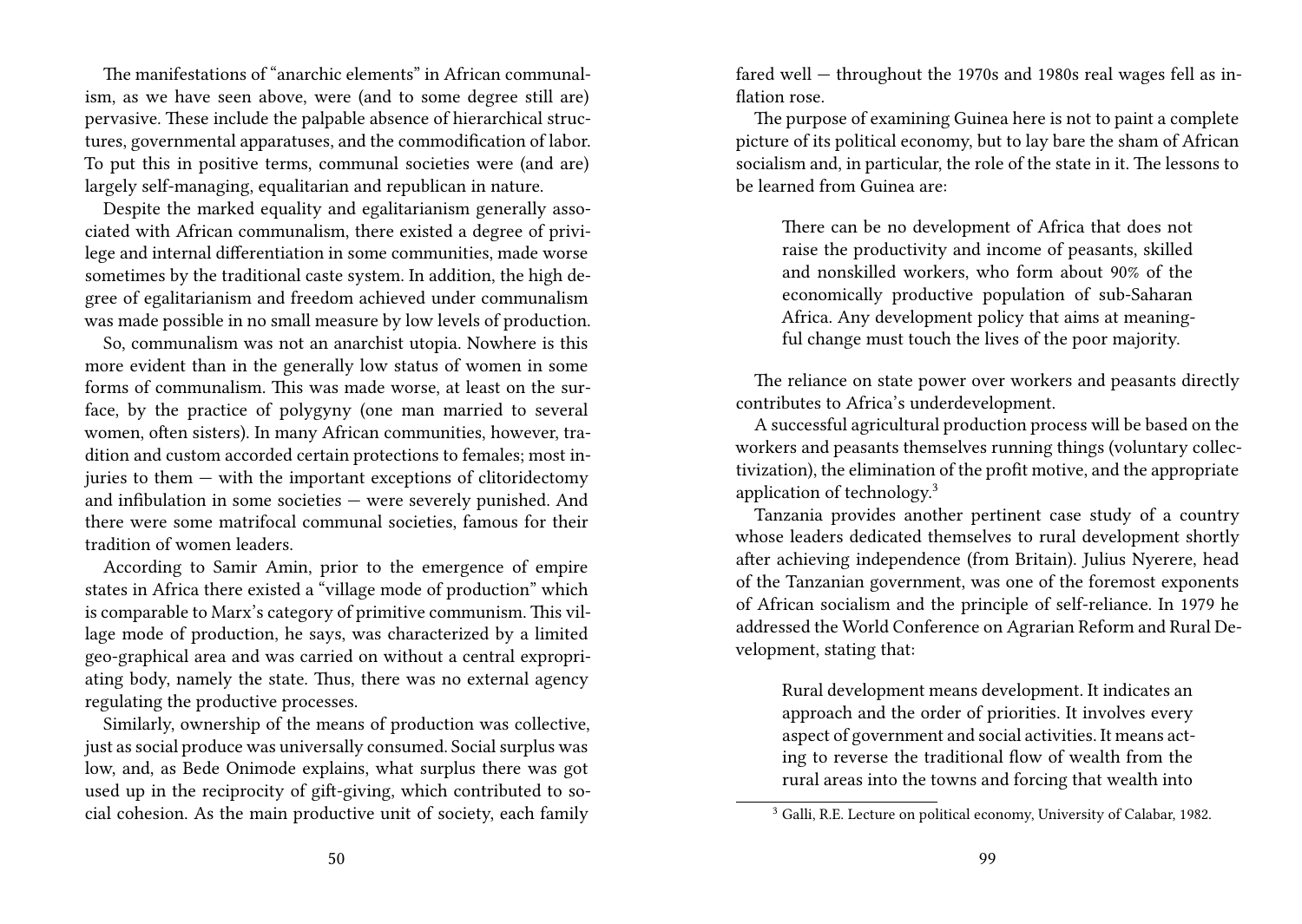The manifestations of "anarchic elements" in African communalism, as we have seen above, were (and to some degree still are) pervasive. These include the palpable absence of hierarchical structures, governmental apparatuses, and the commodification of labor. To put this in positive terms, communal societies were (and are) largely self-managing, equalitarian and republican in nature.

Despite the marked equality and egalitarianism generally associated with African communalism, there existed a degree of privilege and internal differentiation in some communities, made worse sometimes by the traditional caste system. In addition, the high degree of egalitarianism and freedom achieved under communalism was made possible in no small measure by low levels of production.

So, communalism was not an anarchist utopia. Nowhere is this more evident than in the generally low status of women in some forms of communalism. This was made worse, at least on the surface, by the practice of polygyny (one man married to several women, often sisters). In many African communities, however, tradition and custom accorded certain protections to females; most injuries to them — with the important exceptions of clitoridectomy and infibulation in some societies — were severely punished. And there were some matrifocal communal societies, famous for their tradition of women leaders.

According to Samir Amin, prior to the emergence of empire states in Africa there existed a "village mode of production" which is comparable to Marx's category of primitive communism. This village mode of production, he says, was characterized by a limited geo-graphical area and was carried on without a central expropriating body, namely the state. Thus, there was no external agency regulating the productive processes.

Similarly, ownership of the means of production was collective, just as social produce was universally consumed. Social surplus was low, and, as Bede Onimode explains, what surplus there was got used up in the reciprocity of gift-giving, which contributed to social cohesion. As the main productive unit of society, each family

fared well — throughout the 1970s and 1980s real wages fell as inflation rose.

The purpose of examining Guinea here is not to paint a complete picture of its political economy, but to lay bare the sham of African socialism and, in particular, the role of the state in it. The lessons to be learned from Guinea are:

> There can be no development of Africa that does not raise the productivity and income of peasants, skilled and nonskilled workers, who form about 90% of the economically productive population of sub-Saharan Africa. Any development policy that aims at meaningful change must touch the lives of the poor majority.

The reliance on state power over workers and peasants directly contributes to Africa's underdevelopment.

A successful agricultural production process will be based on the workers and peasants themselves running things (voluntary collectivization), the elimination of the profit motive, and the appropriate application of technology.[3]

Tanzania provides another pertinent case study of a country whose leaders dedicated themselves to rural development shortly after achieving independence (from Britain). Julius Nyerere, head of the Tanzanian government, was one of the foremost exponents of African socialism and the principle of self-reliance. In 1979 he addressed the World Conference on Agrarian Reform and Rural Development, stating that:

> Rural development means development. It indicates an approach and the order of priorities. It involves every aspect of government and social activities. It means acting to reverse the traditional flow of wealth from the rural areas into the towns and forcing that wealth into

[3] Galli, R.E. Lecture on political economy, University of Calabar, 1982.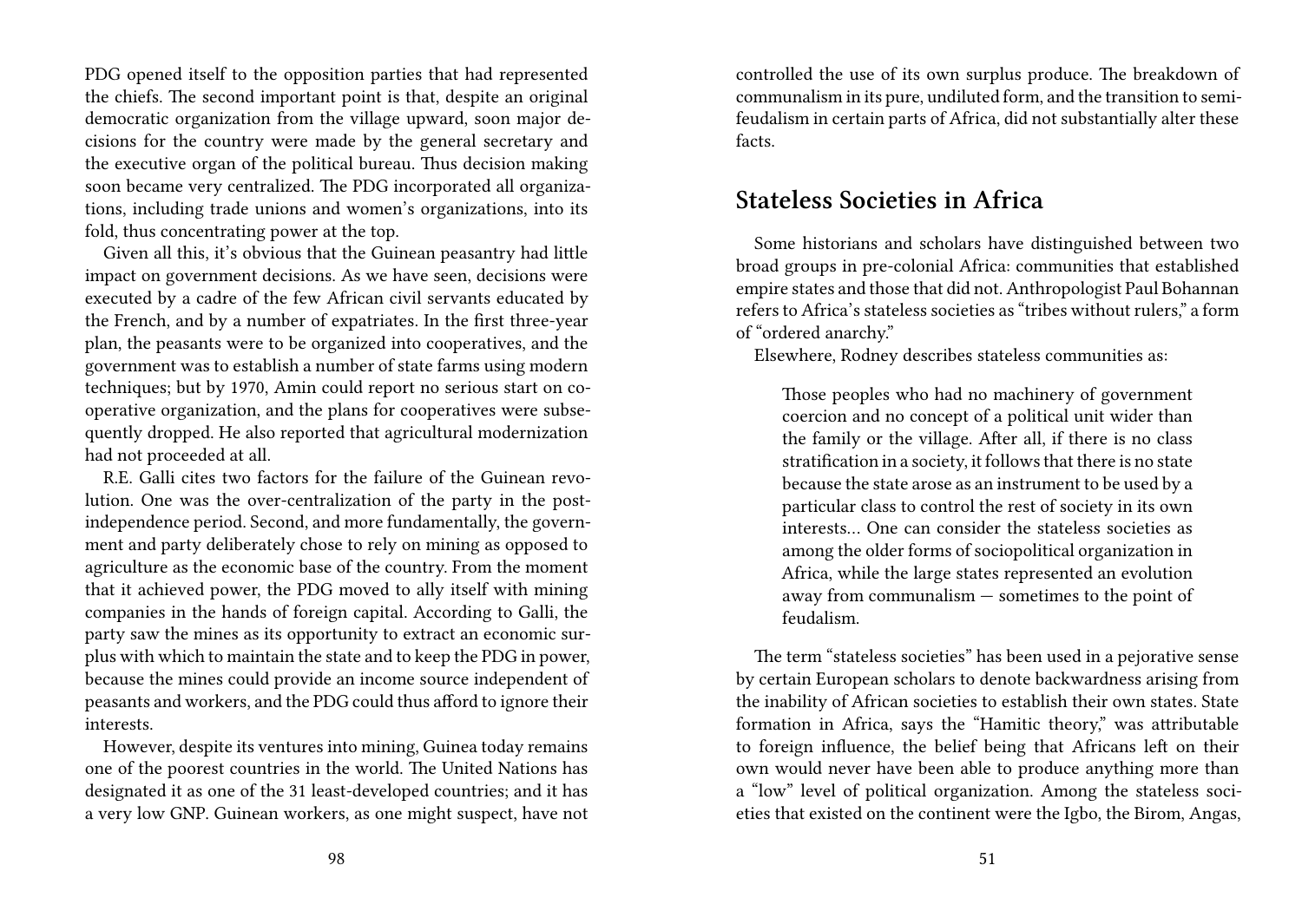PDG opened itself to the opposition parties that had represented the chiefs. The second important point is that, despite an original democratic organization from the village upward, soon major decisions for the country were made by the general secretary and the executive organ of the political bureau. Thus decision making soon became very centralized. The PDG incorporated all organizations, including trade unions and women's organizations, into its fold, thus concentrating power at the top.

Given all this, it's obvious that the Guinean peasantry had little impact on government decisions. As we have seen, decisions were executed by a cadre of the few African civil servants educated by the French, and by a number of expatriates. In the first three-year plan, the peasants were to be organized into cooperatives, and the government was to establish a number of state farms using modern techniques; but by 1970, Amin could report no serious start on cooperative organization, and the plans for cooperatives were subsequently dropped. He also reported that agricultural modernization had not proceeded at all.

R.E. Galli cites two factors for the failure of the Guinean revolution. One was the over-centralization of the party in the post-independence period. Second, and more fundamentally, the government and party deliberately chose to rely on mining as opposed to agriculture as the economic base of the country. From the moment that it achieved power, the PDG moved to ally itself with mining companies in the hands of foreign capital. According to Galli, the party saw the mines as its opportunity to extract an economic surplus with which to maintain the state and to keep the PDG in power, because the mines could provide an income source independent of peasants and workers, and the PDG could thus afford to ignore their interests.

However, despite its ventures into mining, Guinea today remains one of the poorest countries in the world. The United Nations has designated it as one of the 31 least-developed countries; and it has a very low GNP. Guinean workers, as one might suspect, have not

controlled the use of its own surplus produce. The breakdown of communalism in its pure, undiluted form, and the transition to semi-feudalism in certain parts of Africa, did not substantially alter these facts.

## Stateless Societies in Africa

Some historians and scholars have distinguished between two broad groups in pre-colonial Africa: communities that established empire states and those that did not. Anthropologist Paul Bohannan refers to Africa's stateless societies as "tribes without rulers," a form of "ordered anarchy."

Elsewhere, Rodney describes stateless communities as:

> Those peoples who had no machinery of government coercion and no concept of a political unit wider than the family or the village. After all, if there is no class stratification in a society, it follows that there is no state because the state arose as an instrument to be used by a particular class to control the rest of society in its own interests… One can consider the stateless societies as among the older forms of sociopolitical organization in Africa, while the large states represented an evolution away from communalism — sometimes to the point of feudalism.

The term "stateless societies" has been used in a pejorative sense by certain European scholars to denote backwardness arising from the inability of African societies to establish their own states. State formation in Africa, says the "Hamitic theory," was attributable to foreign influence, the belief being that Africans left on their own would never have been able to produce anything more than a "low" level of political organization. Among the stateless societies that existed on the continent were the Igbo, the Birom, Angas,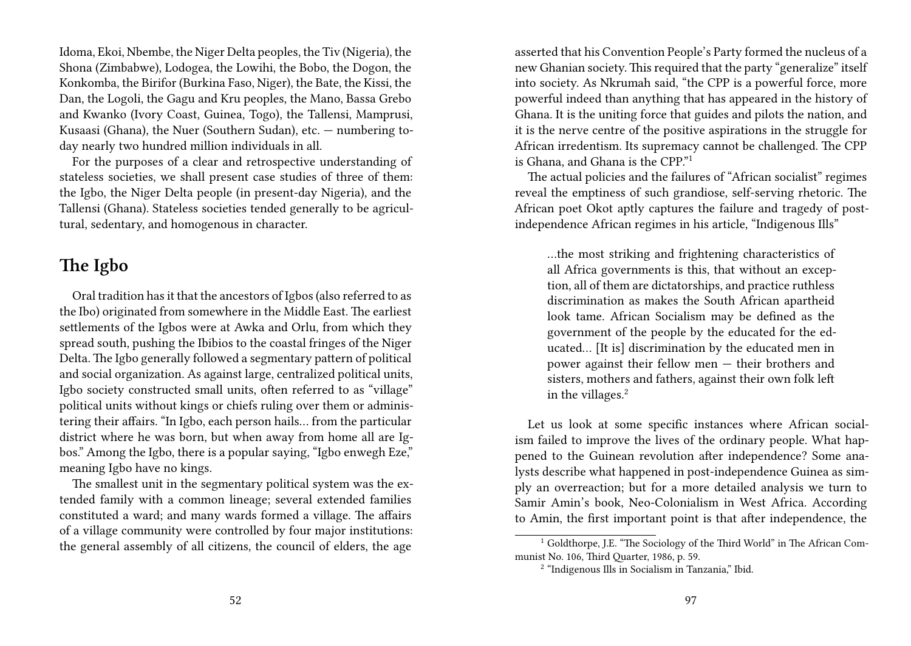Idoma, Ekoi, Nbembe, the Niger Delta peoples, the Tiv (Nigeria), the Shona (Zimbabwe), Lodogea, the Lowihi, the Bobo, the Dogon, the Konkomba, the Birifor (Burkina Faso, Niger), the Bate, the Kissi, the Dan, the Logoli, the Gagu and Kru peoples, the Mano, Bassa Grebo and Kwanko (Ivory Coast, Guinea, Togo), the Tallensi, Mamprusi, Kusaasi (Ghana), the Nuer (Southern Sudan), etc. — numbering today nearly two hundred million individuals in all.

For the purposes of a clear and retrospective understanding of stateless societies, we shall present case studies of three of them: the Igbo, the Niger Delta people (in present-day Nigeria), and the Tallensi (Ghana). Stateless societies tended generally to be agricultural, sedentary, and homogenous in character.

## The Igbo

Oral tradition has it that the ancestors of Igbos (also referred to as the Ibo) originated from somewhere in the Middle East. The earliest settlements of the Igbos were at Awka and Orlu, from which they spread south, pushing the Ibibios to the coastal fringes of the Niger Delta. The Igbo generally followed a segmentary pattern of political and social organization. As against large, centralized political units, Igbo society constructed small units, often referred to as "village" political units without kings or chiefs ruling over them or administering their affairs. "In Igbo, each person hails… from the particular district where he was born, but when away from home all are Igbos." Among the Igbo, there is a popular saying, "Igbo enwegh Eze," meaning Igbo have no kings.

The smallest unit in the segmentary political system was the extended family with a common lineage; several extended families constituted a ward; and many wards formed a village. The affairs of a village community were controlled by four major institutions: the general assembly of all citizens, the council of elders, the age

asserted that his Convention People's Party formed the nucleus of a new Ghanian society. This required that the party "generalize" itself into society. As Nkrumah said, "the CPP is a powerful force, more powerful indeed than anything that has appeared in the history of Ghana. It is the uniting force that guides and pilots the nation, and it is the nerve centre of the positive aspirations in the struggle for African irredentism. Its supremacy cannot be challenged. The CPP is Ghana, and Ghana is the CPP."[1]

The actual policies and the failures of "African socialist" regimes reveal the emptiness of such grandiose, self-serving rhetoric. The African poet Okot aptly captures the failure and tragedy of post-independence African regimes in his article, "Indigenous Ills"

> …the most striking and frightening characteristics of all Africa governments is this, that without an exception, all of them are dictatorships, and practice ruthless discrimination as makes the South African apartheid look tame. African Socialism may be defined as the government of the people by the educated for the educated… [It is] discrimination by the educated men in power against their fellow men — their brothers and sisters, mothers and fathers, against their own folk left in the villages.[2]

Let us look at some specific instances where African socialism failed to improve the lives of the ordinary people. What happened to the Guinean revolution after independence? Some analysts describe what happened in post-independence Guinea as simply an overreaction; but for a more detailed analysis we turn to Samir Amin's book, Neo-Colonialism in West Africa. According to Amin, the first important point is that after independence, the

[1] Goldthorpe, J.E. "The Sociology of the Third World" in The African Communist No. 106, Third Quarter, 1986, p. 59.

[2] "Indigenous Ills in Socialism in Tanzania," Ibid.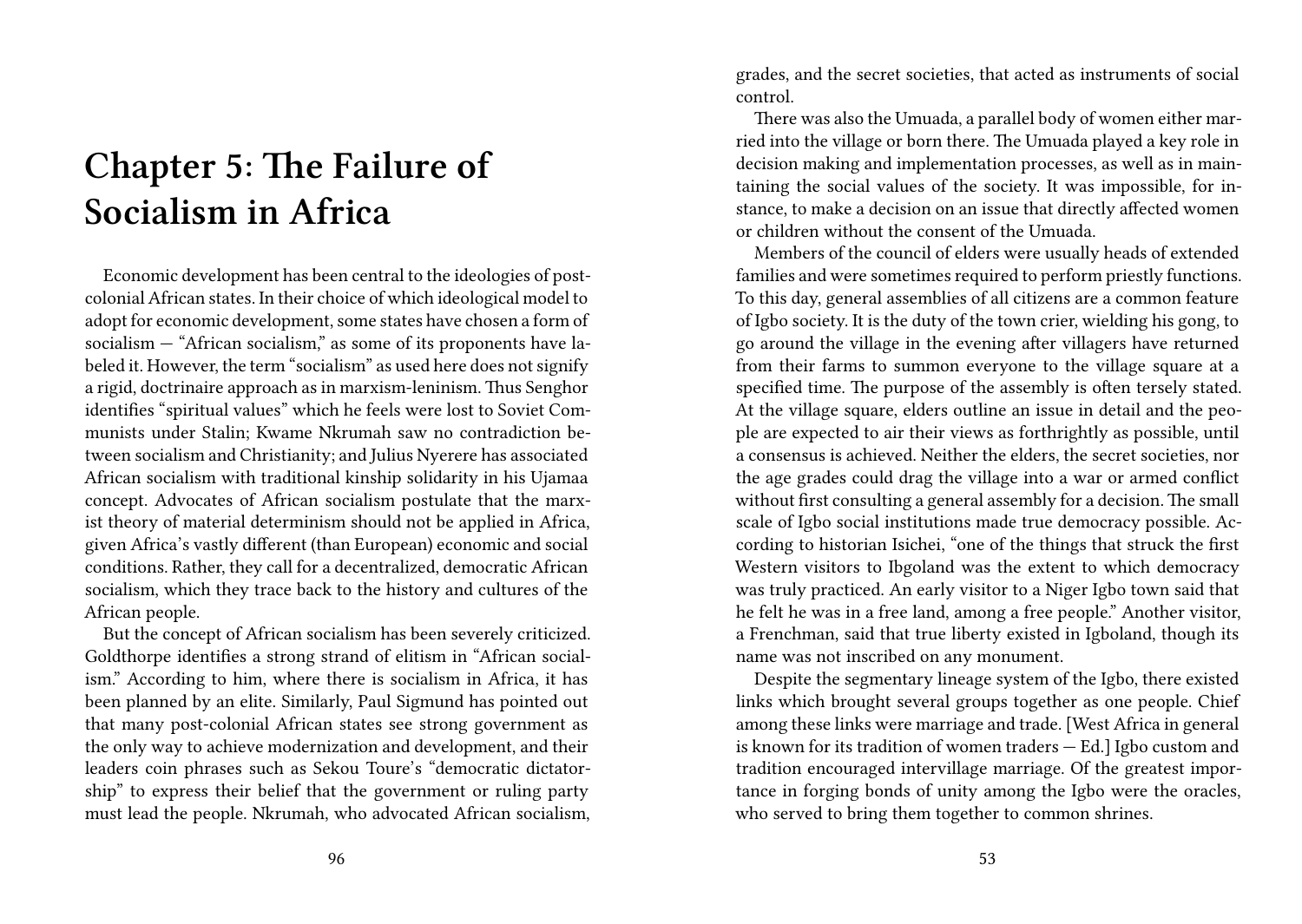# Chapter 5: The Failure of Socialism in Africa

Economic development has been central to the ideologies of post-colonial African states. In their choice of which ideological model to adopt for economic development, some states have chosen a form of socialism — "African socialism," as some of its proponents have labeled it. However, the term "socialism" as used here does not signify a rigid, doctrinaire approach as in marxism-leninism. Thus Senghor identifies "spiritual values" which he feels were lost to Soviet Communists under Stalin; Kwame Nkrumah saw no contradiction between socialism and Christianity; and Julius Nyerere has associated African socialism with traditional kinship solidarity in his Ujamaa concept. Advocates of African socialism postulate that the marxist theory of material determinism should not be applied in Africa, given Africa's vastly different (than European) economic and social conditions. Rather, they call for a decentralized, democratic African socialism, which they trace back to the history and cultures of the African people.

But the concept of African socialism has been severely criticized. Goldthorpe identifies a strong strand of elitism in "African socialism." According to him, where there is socialism in Africa, it has been planned by an elite. Similarly, Paul Sigmund has pointed out that many post-colonial African states see strong government as the only way to achieve modernization and development, and their leaders coin phrases such as Sekou Toure's "democratic dictatorship" to express their belief that the government or ruling party must lead the people. Nkrumah, who advocated African socialism,

grades, and the secret societies, that acted as instruments of social control.

There was also the Umuada, a parallel body of women either married into the village or born there. The Umuada played a key role in decision making and implementation processes, as well as in maintaining the social values of the society. It was impossible, for instance, to make a decision on an issue that directly affected women or children without the consent of the Umuada.

Members of the council of elders were usually heads of extended families and were sometimes required to perform priestly functions. To this day, general assemblies of all citizens are a common feature of Igbo society. It is the duty of the town crier, wielding his gong, to go around the village in the evening after villagers have returned from their farms to summon everyone to the village square at a specified time. The purpose of the assembly is often tersely stated. At the village square, elders outline an issue in detail and the people are expected to air their views as forthrightly as possible, until a consensus is achieved. Neither the elders, the secret societies, nor the age grades could drag the village into a war or armed conflict without first consulting a general assembly for a decision. The small scale of Igbo social institutions made true democracy possible. According to historian Isichei, "one of the things that struck the first Western visitors to Ibgoland was the extent to which democracy was truly practiced. An early visitor to a Niger Igbo town said that he felt he was in a free land, among a free people." Another visitor, a Frenchman, said that true liberty existed in Igboland, though its name was not inscribed on any monument.

Despite the segmentary lineage system of the Igbo, there existed links which brought several groups together as one people. Chief among these links were marriage and trade. [West Africa in general is known for its tradition of women traders — Ed.] Igbo custom and tradition encouraged intervillage marriage. Of the greatest importance in forging bonds of unity among the Igbo were the oracles, who served to bring them together to common shrines.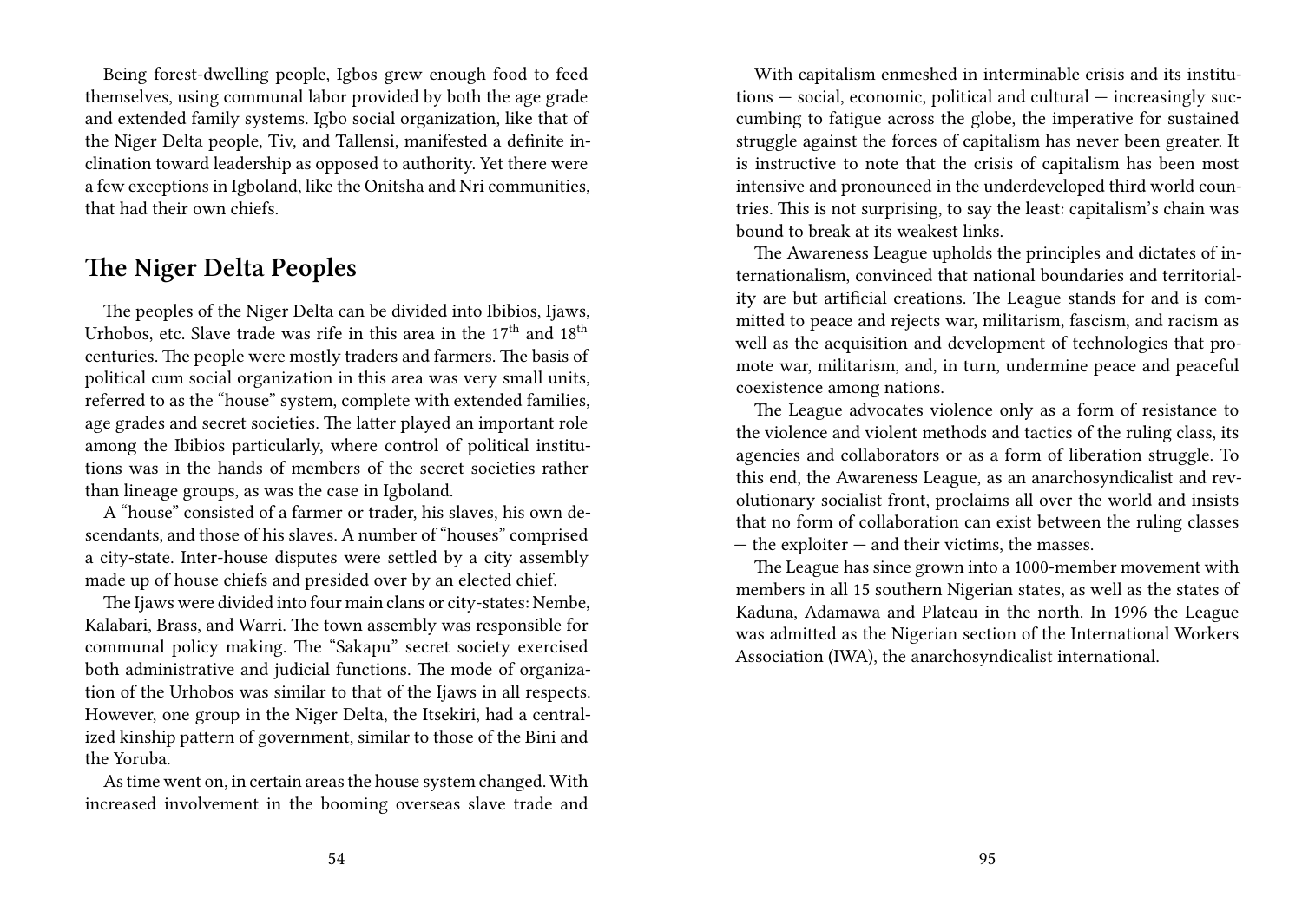Being forest-dwelling people, Igbos grew enough food to feed themselves, using communal labor provided by both the age grade and extended family systems. Igbo social organization, like that of the Niger Delta people, Tiv, and Tallensi, manifested a definite inclination toward leadership as opposed to authority. Yet there were a few exceptions in Igboland, like the Onitsha and Nri communities, that had their own chiefs.

## The Niger Delta Peoples

The peoples of the Niger Delta can be divided into Ibibios, Ijaws, Urhobos, etc. Slave trade was rife in this area in the 17th and 18th centuries. The people were mostly traders and farmers. The basis of political cum social organization in this area was very small units, referred to as the "house" system, complete with extended families, age grades and secret societies. The latter played an important role among the Ibibios particularly, where control of political institutions was in the hands of members of the secret societies rather than lineage groups, as was the case in Igboland.

A "house" consisted of a farmer or trader, his slaves, his own descendants, and those of his slaves. A number of "houses" comprised a city-state. Inter-house disputes were settled by a city assembly made up of house chiefs and presided over by an elected chief.

The Ijaws were divided into four main clans or city-states: Nembe, Kalabari, Brass, and Warri. The town assembly was responsible for communal policy making. The "Sakapu" secret society exercised both administrative and judicial functions. The mode of organization of the Urhobos was similar to that of the Ijaws in all respects. However, one group in the Niger Delta, the Itsekiri, had a centralized kinship pattern of government, similar to those of the Bini and the Yoruba.

As time went on, in certain areas the house system changed. With increased involvement in the booming overseas slave trade and

With capitalism enmeshed in interminable crisis and its institutions — social, economic, political and cultural — increasingly succumbing to fatigue across the globe, the imperative for sustained struggle against the forces of capitalism has never been greater. It is instructive to note that the crisis of capitalism has been most intensive and pronounced in the underdeveloped third world countries. This is not surprising, to say the least: capitalism's chain was bound to break at its weakest links.

The Awareness League upholds the principles and dictates of internationalism, convinced that national boundaries and territoriality are but artificial creations. The League stands for and is committed to peace and rejects war, militarism, fascism, and racism as well as the acquisition and development of technologies that promote war, militarism, and, in turn, undermine peace and peaceful coexistence among nations.

The League advocates violence only as a form of resistance to the violence and violent methods and tactics of the ruling class, its agencies and collaborators or as a form of liberation struggle. To this end, the Awareness League, as an anarchosyndicalist and revolutionary socialist front, proclaims all over the world and insists that no form of collaboration can exist between the ruling classes — the exploiter — and their victims, the masses.

The League has since grown into a 1000-member movement with members in all 15 southern Nigerian states, as well as the states of Kaduna, Adamawa and Plateau in the north. In 1996 the League was admitted as the Nigerian section of the International Workers Association (IWA), the anarchosyndicalist international.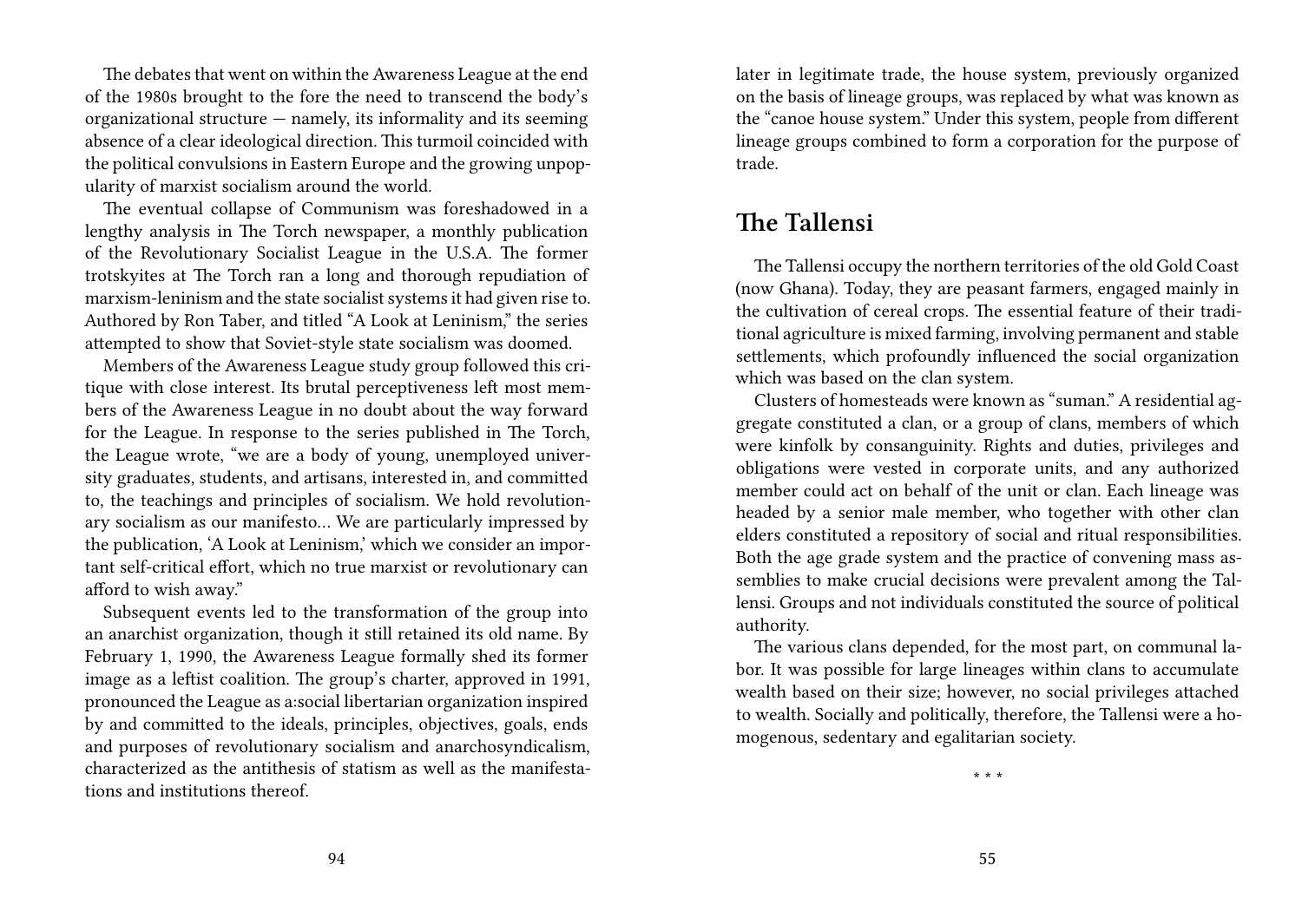The debates that went on within the Awareness League at the end of the 1980s brought to the fore the need to transcend the body's organizational structure — namely, its informality and its seeming absence of a clear ideological direction. This turmoil coincided with the political convulsions in Eastern Europe and the growing unpopularity of marxist socialism around the world.

The eventual collapse of Communism was foreshadowed in a lengthy analysis in The Torch newspaper, a monthly publication of the Revolutionary Socialist League in the U.S.A. The former trotskyites at The Torch ran a long and thorough repudiation of marxism-leninism and the state socialist systems it had given rise to. Authored by Ron Taber, and titled "A Look at Leninism," the series attempted to show that Soviet-style state socialism was doomed.

Members of the Awareness League study group followed this critique with close interest. Its brutal perceptiveness left most members of the Awareness League in no doubt about the way forward for the League. In response to the series published in The Torch, the League wrote, "we are a body of young, unemployed university graduates, students, and artisans, interested in, and committed to, the teachings and principles of socialism. We hold revolutionary socialism as our manifesto… We are particularly impressed by the publication, 'A Look at Leninism,' which we consider an important self-critical effort, which no true marxist or revolutionary can afford to wish away."

Subsequent events led to the transformation of the group into an anarchist organization, though it still retained its old name. By February 1, 1990, the Awareness League formally shed its former image as a leftist coalition. The group's charter, approved in 1991, pronounced the League as a:social libertarian organization inspired by and committed to the ideals, principles, objectives, goals, ends and purposes of revolutionary socialism and anarchosyndicalism, characterized as the antithesis of statism as well as the manifestations and institutions thereof.

later in legitimate trade, the house system, previously organized on the basis of lineage groups, was replaced by what was known as the "canoe house system." Under this system, people from different lineage groups combined to form a corporation for the purpose of trade.

## The Tallensi

The Tallensi occupy the northern territories of the old Gold Coast (now Ghana). Today, they are peasant farmers, engaged mainly in the cultivation of cereal crops. The essential feature of their traditional agriculture is mixed farming, involving permanent and stable settlements, which profoundly influenced the social organization which was based on the clan system.

Clusters of homesteads were known as "suman." A residential aggregate constituted a clan, or a group of clans, members of which were kinfolk by consanguinity. Rights and duties, privileges and obligations were vested in corporate units, and any authorized member could act on behalf of the unit or clan. Each lineage was headed by a senior male member, who together with other clan elders constituted a repository of social and ritual responsibilities. Both the age grade system and the practice of convening mass assemblies to make crucial decisions were prevalent among the Tallensi. Groups and not individuals constituted the source of political authority.

The various clans depended, for the most part, on communal labor. It was possible for large lineages within clans to accumulate wealth based on their size; however, no social privileges attached to wealth. Socially and politically, therefore, the Tallensi were a homogenous, sedentary and egalitarian society.

* * *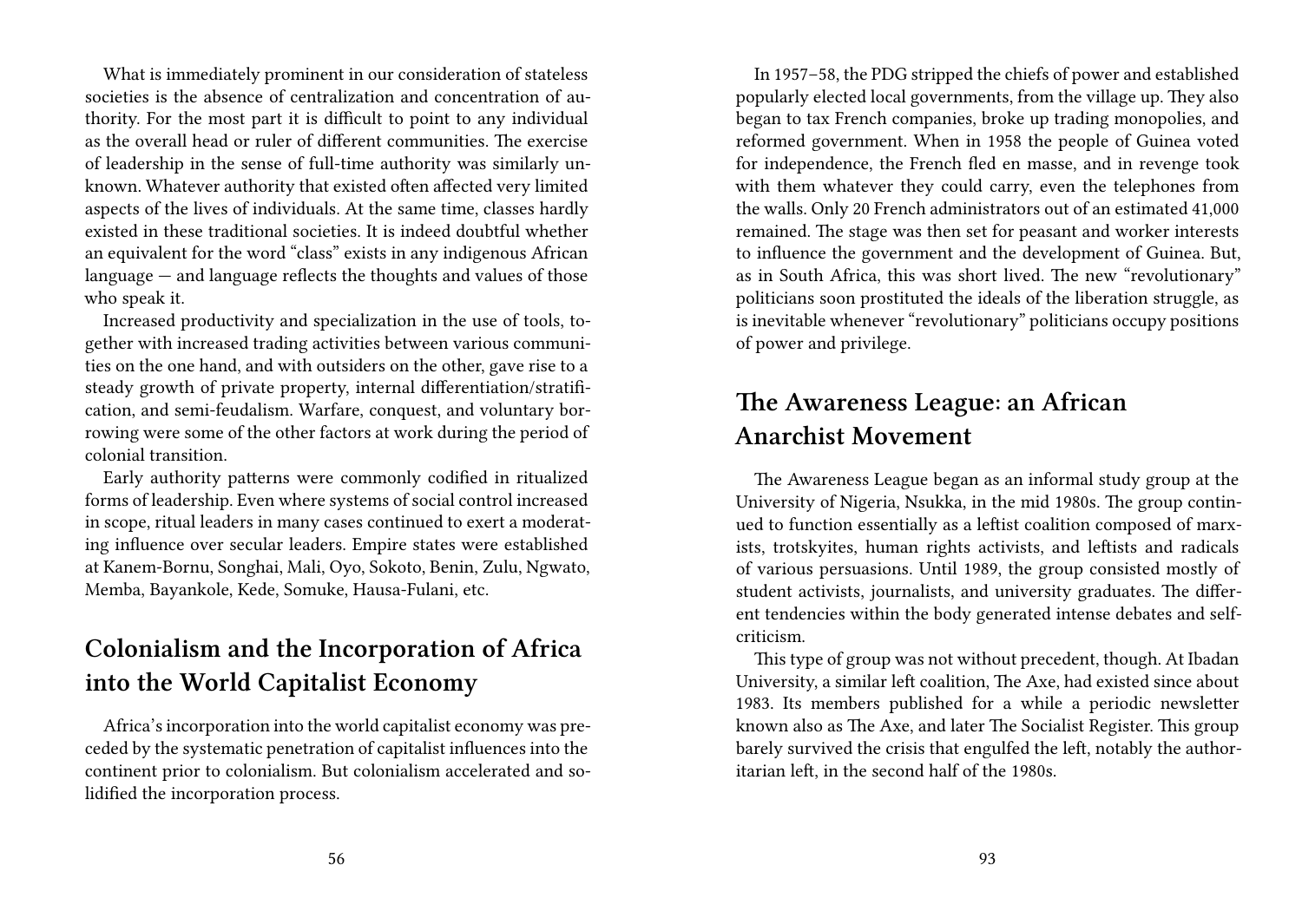What is immediately prominent in our consideration of stateless societies is the absence of centralization and concentration of authority. For the most part it is difficult to point to any individual as the overall head or ruler of different communities. The exercise of leadership in the sense of full-time authority was similarly unknown. Whatever authority that existed often affected very limited aspects of the lives of individuals. At the same time, classes hardly existed in these traditional societies. It is indeed doubtful whether an equivalent for the word "class" exists in any indigenous African language — and language reflects the thoughts and values of those who speak it.

Increased productivity and specialization in the use of tools, together with increased trading activities between various communities on the one hand, and with outsiders on the other, gave rise to a steady growth of private property, internal differentiation/stratification, and semi-feudalism. Warfare, conquest, and voluntary borrowing were some of the other factors at work during the period of colonial transition.

Early authority patterns were commonly codified in ritualized forms of leadership. Even where systems of social control increased in scope, ritual leaders in many cases continued to exert a moderating influence over secular leaders. Empire states were established at Kanem-Bornu, Songhai, Mali, Oyo, Sokoto, Benin, Zulu, Ngwato, Memba, Bayankole, Kede, Somuke, Hausa-Fulani, etc.

## Colonialism and the Incorporation of Africa into the World Capitalist Economy

Africa's incorporation into the world capitalist economy was preceded by the systematic penetration of capitalist influences into the continent prior to colonialism. But colonialism accelerated and solidified the incorporation process.

In 1957–58, the PDG stripped the chiefs of power and established popularly elected local governments, from the village up. They also began to tax French companies, broke up trading monopolies, and reformed government. When in 1958 the people of Guinea voted for independence, the French fled en masse, and in revenge took with them whatever they could carry, even the telephones from the walls. Only 20 French administrators out of an estimated 41,000 remained. The stage was then set for peasant and worker interests to influence the government and the development of Guinea. But, as in South Africa, this was short lived. The new "revolutionary" politicians soon prostituted the ideals of the liberation struggle, as is inevitable whenever "revolutionary" politicians occupy positions of power and privilege.

## The Awareness League: an African Anarchist Movement

The Awareness League began as an informal study group at the University of Nigeria, Nsukka, in the mid 1980s. The group continued to function essentially as a leftist coalition composed of marxists, trotskyites, human rights activists, and leftists and radicals of various persuasions. Until 1989, the group consisted mostly of student activists, journalists, and university graduates. The different tendencies within the body generated intense debates and self-criticism.

This type of group was not without precedent, though. At Ibadan University, a similar left coalition, The Axe, had existed since about 1983. Its members published for a while a periodic newsletter known also as The Axe, and later The Socialist Register. This group barely survived the crisis that engulfed the left, notably the authoritarian left, in the second half of the 1980s.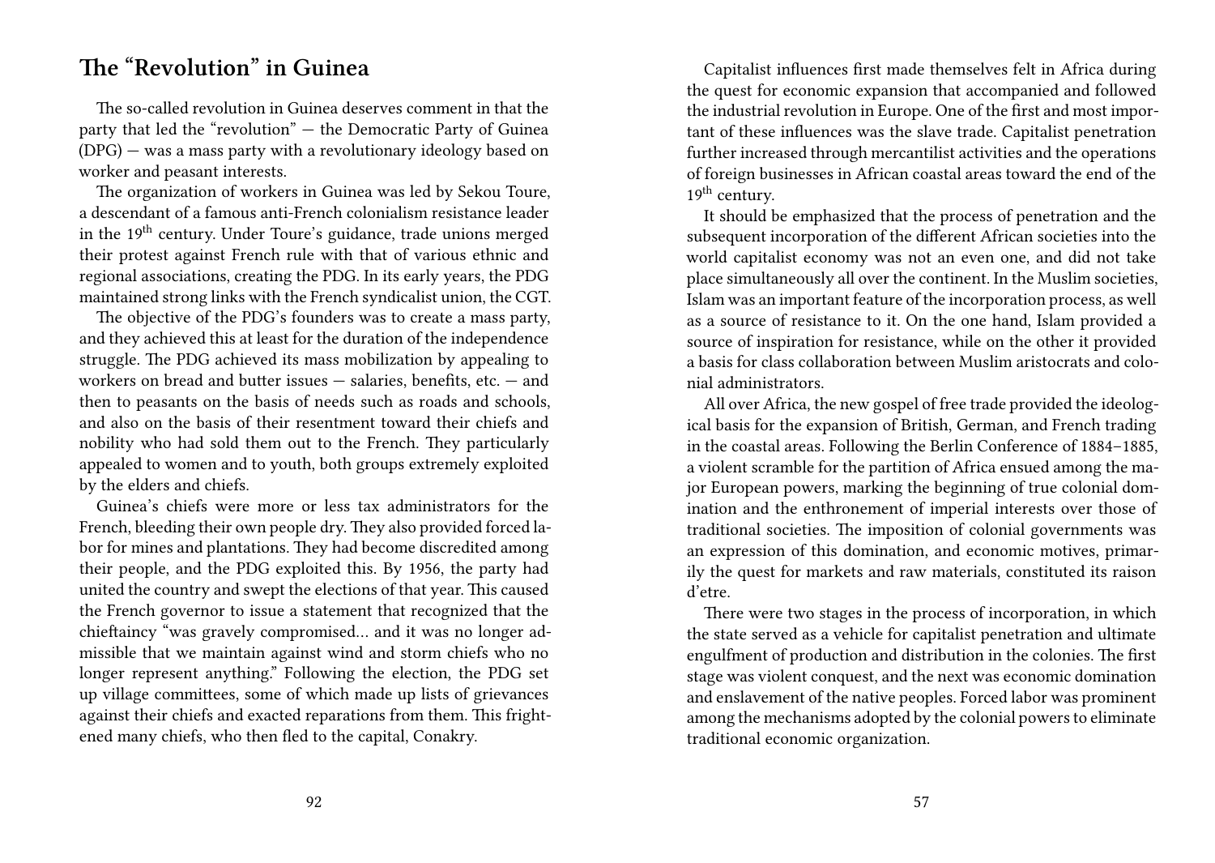## The "Revolution" in Guinea

The so-called revolution in Guinea deserves comment in that the party that led the "revolution" — the Democratic Party of Guinea (DPG) — was a mass party with a revolutionary ideology based on worker and peasant interests.

The organization of workers in Guinea was led by Sekou Toure, a descendant of a famous anti-French colonialism resistance leader in the 19th century. Under Toure's guidance, trade unions merged their protest against French rule with that of various ethnic and regional associations, creating the PDG. In its early years, the PDG maintained strong links with the French syndicalist union, the CGT.

The objective of the PDG's founders was to create a mass party, and they achieved this at least for the duration of the independence struggle. The PDG achieved its mass mobilization by appealing to workers on bread and butter issues — salaries, benefits, etc. — and then to peasants on the basis of needs such as roads and schools, and also on the basis of their resentment toward their chiefs and nobility who had sold them out to the French. They particularly appealed to women and to youth, both groups extremely exploited by the elders and chiefs.

Guinea's chiefs were more or less tax administrators for the French, bleeding their own people dry. They also provided forced labor for mines and plantations. They had become discredited among their people, and the PDG exploited this. By 1956, the party had united the country and swept the elections of that year. This caused the French governor to issue a statement that recognized that the chieftaincy "was gravely compromised… and it was no longer admissible that we maintain against wind and storm chiefs who no longer represent anything." Following the election, the PDG set up village committees, some of which made up lists of grievances against their chiefs and exacted reparations from them. This frightened many chiefs, who then fled to the capital, Conakry.

Capitalist influences first made themselves felt in Africa during the quest for economic expansion that accompanied and followed the industrial revolution in Europe. One of the first and most important of these influences was the slave trade. Capitalist penetration further increased through mercantilist activities and the operations of foreign businesses in African coastal areas toward the end of the 19th century.

It should be emphasized that the process of penetration and the subsequent incorporation of the different African societies into the world capitalist economy was not an even one, and did not take place simultaneously all over the continent. In the Muslim societies, Islam was an important feature of the incorporation process, as well as a source of resistance to it. On the one hand, Islam provided a source of inspiration for resistance, while on the other it provided a basis for class collaboration between Muslim aristocrats and colonial administrators.

All over Africa, the new gospel of free trade provided the ideological basis for the expansion of British, German, and French trading in the coastal areas. Following the Berlin Conference of 1884–1885, a violent scramble for the partition of Africa ensued among the major European powers, marking the beginning of true colonial domination and the enthronement of imperial interests over those of traditional societies. The imposition of colonial governments was an expression of this domination, and economic motives, primarily the quest for markets and raw materials, constituted its raison d'etre.

There were two stages in the process of incorporation, in which the state served as a vehicle for capitalist penetration and ultimate engulfment of production and distribution in the colonies. The first stage was violent conquest, and the next was economic domination and enslavement of the native peoples. Forced labor was prominent among the mechanisms adopted by the colonial powers to eliminate traditional economic organization.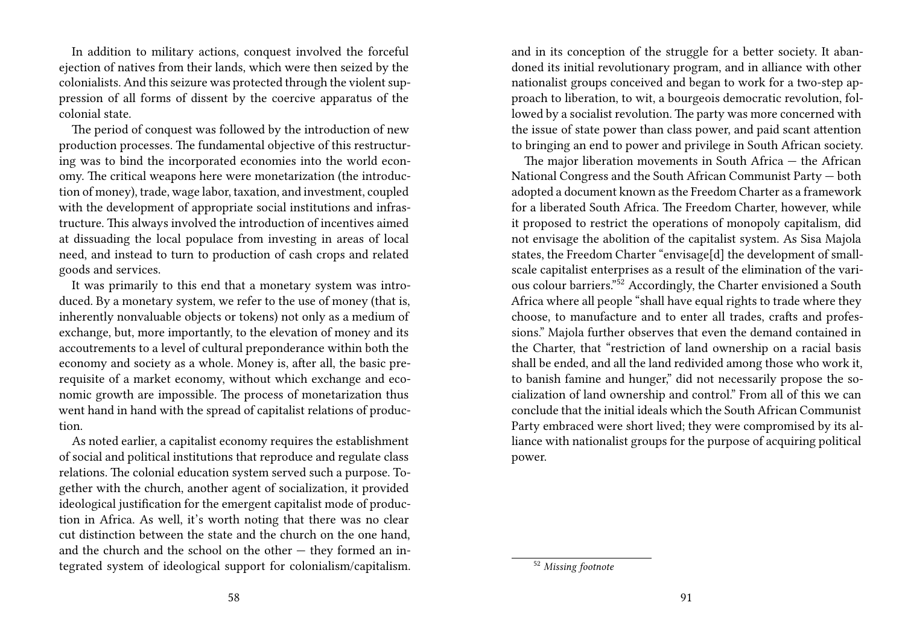In addition to military actions, conquest involved the forceful ejection of natives from their lands, which were then seized by the colonialists. And this seizure was protected through the violent suppression of all forms of dissent by the coercive apparatus of the colonial state.

The period of conquest was followed by the introduction of new production processes. The fundamental objective of this restructuring was to bind the incorporated economies into the world economy. The critical weapons here were monetarization (the introduction of money), trade, wage labor, taxation, and investment, coupled with the development of appropriate social institutions and infrastructure. This always involved the introduction of incentives aimed at dissuading the local populace from investing in areas of local need, and instead to turn to production of cash crops and related goods and services.

It was primarily to this end that a monetary system was introduced. By a monetary system, we refer to the use of money (that is, inherently nonvaluable objects or tokens) not only as a medium of exchange, but, more importantly, to the elevation of money and its accoutrements to a level of cultural preponderance within both the economy and society as a whole. Money is, after all, the basic prerequisite of a market economy, without which exchange and economic growth are impossible. The process of monetarization thus went hand in hand with the spread of capitalist relations of production.

As noted earlier, a capitalist economy requires the establishment of social and political institutions that reproduce and regulate class relations. The colonial education system served such a purpose. Together with the church, another agent of socialization, it provided ideological justification for the emergent capitalist mode of production in Africa. As well, it's worth noting that there was no clear cut distinction between the state and the church on the one hand, and the church and the school on the other — they formed an integrated system of ideological support for colonialism/capitalism.

and in its conception of the struggle for a better society. It abandoned its initial revolutionary program, and in alliance with other nationalist groups conceived and began to work for a two-step approach to liberation, to wit, a bourgeois democratic revolution, followed by a socialist revolution. The party was more concerned with the issue of state power than class power, and paid scant attention to bringing an end to power and privilege in South African society.

The major liberation movements in South Africa — the African National Congress and the South African Communist Party — both adopted a document known as the Freedom Charter as a framework for a liberated South Africa. The Freedom Charter, however, while it proposed to restrict the operations of monopoly capitalism, did not envisage the abolition of the capitalist system. As Sisa Majola states, the Freedom Charter "envisage[d] the development of small-scale capitalist enterprises as a result of the elimination of the various colour barriers."[52] Accordingly, the Charter envisioned a South Africa where all people "shall have equal rights to trade where they choose, to manufacture and to enter all trades, crafts and professions." Majola further observes that even the demand contained in the Charter, that "restriction of land ownership on a racial basis shall be ended, and all the land redivided among those who work it, to banish famine and hunger," did not necessarily propose the socialization of land ownership and control." From all of this we can conclude that the initial ideals which the South African Communist Party embraced were short lived; they were compromised by its alliance with nationalist groups for the purpose of acquiring political power.

[52] *Missing footnote*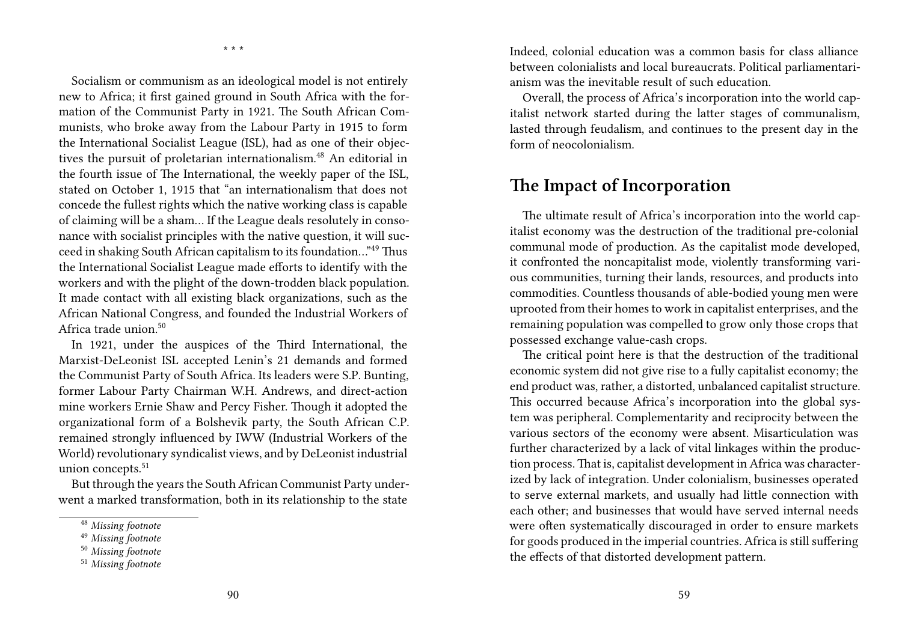\* \* \*

Socialism or communism as an ideological model is not entirely new to Africa; it first gained ground in South Africa with the formation of the Communist Party in 1921. The South African Communists, who broke away from the Labour Party in 1915 to form the International Socialist League (ISL), had as one of their objectives the pursuit of proletarian internationalism.[48] An editorial in the fourth issue of The International, the weekly paper of the ISL, stated on October 1, 1915 that "an internationalism that does not concede the fullest rights which the native working class is capable of claiming will be a sham… If the League deals resolutely in consonance with socialist principles with the native question, it will succeed in shaking South African capitalism to its foundation…"[49] Thus the International Socialist League made efforts to identify with the workers and with the plight of the down-trodden black population. It made contact with all existing black organizations, such as the African National Congress, and founded the Industrial Workers of Africa trade union.[50]

In 1921, under the auspices of the Third International, the Marxist-DeLeonist ISL accepted Lenin's 21 demands and formed the Communist Party of South Africa. Its leaders were S.P. Bunting, former Labour Party Chairman W.H. Andrews, and direct-action mine workers Ernie Shaw and Percy Fisher. Though it adopted the organizational form of a Bolshevik party, the South African C.P. remained strongly influenced by IWW (Industrial Workers of the World) revolutionary syndicalist views, and by DeLeonist industrial union concepts.[51]

But through the years the South African Communist Party underwent a marked transformation, both in its relationship to the state

[48] *Missing footnote*

[49] *Missing footnote*

[50] *Missing footnote*

[51] *Missing footnote*

Indeed, colonial education was a common basis for class alliance between colonialists and local bureaucrats. Political parliamentarianism was the inevitable result of such education.

Overall, the process of Africa's incorporation into the world capitalist network started during the latter stages of communalism, lasted through feudalism, and continues to the present day in the form of neocolonialism.

## The Impact of Incorporation

The ultimate result of Africa's incorporation into the world capitalist economy was the destruction of the traditional pre-colonial communal mode of production. As the capitalist mode developed, it confronted the noncapitalist mode, violently transforming various communities, turning their lands, resources, and products into commodities. Countless thousands of able-bodied young men were uprooted from their homes to work in capitalist enterprises, and the remaining population was compelled to grow only those crops that possessed exchange value-cash crops.

The critical point here is that the destruction of the traditional economic system did not give rise to a fully capitalist economy; the end product was, rather, a distorted, unbalanced capitalist structure. This occurred because Africa's incorporation into the global system was peripheral. Complementarity and reciprocity between the various sectors of the economy were absent. Misarticulation was further characterized by a lack of vital linkages within the production process. That is, capitalist development in Africa was characterized by lack of integration. Under colonialism, businesses operated to serve external markets, and usually had little connection with each other; and businesses that would have served internal needs were often systematically discouraged in order to ensure markets for goods produced in the imperial countries. Africa is still suffering the effects of that distorted development pattern.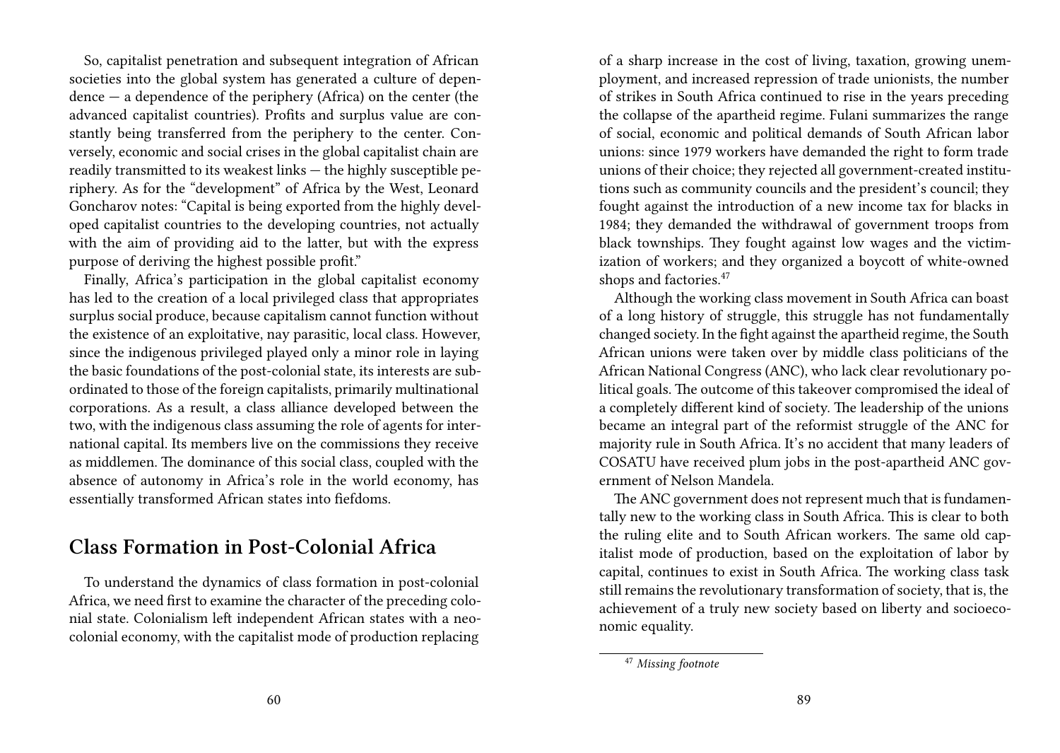So, capitalist penetration and subsequent integration of African societies into the global system has generated a culture of dependence — a dependence of the periphery (Africa) on the center (the advanced capitalist countries). Profits and surplus value are constantly being transferred from the periphery to the center. Conversely, economic and social crises in the global capitalist chain are readily transmitted to its weakest links — the highly susceptible periphery. As for the "development" of Africa by the West, Leonard Goncharov notes: "Capital is being exported from the highly developed capitalist countries to the developing countries, not actually with the aim of providing aid to the latter, but with the express purpose of deriving the highest possible profit."

Finally, Africa's participation in the global capitalist economy has led to the creation of a local privileged class that appropriates surplus social produce, because capitalism cannot function without the existence of an exploitative, nay parasitic, local class. However, since the indigenous privileged played only a minor role in laying the basic foundations of the post-colonial state, its interests are subordinated to those of the foreign capitalists, primarily multinational corporations. As a result, a class alliance developed between the two, with the indigenous class assuming the role of agents for international capital. Its members live on the commissions they receive as middlemen. The dominance of this social class, coupled with the absence of autonomy in Africa's role in the world economy, has essentially transformed African states into fiefdoms.

## Class Formation in Post-Colonial Africa

To understand the dynamics of class formation in post-colonial Africa, we need first to examine the character of the preceding colonial state. Colonialism left independent African states with a neocolonial economy, with the capitalist mode of production replacing

of a sharp increase in the cost of living, taxation, growing unemployment, and increased repression of trade unionists, the number of strikes in South Africa continued to rise in the years preceding the collapse of the apartheid regime. Fulani summarizes the range of social, economic and political demands of South African labor unions: since 1979 workers have demanded the right to form trade unions of their choice; they rejected all government-created institutions such as community councils and the president's council; they fought against the introduction of a new income tax for blacks in 1984; they demanded the withdrawal of government troops from black townships. They fought against low wages and the victimization of workers; and they organized a boycott of white-owned shops and factories.[47]

Although the working class movement in South Africa can boast of a long history of struggle, this struggle has not fundamentally changed society. In the fight against the apartheid regime, the South African unions were taken over by middle class politicians of the African National Congress (ANC), who lack clear revolutionary political goals. The outcome of this takeover compromised the ideal of a completely different kind of society. The leadership of the unions became an integral part of the reformist struggle of the ANC for majority rule in South Africa. It's no accident that many leaders of COSATU have received plum jobs in the post-apartheid ANC government of Nelson Mandela.

The ANC government does not represent much that is fundamentally new to the working class in South Africa. This is clear to both the ruling elite and to South African workers. The same old capitalist mode of production, based on the exploitation of labor by capital, continues to exist in South Africa. The working class task still remains the revolutionary transformation of society, that is, the achievement of a truly new society based on liberty and socioeconomic equality.

[47] *Missing footnote*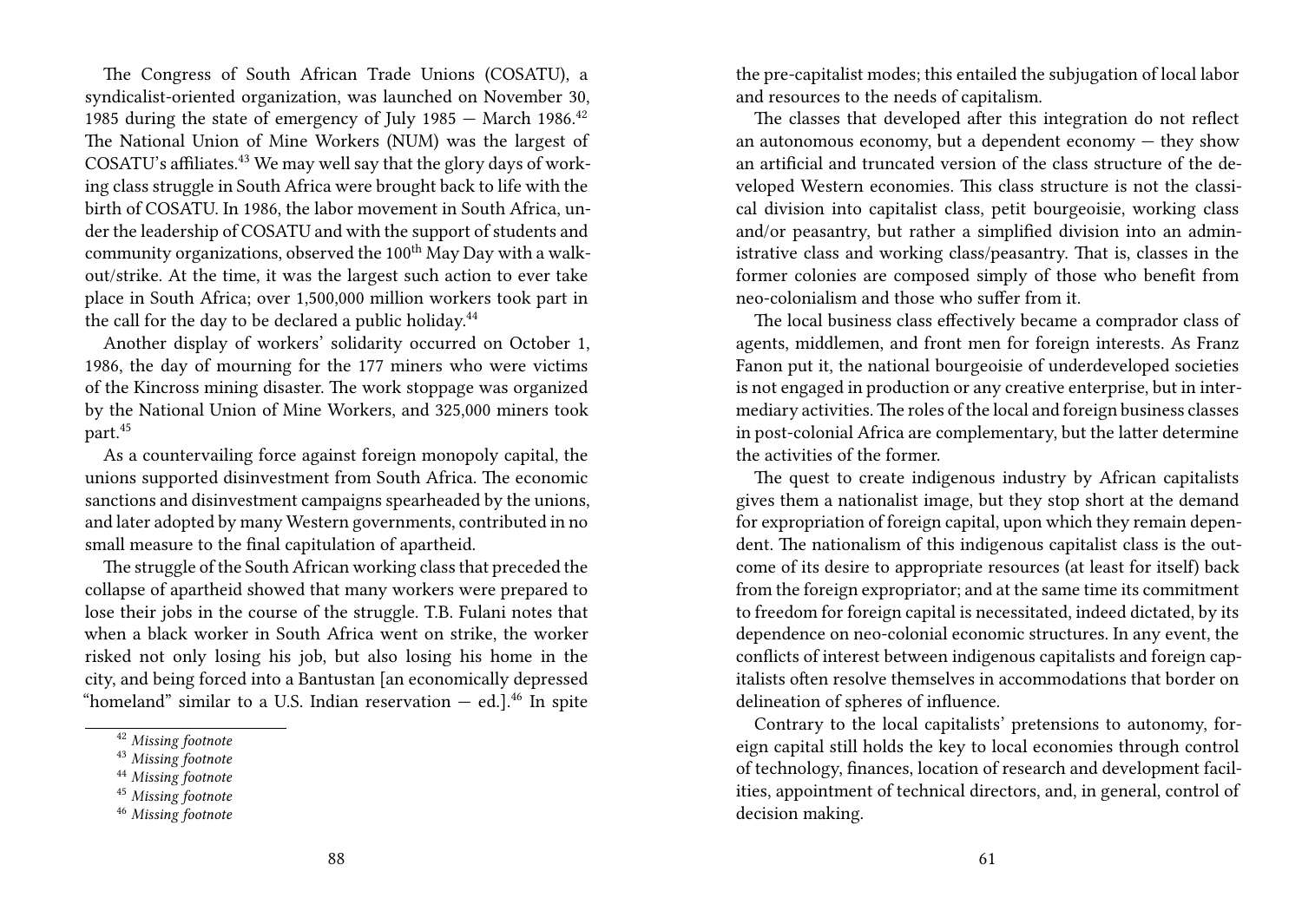The Congress of South African Trade Unions (COSATU), a syndicalist-oriented organization, was launched on November 30, 1985 during the state of emergency of July 1985 — March 1986.[42] The National Union of Mine Workers (NUM) was the largest of COSATU's affiliates.[43] We may well say that the glory days of working class struggle in South Africa were brought back to life with the birth of COSATU. In 1986, the labor movement in South Africa, under the leadership of COSATU and with the support of students and community organizations, observed the 100th May Day with a walkout/strike. At the time, it was the largest such action to ever take place in South Africa; over 1,500,000 million workers took part in the call for the day to be declared a public holiday.[44]

Another display of workers' solidarity occurred on October 1, 1986, the day of mourning for the 177 miners who were victims of the Kincross mining disaster. The work stoppage was organized by the National Union of Mine Workers, and 325,000 miners took part.[45]

As a countervailing force against foreign monopoly capital, the unions supported disinvestment from South Africa. The economic sanctions and disinvestment campaigns spearheaded by the unions, and later adopted by many Western governments, contributed in no small measure to the final capitulation of apartheid.

The struggle of the South African working class that preceded the collapse of apartheid showed that many workers were prepared to lose their jobs in the course of the struggle. T.B. Fulani notes that when a black worker in South Africa went on strike, the worker risked not only losing his job, but also losing his home in the city, and being forced into a Bantustan [an economically depressed "homeland" similar to a U.S. Indian reservation — ed.].[46] In spite

[42] *Missing footnote*

[43] *Missing footnote*

[44] *Missing footnote*

[45] *Missing footnote*

[46] *Missing footnote*

the pre-capitalist modes; this entailed the subjugation of local labor and resources to the needs of capitalism.

The classes that developed after this integration do not reflect an autonomous economy, but a dependent economy — they show an artificial and truncated version of the class structure of the developed Western economies. This class structure is not the classical division into capitalist class, petit bourgeoisie, working class and/or peasantry, but rather a simplified division into an administrative class and working class/peasantry. That is, classes in the former colonies are composed simply of those who benefit from neo-colonialism and those who suffer from it.

The local business class effectively became a comprador class of agents, middlemen, and front men for foreign interests. As Franz Fanon put it, the national bourgeoisie of underdeveloped societies is not engaged in production or any creative enterprise, but in intermediary activities. The roles of the local and foreign business classes in post-colonial Africa are complementary, but the latter determine the activities of the former.

The quest to create indigenous industry by African capitalists gives them a nationalist image, but they stop short at the demand for expropriation of foreign capital, upon which they remain dependent. The nationalism of this indigenous capitalist class is the outcome of its desire to appropriate resources (at least for itself) back from the foreign expropriator; and at the same time its commitment to freedom for foreign capital is necessitated, indeed dictated, by its dependence on neo-colonial economic structures. In any event, the conflicts of interest between indigenous capitalists and foreign capitalists often resolve themselves in accommodations that border on delineation of spheres of influence.

Contrary to the local capitalists' pretensions to autonomy, foreign capital still holds the key to local economies through control of technology, finances, location of research and development facilities, appointment of technical directors, and, in general, control of decision making.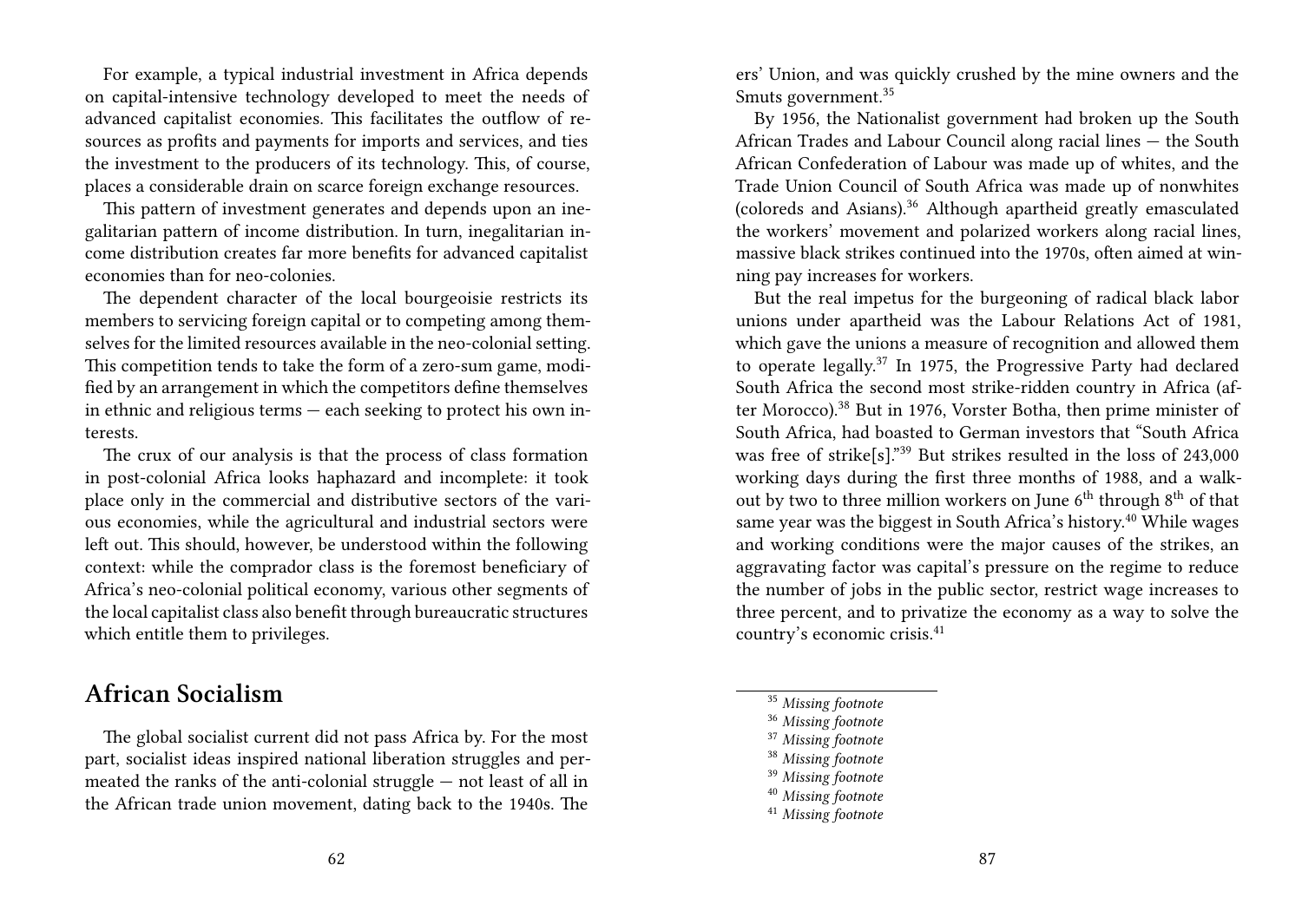For example, a typical industrial investment in Africa depends on capital-intensive technology developed to meet the needs of advanced capitalist economies. This facilitates the outflow of resources as profits and payments for imports and services, and ties the investment to the producers of its technology. This, of course, places a considerable drain on scarce foreign exchange resources.

This pattern of investment generates and depends upon an inegalitarian pattern of income distribution. In turn, inegalitarian income distribution creates far more benefits for advanced capitalist economies than for neo-colonies.

The dependent character of the local bourgeoisie restricts its members to servicing foreign capital or to competing among themselves for the limited resources available in the neo-colonial setting. This competition tends to take the form of a zero-sum game, modified by an arrangement in which the competitors define themselves in ethnic and religious terms — each seeking to protect his own interests.

The crux of our analysis is that the process of class formation in post-colonial Africa looks haphazard and incomplete: it took place only in the commercial and distributive sectors of the various economies, while the agricultural and industrial sectors were left out. This should, however, be understood within the following context: while the comprador class is the foremost beneficiary of Africa's neo-colonial political economy, various other segments of the local capitalist class also benefit through bureaucratic structures which entitle them to privileges.

## African Socialism

The global socialist current did not pass Africa by. For the most part, socialist ideas inspired national liberation struggles and permeated the ranks of the anti-colonial struggle — not least of all in the African trade union movement, dating back to the 1940s. The

ers' Union, and was quickly crushed by the mine owners and the Smuts government.[35]

By 1956, the Nationalist government had broken up the South African Trades and Labour Council along racial lines — the South African Confederation of Labour was made up of whites, and the Trade Union Council of South Africa was made up of nonwhites (coloreds and Asians).[36] Although apartheid greatly emasculated the workers' movement and polarized workers along racial lines, massive black strikes continued into the 1970s, often aimed at winning pay increases for workers.

But the real impetus for the burgeoning of radical black labor unions under apartheid was the Labour Relations Act of 1981, which gave the unions a measure of recognition and allowed them to operate legally.[37] In 1975, the Progressive Party had declared South Africa the second most strike-ridden country in Africa (after Morocco).[38] But in 1976, Vorster Botha, then prime minister of South Africa, had boasted to German investors that "South Africa was free of strike[s]."[39] But strikes resulted in the loss of 243,000 working days during the first three months of 1988, and a walkout by two to three million workers on June 6th through 8th of that same year was the biggest in South Africa's history.[40] While wages and working conditions were the major causes of the strikes, an aggravating factor was capital's pressure on the regime to reduce the number of jobs in the public sector, restrict wage increases to three percent, and to privatize the economy as a way to solve the country's economic crisis.[41]

[35] *Missing footnote*
[36] *Missing footnote*
[37] *Missing footnote*
[38] *Missing footnote*
[39] *Missing footnote*
[40] *Missing footnote*
[41] *Missing footnote*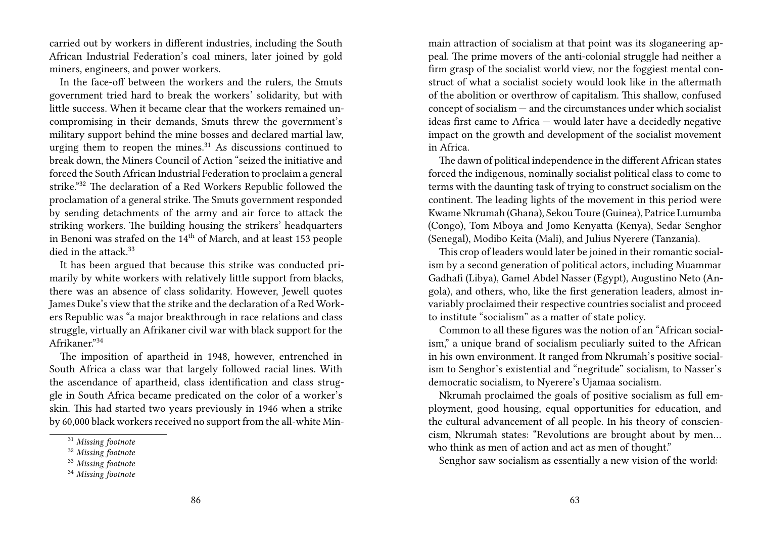carried out by workers in different industries, including the South African Industrial Federation's coal miners, later joined by gold miners, engineers, and power workers.

In the face-off between the workers and the rulers, the Smuts government tried hard to break the workers' solidarity, but with little success. When it became clear that the workers remained uncompromising in their demands, Smuts threw the government's military support behind the mine bosses and declared martial law, urging them to reopen the mines.[31] As discussions continued to break down, the Miners Council of Action "seized the initiative and forced the South African Industrial Federation to proclaim a general strike."[32] The declaration of a Red Workers Republic followed the proclamation of a general strike. The Smuts government responded by sending detachments of the army and air force to attack the striking workers. The building housing the strikers' headquarters in Benoni was strafed on the 14th of March, and at least 153 people died in the attack.[33]

It has been argued that because this strike was conducted primarily by white workers with relatively little support from blacks, there was an absence of class solidarity. However, Jewell quotes James Duke's view that the strike and the declaration of a Red Workers Republic was "a major breakthrough in race relations and class struggle, virtually an Afrikaner civil war with black support for the Afrikaner."[34]

The imposition of apartheid in 1948, however, entrenched in South Africa a class war that largely followed racial lines. With the ascendance of apartheid, class identification and class struggle in South Africa became predicated on the color of a worker's skin. This had started two years previously in 1946 when a strike by 60,000 black workers received no support from the all-white Min-

[31] *Missing footnote*

[32] *Missing footnote*

[33] *Missing footnote*

[34] *Missing footnote*

main attraction of socialism at that point was its sloganeering appeal. The prime movers of the anti-colonial struggle had neither a firm grasp of the socialist world view, nor the foggiest mental construct of what a socialist society would look like in the aftermath of the abolition or overthrow of capitalism. This shallow, confused concept of socialism — and the circumstances under which socialist ideas first came to Africa — would later have a decidedly negative impact on the growth and development of the socialist movement in Africa.

The dawn of political independence in the different African states forced the indigenous, nominally socialist political class to come to terms with the daunting task of trying to construct socialism on the continent. The leading lights of the movement in this period were Kwame Nkrumah (Ghana), Sekou Toure (Guinea), Patrice Lumumba (Congo), Tom Mboya and Jomo Kenyatta (Kenya), Sedar Senghor (Senegal), Modibo Keita (Mali), and Julius Nyerere (Tanzania).

This crop of leaders would later be joined in their romantic socialism by a second generation of political actors, including Muammar Gadhafi (Libya), Gamel Abdel Nasser (Egypt), Augustino Neto (Angola), and others, who, like the first generation leaders, almost invariably proclaimed their respective countries socialist and proceed to institute "socialism" as a matter of state policy.

Common to all these figures was the notion of an "African socialism," a unique brand of socialism peculiarly suited to the African in his own environment. It ranged from Nkrumah's positive socialism to Senghor's existential and "negritude" socialism, to Nasser's democratic socialism, to Nyerere's Ujamaa socialism.

Nkrumah proclaimed the goals of positive socialism as full employment, good housing, equal opportunities for education, and the cultural advancement of all people. In his theory of consciencism, Nkrumah states: "Revolutions are brought about by men… who think as men of action and act as men of thought."

Senghor saw socialism as essentially a new vision of the world: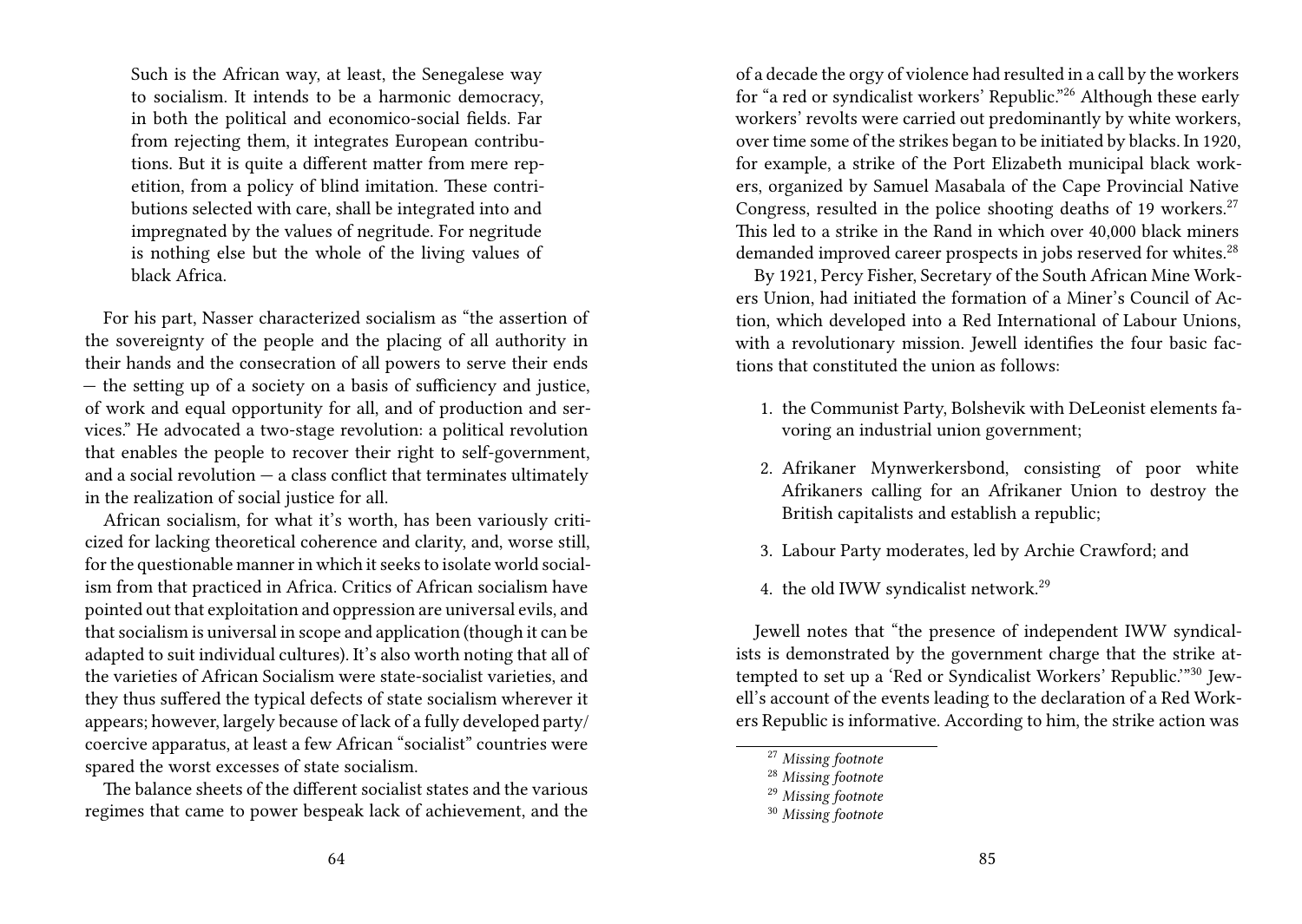> Such is the African way, at least, the Senegalese way to socialism. It intends to be a harmonic democracy, in both the political and economico-social fields. Far from rejecting them, it integrates European contributions. But it is quite a different matter from mere repetition, from a policy of blind imitation. These contributions selected with care, shall be integrated into and impregnated by the values of negritude. For negritude is nothing else but the whole of the living values of black Africa.

For his part, Nasser characterized socialism as "the assertion of the sovereignty of the people and the placing of all authority in their hands and the consecration of all powers to serve their ends — the setting up of a society on a basis of sufficiency and justice, of work and equal opportunity for all, and of production and services." He advocated a two-stage revolution: a political revolution that enables the people to recover their right to self-government, and a social revolution — a class conflict that terminates ultimately in the realization of social justice for all.

African socialism, for what it's worth, has been variously criticized for lacking theoretical coherence and clarity, and, worse still, for the questionable manner in which it seeks to isolate world socialism from that practiced in Africa. Critics of African socialism have pointed out that exploitation and oppression are universal evils, and that socialism is universal in scope and application (though it can be adapted to suit individual cultures). It's also worth noting that all of the varieties of African Socialism were state-socialist varieties, and they thus suffered the typical defects of state socialism wherever it appears; however, largely because of lack of a fully developed party/coercive apparatus, at least a few African "socialist" countries were spared the worst excesses of state socialism.

The balance sheets of the different socialist states and the various regimes that came to power bespeak lack of achievement, and the

of a decade the orgy of violence had resulted in a call by the workers for "a red or syndicalist workers' Republic."[26] Although these early workers' revolts were carried out predominantly by white workers, over time some of the strikes began to be initiated by blacks. In 1920, for example, a strike of the Port Elizabeth municipal black workers, organized by Samuel Masabala of the Cape Provincial Native Congress, resulted in the police shooting deaths of 19 workers.[27] This led to a strike in the Rand in which over 40,000 black miners demanded improved career prospects in jobs reserved for whites.[28]

By 1921, Percy Fisher, Secretary of the South African Mine Workers Union, had initiated the formation of a Miner's Council of Action, which developed into a Red International of Labour Unions, with a revolutionary mission. Jewell identifies the four basic factions that constituted the union as follows:

1. the Communist Party, Bolshevik with DeLeonist elements favoring an industrial union government;
2. Afrikaner Mynwerkersbond, consisting of poor white Afrikaners calling for an Afrikaner Union to destroy the British capitalists and establish a republic;
3. Labour Party moderates, led by Archie Crawford; and
4. the old IWW syndicalist network.[29]

Jewell notes that "the presence of independent IWW syndicalists is demonstrated by the government charge that the strike attempted to set up a 'Red or Syndicalist Workers' Republic.'"[30] Jewell's account of the events leading to the declaration of a Red Workers Republic is informative. According to him, the strike action was

[27] *Missing footnote*

[28] *Missing footnote*

[29] *Missing footnote*

[30] *Missing footnote*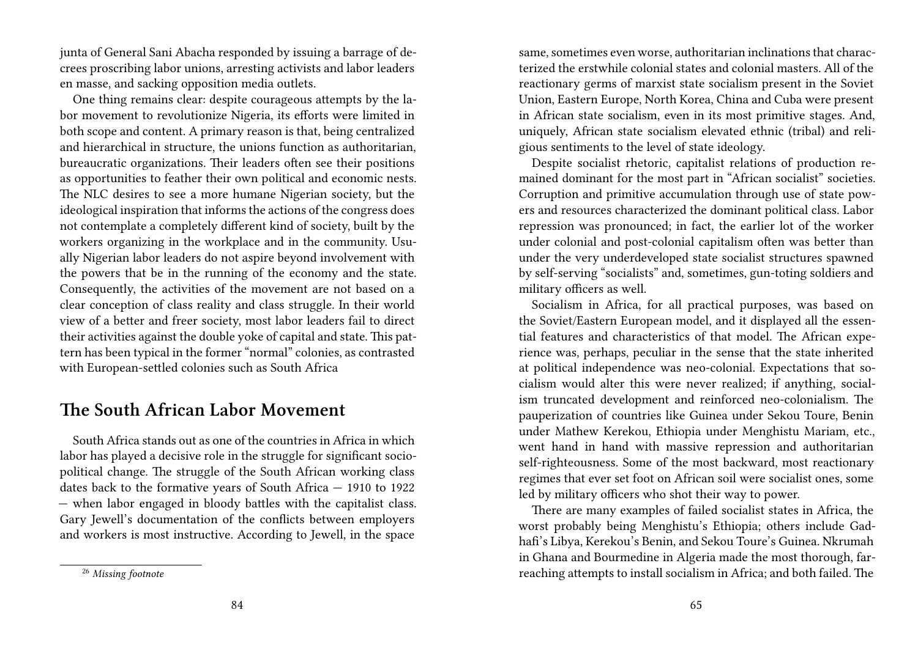junta of General Sani Abacha responded by issuing a barrage of decrees proscribing labor unions, arresting activists and labor leaders en masse, and sacking opposition media outlets.

One thing remains clear: despite courageous attempts by the labor movement to revolutionize Nigeria, its efforts were limited in both scope and content. A primary reason is that, being centralized and hierarchical in structure, the unions function as authoritarian, bureaucratic organizations. Their leaders often see their positions as opportunities to feather their own political and economic nests. The NLC desires to see a more humane Nigerian society, but the ideological inspiration that informs the actions of the congress does not contemplate a completely different kind of society, built by the workers organizing in the workplace and in the community. Usually Nigerian labor leaders do not aspire beyond involvement with the powers that be in the running of the economy and the state. Consequently, the activities of the movement are not based on a clear conception of class reality and class struggle. In their world view of a better and freer society, most labor leaders fail to direct their activities against the double yoke of capital and state. This pattern has been typical in the former "normal" colonies, as contrasted with European-settled colonies such as South Africa

## The South African Labor Movement

South Africa stands out as one of the countries in Africa in which labor has played a decisive role in the struggle for significant socio-political change. The struggle of the South African working class dates back to the formative years of South Africa — 1910 to 1922 — when labor engaged in bloody battles with the capitalist class. Gary Jewell's documentation of the conflicts between employers and workers is most instructive. According to Jewell, in the space

[26] *Missing footnote*

same, sometimes even worse, authoritarian inclinations that characterized the erstwhile colonial states and colonial masters. All of the reactionary germs of marxist state socialism present in the Soviet Union, Eastern Europe, North Korea, China and Cuba were present in African state socialism, even in its most primitive stages. And, uniquely, African state socialism elevated ethnic (tribal) and religious sentiments to the level of state ideology.

Despite socialist rhetoric, capitalist relations of production remained dominant for the most part in "African socialist" societies. Corruption and primitive accumulation through use of state powers and resources characterized the dominant political class. Labor repression was pronounced; in fact, the earlier lot of the worker under colonial and post-colonial capitalism often was better than under the very underdeveloped state socialist structures spawned by self-serving "socialists" and, sometimes, gun-toting soldiers and military officers as well.

Socialism in Africa, for all practical purposes, was based on the Soviet/Eastern European model, and it displayed all the essential features and characteristics of that model. The African experience was, perhaps, peculiar in the sense that the state inherited at political independence was neo-colonial. Expectations that socialism would alter this were never realized; if anything, socialism truncated development and reinforced neo-colonialism. The pauperization of countries like Guinea under Sekou Toure, Benin under Mathew Kerekou, Ethiopia under Menghistu Mariam, etc., went hand in hand with massive repression and authoritarian self-righteousness. Some of the most backward, most reactionary regimes that ever set foot on African soil were socialist ones, some led by military officers who shot their way to power.

There are many examples of failed socialist states in Africa, the worst probably being Menghistu's Ethiopia; others include Gadhafi's Libya, Kerekou's Benin, and Sekou Toure's Guinea. Nkrumah in Ghana and Bourmedine in Algeria made the most thorough, far-reaching attempts to install socialism in Africa; and both failed. The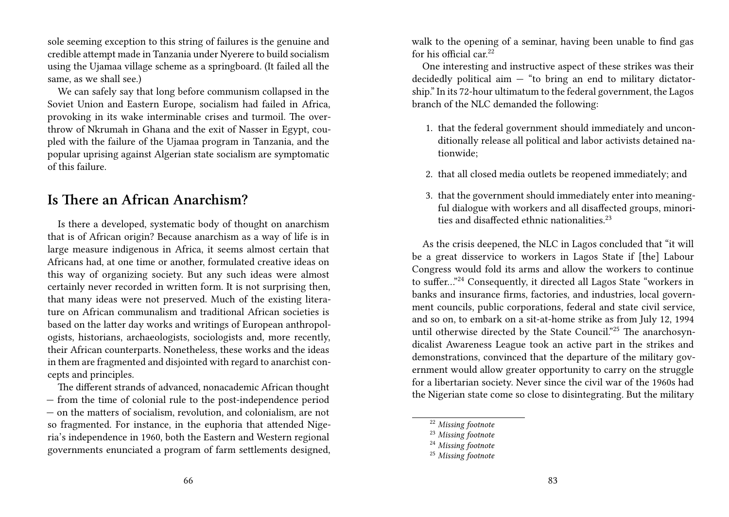sole seeming exception to this string of failures is the genuine and credible attempt made in Tanzania under Nyerere to build socialism using the Ujamaa village scheme as a springboard. (It failed all the same, as we shall see.)

We can safely say that long before communism collapsed in the Soviet Union and Eastern Europe, socialism had failed in Africa, provoking in its wake interminable crises and turmoil. The overthrow of Nkrumah in Ghana and the exit of Nasser in Egypt, coupled with the failure of the Ujamaa program in Tanzania, and the popular uprising against Algerian state socialism are symptomatic of this failure.

## Is There an African Anarchism?

Is there a developed, systematic body of thought on anarchism that is of African origin? Because anarchism as a way of life is in large measure indigenous in Africa, it seems almost certain that Africans had, at one time or another, formulated creative ideas on this way of organizing society. But any such ideas were almost certainly never recorded in written form. It is not surprising then, that many ideas were not preserved. Much of the existing literature on African communalism and traditional African societies is based on the latter day works and writings of European anthropologists, historians, archaeologists, sociologists and, more recently, their African counterparts. Nonetheless, these works and the ideas in them are fragmented and disjointed with regard to anarchist concepts and principles.

The different strands of advanced, nonacademic African thought — from the time of colonial rule to the post-independence period — on the matters of socialism, revolution, and colonialism, are not so fragmented. For instance, in the euphoria that attended Nigeria's independence in 1960, both the Eastern and Western regional governments enunciated a program of farm settlements designed,

walk to the opening of a seminar, having been unable to find gas for his official car.[22]

One interesting and instructive aspect of these strikes was their decidedly political aim — "to bring an end to military dictatorship." In its 72-hour ultimatum to the federal government, the Lagos branch of the NLC demanded the following:

1. that the federal government should immediately and unconditionally release all political and labor activists detained nationwide;
2. that all closed media outlets be reopened immediately; and
3. that the government should immediately enter into meaningful dialogue with workers and all disaffected groups, minorities and disaffected ethnic nationalities.[23]

As the crisis deepened, the NLC in Lagos concluded that "it will be a great disservice to workers in Lagos State if [the] Labour Congress would fold its arms and allow the workers to continue to suffer…"[24] Consequently, it directed all Lagos State "workers in banks and insurance firms, factories, and industries, local government councils, public corporations, federal and state civil service, and so on, to embark on a sit-at-home strike as from July 12, 1994 until otherwise directed by the State Council."[25] The anarchosyndicalist Awareness League took an active part in the strikes and demonstrations, convinced that the departure of the military government would allow greater opportunity to carry on the struggle for a libertarian society. Never since the civil war of the 1960s had the Nigerian state come so close to disintegrating. But the military

[22] *Missing footnote*

[23] *Missing footnote*

[24] *Missing footnote*

[25] *Missing footnote*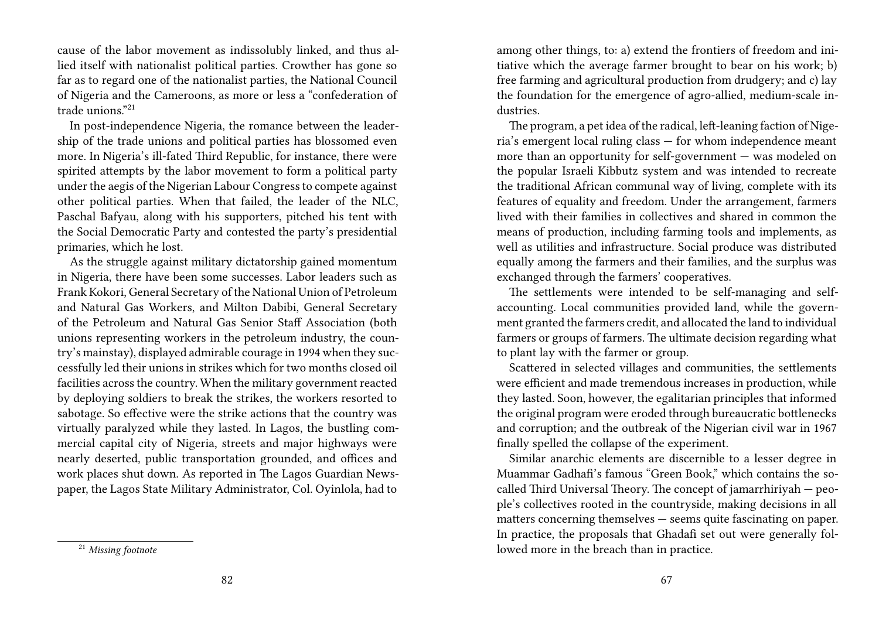cause of the labor movement as indissolubly linked, and thus allied itself with nationalist political parties. Crowther has gone so far as to regard one of the nationalist parties, the National Council of Nigeria and the Cameroons, as more or less a "confederation of trade unions."[21]

In post-independence Nigeria, the romance between the leadership of the trade unions and political parties has blossomed even more. In Nigeria's ill-fated Third Republic, for instance, there were spirited attempts by the labor movement to form a political party under the aegis of the Nigerian Labour Congress to compete against other political parties. When that failed, the leader of the NLC, Paschal Bafyau, along with his supporters, pitched his tent with the Social Democratic Party and contested the party's presidential primaries, which he lost.

As the struggle against military dictatorship gained momentum in Nigeria, there have been some successes. Labor leaders such as Frank Kokori, General Secretary of the National Union of Petroleum and Natural Gas Workers, and Milton Dabibi, General Secretary of the Petroleum and Natural Gas Senior Staff Association (both unions representing workers in the petroleum industry, the country's mainstay), displayed admirable courage in 1994 when they successfully led their unions in strikes which for two months closed oil facilities across the country. When the military government reacted by deploying soldiers to break the strikes, the workers resorted to sabotage. So effective were the strike actions that the country was virtually paralyzed while they lasted. In Lagos, the bustling commercial capital city of Nigeria, streets and major highways were nearly deserted, public transportation grounded, and offices and work places shut down. As reported in The Lagos Guardian Newspaper, the Lagos State Military Administrator, Col. Oyinlola, had to

[21] *Missing footnote*

among other things, to: a) extend the frontiers of freedom and initiative which the average farmer brought to bear on his work; b) free farming and agricultural production from drudgery; and c) lay the foundation for the emergence of agro-allied, medium-scale industries.

The program, a pet idea of the radical, left-leaning faction of Nigeria's emergent local ruling class — for whom independence meant more than an opportunity for self-government — was modeled on the popular Israeli Kibbutz system and was intended to recreate the traditional African communal way of living, complete with its features of equality and freedom. Under the arrangement, farmers lived with their families in collectives and shared in common the means of production, including farming tools and implements, as well as utilities and infrastructure. Social produce was distributed equally among the farmers and their families, and the surplus was exchanged through the farmers' cooperatives.

The settlements were intended to be self-managing and self-accounting. Local communities provided land, while the government granted the farmers credit, and allocated the land to individual farmers or groups of farmers. The ultimate decision regarding what to plant lay with the farmer or group.

Scattered in selected villages and communities, the settlements were efficient and made tremendous increases in production, while they lasted. Soon, however, the egalitarian principles that informed the original program were eroded through bureaucratic bottlenecks and corruption; and the outbreak of the Nigerian civil war in 1967 finally spelled the collapse of the experiment.

Similar anarchic elements are discernible to a lesser degree in Muammar Gadhafi's famous "Green Book," which contains the so-called Third Universal Theory. The concept of jamarrhiriyah — people's collectives rooted in the countryside, making decisions in all matters concerning themselves — seems quite fascinating on paper. In practice, the proposals that Ghadafi set out were generally followed more in the breach than in practice.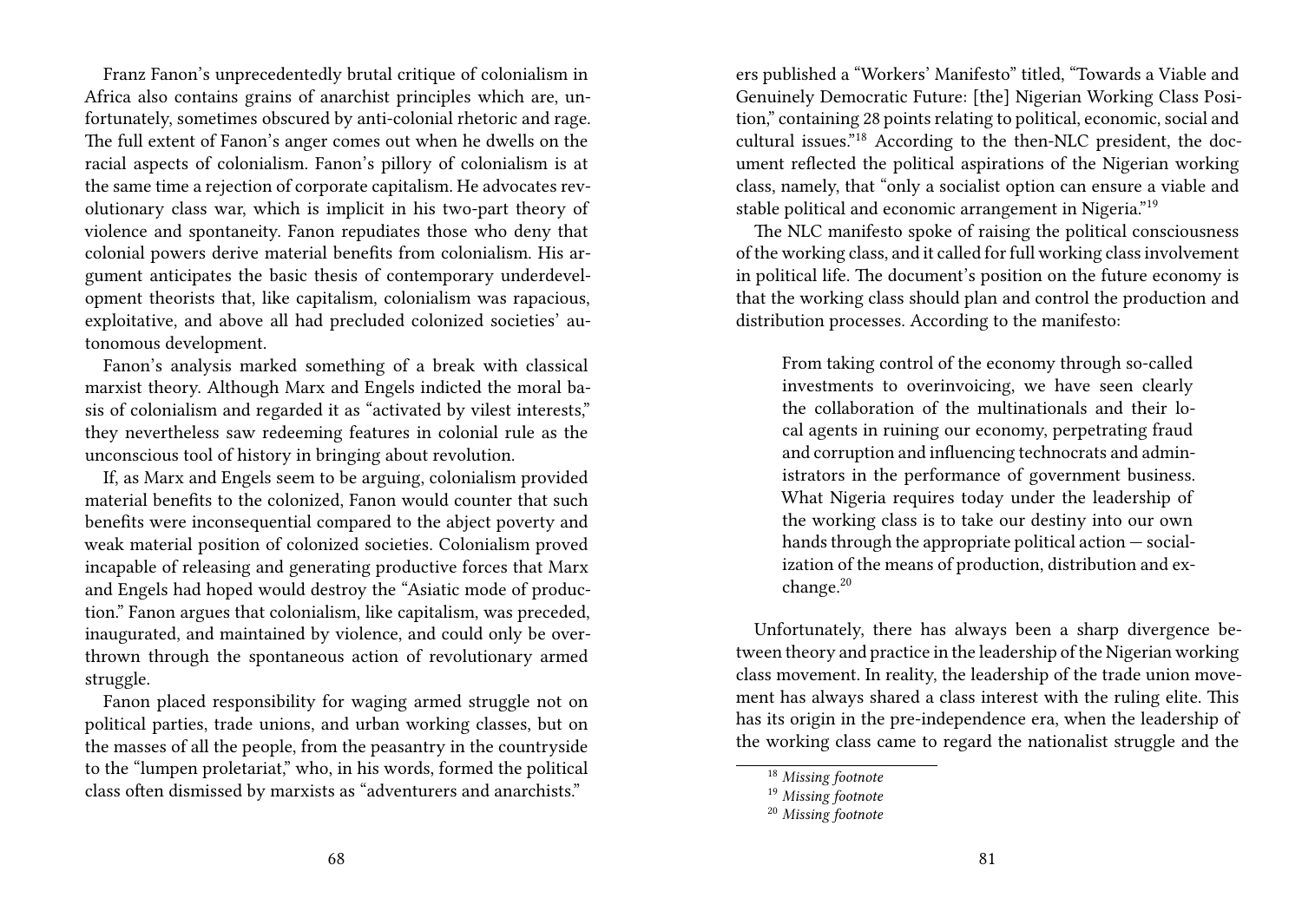Franz Fanon's unprecedentedly brutal critique of colonialism in Africa also contains grains of anarchist principles which are, unfortunately, sometimes obscured by anti-colonial rhetoric and rage. The full extent of Fanon's anger comes out when he dwells on the racial aspects of colonialism. Fanon's pillory of colonialism is at the same time a rejection of corporate capitalism. He advocates revolutionary class war, which is implicit in his two-part theory of violence and spontaneity. Fanon repudiates those who deny that colonial powers derive material benefits from colonialism. His argument anticipates the basic thesis of contemporary underdevelopment theorists that, like capitalism, colonialism was rapacious, exploitative, and above all had precluded colonized societies' autonomous development.

Fanon's analysis marked something of a break with classical marxist theory. Although Marx and Engels indicted the moral basis of colonialism and regarded it as "activated by vilest interests," they nevertheless saw redeeming features in colonial rule as the unconscious tool of history in bringing about revolution.

If, as Marx and Engels seem to be arguing, colonialism provided material benefits to the colonized, Fanon would counter that such benefits were inconsequential compared to the abject poverty and weak material position of colonized societies. Colonialism proved incapable of releasing and generating productive forces that Marx and Engels had hoped would destroy the "Asiatic mode of production." Fanon argues that colonialism, like capitalism, was preceded, inaugurated, and maintained by violence, and could only be overthrown through the spontaneous action of revolutionary armed struggle.

Fanon placed responsibility for waging armed struggle not on political parties, trade unions, and urban working classes, but on the masses of all the people, from the peasantry in the countryside to the "lumpen proletariat," who, in his words, formed the political class often dismissed by marxists as "adventurers and anarchists."

ers published a "Workers' Manifesto" titled, "Towards a Viable and Genuinely Democratic Future: [the] Nigerian Working Class Position," containing 28 points relating to political, economic, social and cultural issues."[18] According to the then-NLC president, the document reflected the political aspirations of the Nigerian working class, namely, that "only a socialist option can ensure a viable and stable political and economic arrangement in Nigeria."[19]

The NLC manifesto spoke of raising the political consciousness of the working class, and it called for full working class involvement in political life. The document's position on the future economy is that the working class should plan and control the production and distribution processes. According to the manifesto:

> From taking control of the economy through so-called investments to overinvoicing, we have seen clearly the collaboration of the multinationals and their local agents in ruining our economy, perpetrating fraud and corruption and influencing technocrats and administrators in the performance of government business. What Nigeria requires today under the leadership of the working class is to take our destiny into our own hands through the appropriate political action — socialization of the means of production, distribution and exchange.[20]

Unfortunately, there has always been a sharp divergence between theory and practice in the leadership of the Nigerian working class movement. In reality, the leadership of the trade union movement has always shared a class interest with the ruling elite. This has its origin in the pre-independence era, when the leadership of the working class came to regard the nationalist struggle and the

[18] *Missing footnote*

[19] *Missing footnote*

[20] *Missing footnote*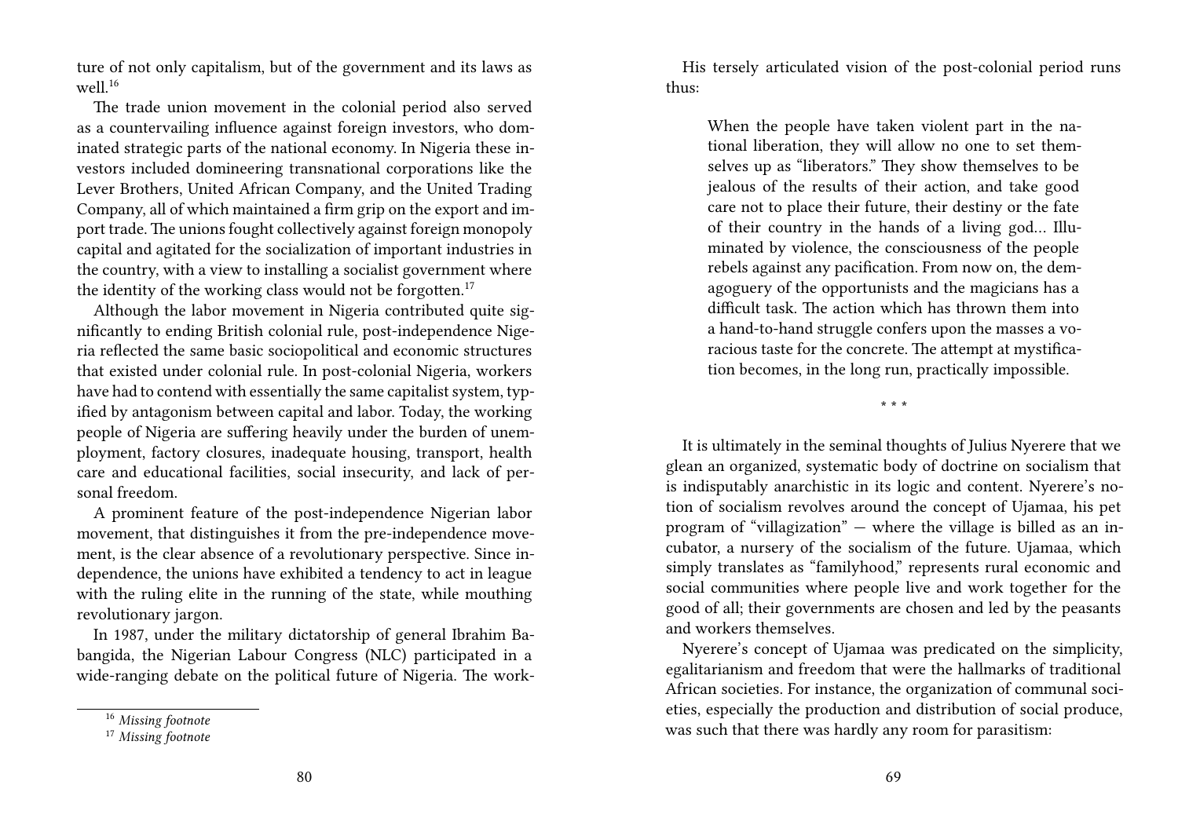ture of not only capitalism, but of the government and its laws as well.[16]

The trade union movement in the colonial period also served as a countervailing influence against foreign investors, who dominated strategic parts of the national economy. In Nigeria these investors included domineering transnational corporations like the Lever Brothers, United African Company, and the United Trading Company, all of which maintained a firm grip on the export and import trade. The unions fought collectively against foreign monopoly capital and agitated for the socialization of important industries in the country, with a view to installing a socialist government where the identity of the working class would not be forgotten.[17]

Although the labor movement in Nigeria contributed quite significantly to ending British colonial rule, post-independence Nigeria reflected the same basic sociopolitical and economic structures that existed under colonial rule. In post-colonial Nigeria, workers have had to contend with essentially the same capitalist system, typified by antagonism between capital and labor. Today, the working people of Nigeria are suffering heavily under the burden of unemployment, factory closures, inadequate housing, transport, health care and educational facilities, social insecurity, and lack of personal freedom.

A prominent feature of the post-independence Nigerian labor movement, that distinguishes it from the pre-independence movement, is the clear absence of a revolutionary perspective. Since independence, the unions have exhibited a tendency to act in league with the ruling elite in the running of the state, while mouthing revolutionary jargon.

In 1987, under the military dictatorship of general Ibrahim Babangida, the Nigerian Labour Congress (NLC) participated in a wide-ranging debate on the political future of Nigeria. The work-

[16] *Missing footnote*

[17] *Missing footnote*

His tersely articulated vision of the post-colonial period runs thus:

> When the people have taken violent part in the national liberation, they will allow no one to set themselves up as "liberators." They show themselves to be jealous of the results of their action, and take good care not to place their future, their destiny or the fate of their country in the hands of a living god… Illuminated by violence, the consciousness of the people rebels against any pacification. From now on, the demagoguery of the opportunists and the magicians has a difficult task. The action which has thrown them into a hand-to-hand struggle confers upon the masses a voracious taste for the concrete. The attempt at mystification becomes, in the long run, practically impossible.

\* \* \*

It is ultimately in the seminal thoughts of Julius Nyerere that we glean an organized, systematic body of doctrine on socialism that is indisputably anarchistic in its logic and content. Nyerere's notion of socialism revolves around the concept of Ujamaa, his pet program of "villagization" — where the village is billed as an incubator, a nursery of the socialism of the future. Ujamaa, which simply translates as "familyhood," represents rural economic and social communities where people live and work together for the good of all; their governments are chosen and led by the peasants and workers themselves.

Nyerere's concept of Ujamaa was predicated on the simplicity, egalitarianism and freedom that were the hallmarks of traditional African societies. For instance, the organization of communal societies, especially the production and distribution of social produce, was such that there was hardly any room for parasitism: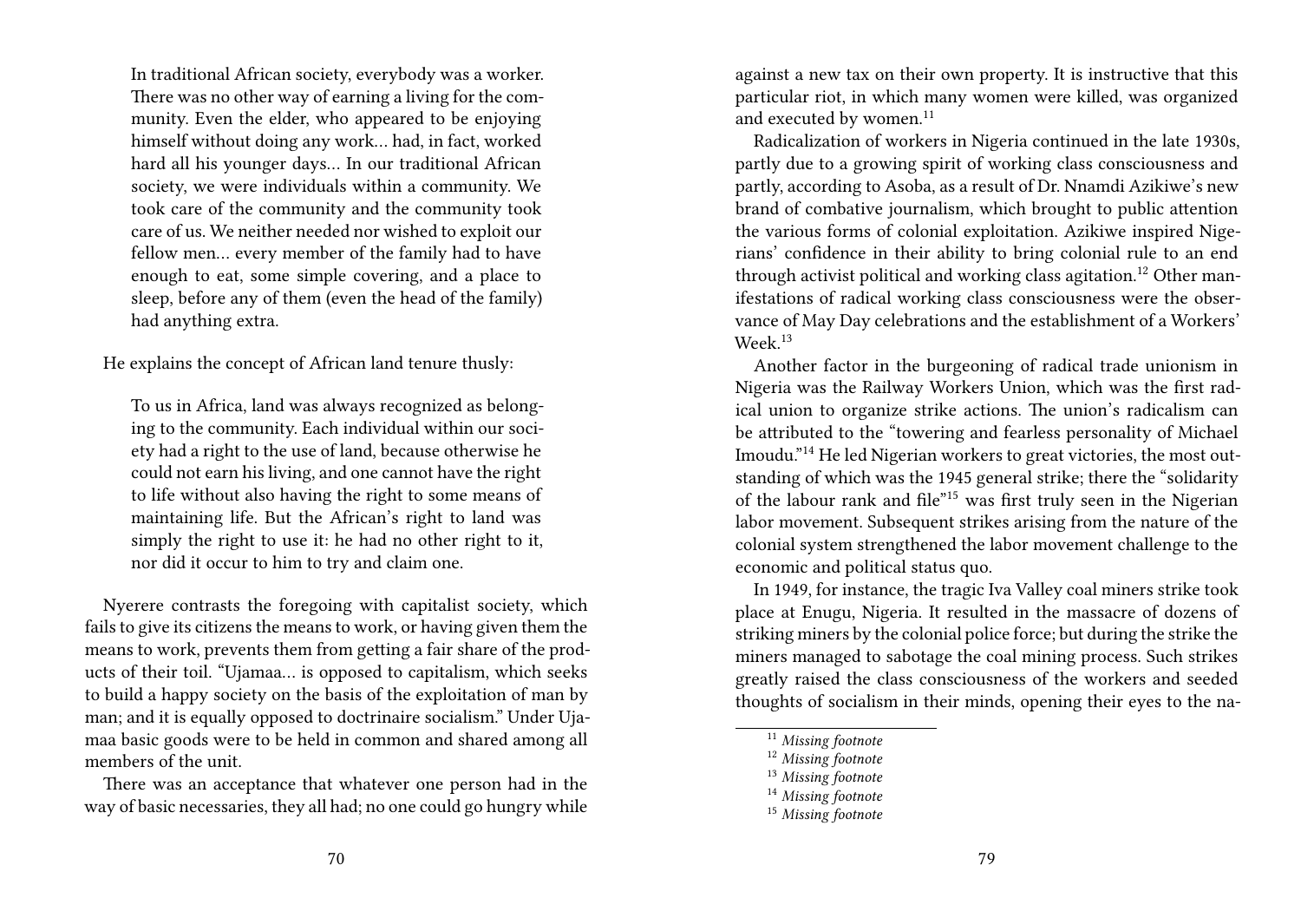> In traditional African society, everybody was a worker. There was no other way of earning a living for the community. Even the elder, who appeared to be enjoying himself without doing any work… had, in fact, worked hard all his younger days… In our traditional African society, we were individuals within a community. We took care of the community and the community took care of us. We neither needed nor wished to exploit our fellow men… every member of the family had to have enough to eat, some simple covering, and a place to sleep, before any of them (even the head of the family) had anything extra.

He explains the concept of African land tenure thusly:

> To us in Africa, land was always recognized as belonging to the community. Each individual within our society had a right to the use of land, because otherwise he could not earn his living, and one cannot have the right to life without also having the right to some means of maintaining life. But the African's right to land was simply the right to use it: he had no other right to it, nor did it occur to him to try and claim one.

Nyerere contrasts the foregoing with capitalist society, which fails to give its citizens the means to work, or having given them the means to work, prevents them from getting a fair share of the products of their toil. "Ujamaa… is opposed to capitalism, which seeks to build a happy society on the basis of the exploitation of man by man; and it is equally opposed to doctrinaire socialism." Under Ujamaa basic goods were to be held in common and shared among all members of the unit.

There was an acceptance that whatever one person had in the way of basic necessaries, they all had; no one could go hungry while

against a new tax on their own property. It is instructive that this particular riot, in which many women were killed, was organized and executed by women.[11]

Radicalization of workers in Nigeria continued in the late 1930s, partly due to a growing spirit of working class consciousness and partly, according to Asoba, as a result of Dr. Nnamdi Azikiwe's new brand of combative journalism, which brought to public attention the various forms of colonial exploitation. Azikiwe inspired Nigerians' confidence in their ability to bring colonial rule to an end through activist political and working class agitation.[12] Other manifestations of radical working class consciousness were the observance of May Day celebrations and the establishment of a Workers' Week.[13]

Another factor in the burgeoning of radical trade unionism in Nigeria was the Railway Workers Union, which was the first radical union to organize strike actions. The union's radicalism can be attributed to the "towering and fearless personality of Michael Imoudu."[14] He led Nigerian workers to great victories, the most outstanding of which was the 1945 general strike; there the "solidarity of the labour rank and file"[15] was first truly seen in the Nigerian labor movement. Subsequent strikes arising from the nature of the colonial system strengthened the labor movement challenge to the economic and political status quo.

In 1949, for instance, the tragic Iva Valley coal miners strike took place at Enugu, Nigeria. It resulted in the massacre of dozens of striking miners by the colonial police force; but during the strike the miners managed to sabotage the coal mining process. Such strikes greatly raised the class consciousness of the workers and seeded thoughts of socialism in their minds, opening their eyes to the na-

[11] *Missing footnote*

[12] *Missing footnote*

[13] *Missing footnote*

[14] *Missing footnote*

[15] *Missing footnote*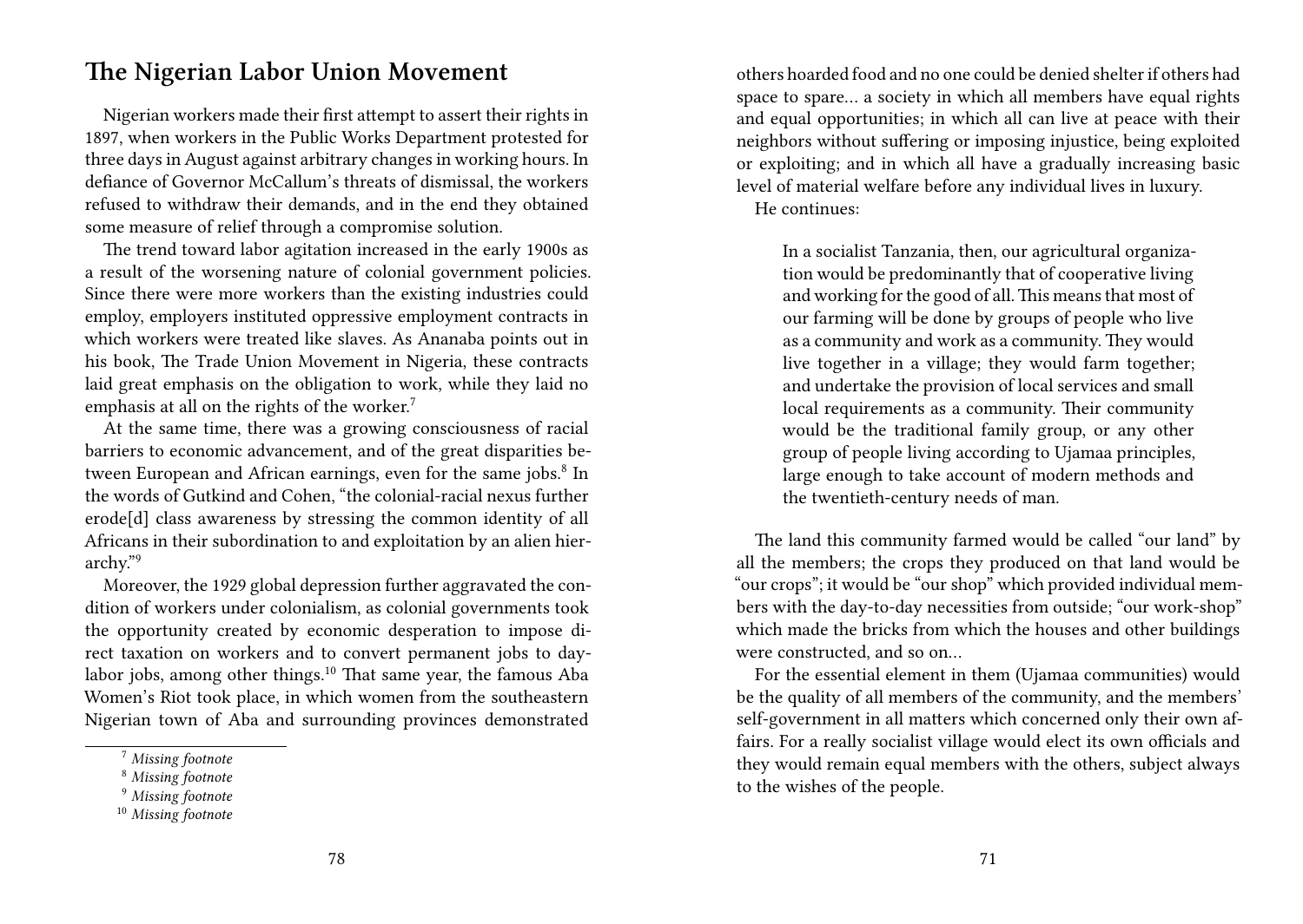## The Nigerian Labor Union Movement

Nigerian workers made their first attempt to assert their rights in 1897, when workers in the Public Works Department protested for three days in August against arbitrary changes in working hours. In defiance of Governor McCallum's threats of dismissal, the workers refused to withdraw their demands, and in the end they obtained some measure of relief through a compromise solution.

The trend toward labor agitation increased in the early 1900s as a result of the worsening nature of colonial government policies. Since there were more workers than the existing industries could employ, employers instituted oppressive employment contracts in which workers were treated like slaves. As Ananaba points out in his book, The Trade Union Movement in Nigeria, these contracts laid great emphasis on the obligation to work, while they laid no emphasis at all on the rights of the worker.[7]

At the same time, there was a growing consciousness of racial barriers to economic advancement, and of the great disparities between European and African earnings, even for the same jobs.[8] In the words of Gutkind and Cohen, "the colonial-racial nexus further erode[d] class awareness by stressing the common identity of all Africans in their subordination to and exploitation by an alien hierarchy."[9]

Moreover, the 1929 global depression further aggravated the condition of workers under colonialism, as colonial governments took the opportunity created by economic desperation to impose direct taxation on workers and to convert permanent jobs to day-labor jobs, among other things.[10] That same year, the famous Aba Women's Riot took place, in which women from the southeastern Nigerian town of Aba and surrounding provinces demonstrated

[7] *Missing footnote*

[8] *Missing footnote*

[9] *Missing footnote*

[10] *Missing footnote*

others hoarded food and no one could be denied shelter if others had space to spare... a society in which all members have equal rights and equal opportunities; in which all can live at peace with their neighbors without suffering or imposing injustice, being exploited or exploiting; and in which all have a gradually increasing basic level of material welfare before any individual lives in luxury.

He continues:

> In a socialist Tanzania, then, our agricultural organization would be predominantly that of cooperative living and working for the good of all. This means that most of our farming will be done by groups of people who live as a community and work as a community. They would live together in a village; they would farm together; and undertake the provision of local services and small local requirements as a community. Their community would be the traditional family group, or any other group of people living according to Ujamaa principles, large enough to take account of modern methods and the twentieth-century needs of man.

The land this community farmed would be called "our land" by all the members; the crops they produced on that land would be "our crops"; it would be "our shop" which provided individual members with the day-to-day necessities from outside; "our work-shop" which made the bricks from which the houses and other buildings were constructed, and so on...

For the essential element in them (Ujamaa communities) would be the quality of all members of the community, and the members' self-government in all matters which concerned only their own affairs. For a really socialist village would elect its own officials and they would remain equal members with the others, subject always to the wishes of the people.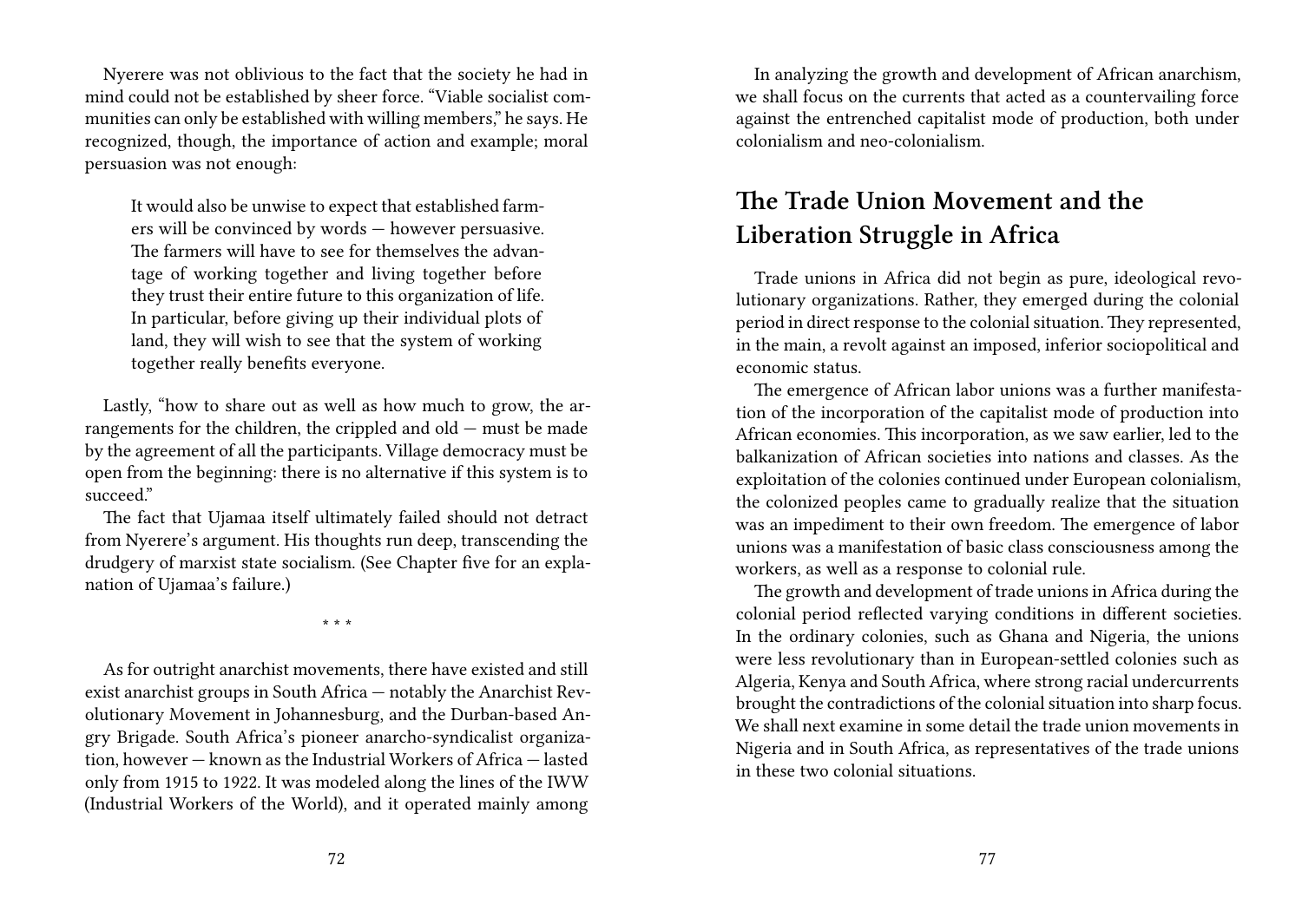Nyerere was not oblivious to the fact that the society he had in mind could not be established by sheer force. "Viable socialist communities can only be established with willing members," he says. He recognized, though, the importance of action and example; moral persuasion was not enough:

> It would also be unwise to expect that established farmers will be convinced by words — however persuasive. The farmers will have to see for themselves the advantage of working together and living together before they trust their entire future to this organization of life. In particular, before giving up their individual plots of land, they will wish to see that the system of working together really benefits everyone.

Lastly, "how to share out as well as how much to grow, the arrangements for the children, the crippled and old — must be made by the agreement of all the participants. Village democracy must be open from the beginning: there is no alternative if this system is to succeed."

The fact that Ujamaa itself ultimately failed should not detract from Nyerere's argument. His thoughts run deep, transcending the drudgery of marxist state socialism. (See Chapter five for an explanation of Ujamaa's failure.)

\* \* \*

As for outright anarchist movements, there have existed and still exist anarchist groups in South Africa — notably the Anarchist Revolutionary Movement in Johannesburg, and the Durban-based Angry Brigade. South Africa's pioneer anarcho-syndicalist organization, however — known as the Industrial Workers of Africa — lasted only from 1915 to 1922. It was modeled along the lines of the IWW (Industrial Workers of the World), and it operated mainly among

In analyzing the growth and development of African anarchism, we shall focus on the currents that acted as a countervailing force against the entrenched capitalist mode of production, both under colonialism and neo-colonialism.

## The Trade Union Movement and the Liberation Struggle in Africa

Trade unions in Africa did not begin as pure, ideological revolutionary organizations. Rather, they emerged during the colonial period in direct response to the colonial situation. They represented, in the main, a revolt against an imposed, inferior sociopolitical and economic status.

The emergence of African labor unions was a further manifestation of the incorporation of the capitalist mode of production into African economies. This incorporation, as we saw earlier, led to the balkanization of African societies into nations and classes. As the exploitation of the colonies continued under European colonialism, the colonized peoples came to gradually realize that the situation was an impediment to their own freedom. The emergence of labor unions was a manifestation of basic class consciousness among the workers, as well as a response to colonial rule.

The growth and development of trade unions in Africa during the colonial period reflected varying conditions in different societies. In the ordinary colonies, such as Ghana and Nigeria, the unions were less revolutionary than in European-settled colonies such as Algeria, Kenya and South Africa, where strong racial undercurrents brought the contradictions of the colonial situation into sharp focus. We shall next examine in some detail the trade union movements in Nigeria and in South Africa, as representatives of the trade unions in these two colonial situations.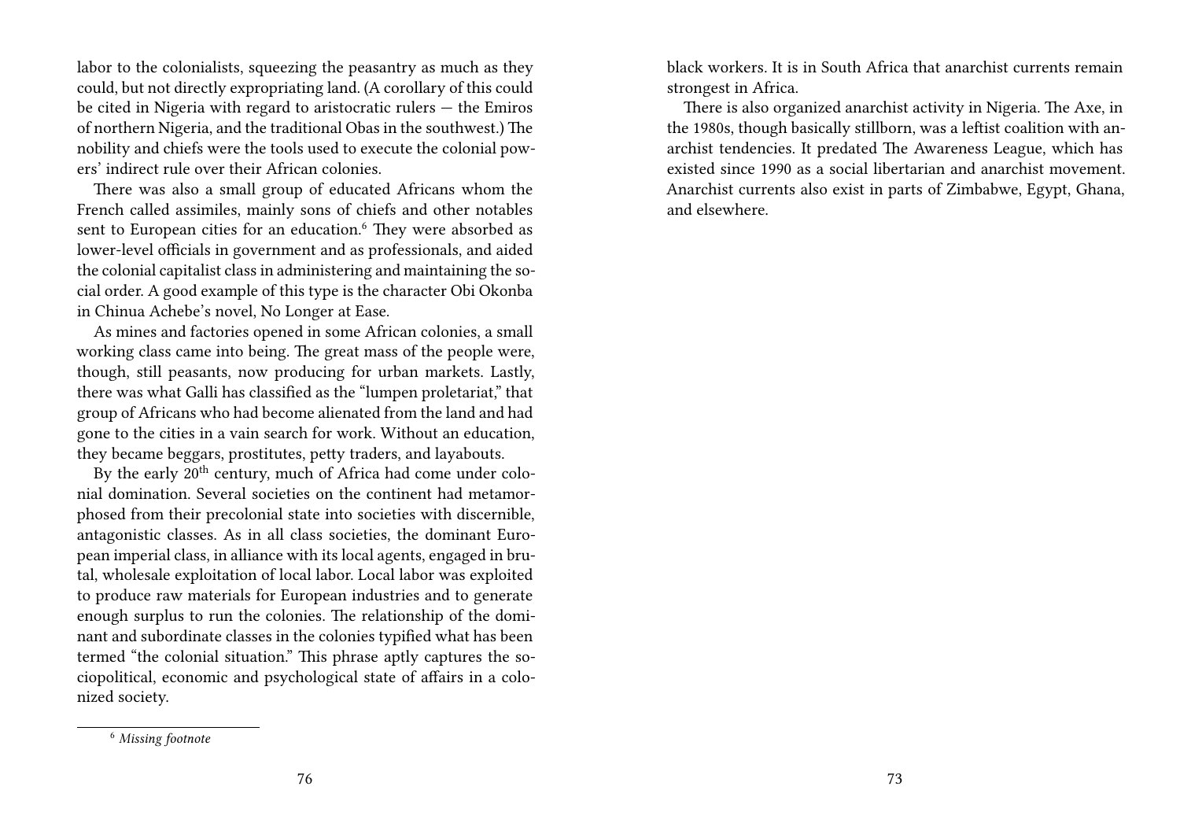labor to the colonialists, squeezing the peasantry as much as they could, but not directly expropriating land. (A corollary of this could be cited in Nigeria with regard to aristocratic rulers — the Emiros of northern Nigeria, and the traditional Obas in the southwest.) The nobility and chiefs were the tools used to execute the colonial powers' indirect rule over their African colonies.

There was also a small group of educated Africans whom the French called assimiles, mainly sons of chiefs and other notables sent to European cities for an education.[6] They were absorbed as lower-level officials in government and as professionals, and aided the colonial capitalist class in administering and maintaining the social order. A good example of this type is the character Obi Okonba in Chinua Achebe's novel, No Longer at Ease.

As mines and factories opened in some African colonies, a small working class came into being. The great mass of the people were, though, still peasants, now producing for urban markets. Lastly, there was what Galli has classified as the "lumpen proletariat," that group of Africans who had become alienated from the land and had gone to the cities in a vain search for work. Without an education, they became beggars, prostitutes, petty traders, and layabouts.

By the early 20th century, much of Africa had come under colonial domination. Several societies on the continent had metamorphosed from their precolonial state into societies with discernible, antagonistic classes. As in all class societies, the dominant European imperial class, in alliance with its local agents, engaged in brutal, wholesale exploitation of local labor. Local labor was exploited to produce raw materials for European industries and to generate enough surplus to run the colonies. The relationship of the dominant and subordinate classes in the colonies typified what has been termed "the colonial situation." This phrase aptly captures the sociopolitical, economic and psychological state of affairs in a colonized society.

[6] *Missing footnote*

black workers. It is in South Africa that anarchist currents remain strongest in Africa.

There is also organized anarchist activity in Nigeria. The Axe, in the 1980s, though basically stillborn, was a leftist coalition with anarchist tendencies. It predated The Awareness League, which has existed since 1990 as a social libertarian and anarchist movement. Anarchist currents also exist in parts of Zimbabwe, Egypt, Ghana, and elsewhere.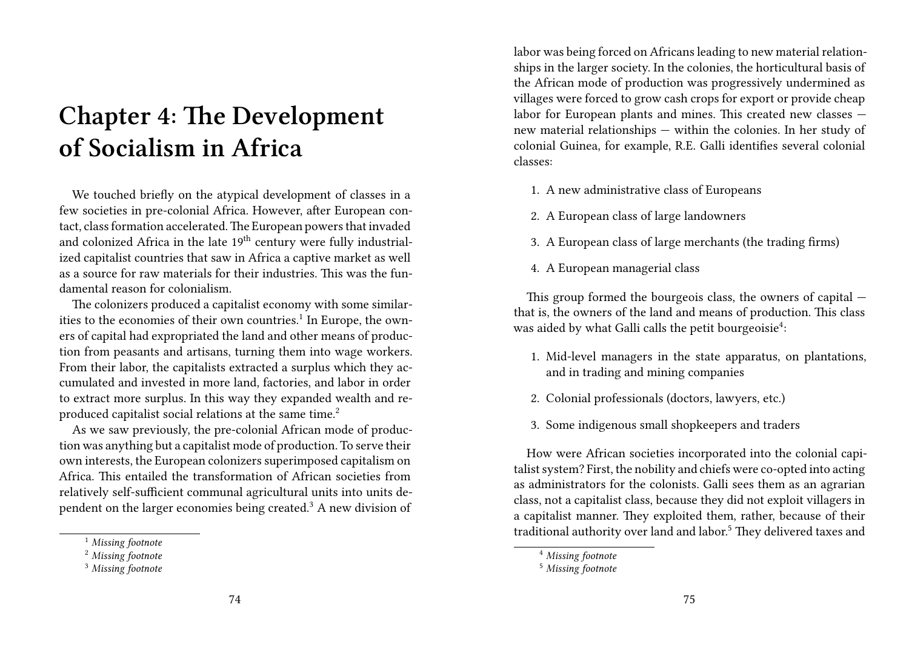# Chapter 4: The Development of Socialism in Africa

We touched briefly on the atypical development of classes in a few societies in pre-colonial Africa. However, after European contact, class formation accelerated. The European powers that invaded and colonized Africa in the late 19th century were fully industrialized capitalist countries that saw in Africa a captive market as well as a source for raw materials for their industries. This was the fundamental reason for colonialism.

The colonizers produced a capitalist economy with some similarities to the economies of their own countries.[1] In Europe, the owners of capital had expropriated the land and other means of production from peasants and artisans, turning them into wage workers. From their labor, the capitalists extracted a surplus which they accumulated and invested in more land, factories, and labor in order to extract more surplus. In this way they expanded wealth and reproduced capitalist social relations at the same time.[2]

As we saw previously, the pre-colonial African mode of production was anything but a capitalist mode of production. To serve their own interests, the European colonizers superimposed capitalism on Africa. This entailed the transformation of African societies from relatively self-sufficient communal agricultural units into units dependent on the larger economies being created.[3] A new division of labor was being forced on Africans leading to new material relationships in the larger society. In the colonies, the horticultural basis of the African mode of production was progressively undermined as villages were forced to grow cash crops for export or provide cheap labor for European plants and mines. This created new classes — new material relationships — within the colonies. In her study of colonial Guinea, for example, R.E. Galli identifies several colonial classes:

1. A new administrative class of Europeans
2. A European class of large landowners
3. A European class of large merchants (the trading firms)
4. A European managerial class

This group formed the bourgeois class, the owners of capital — that is, the owners of the land and means of production. This class was aided by what Galli calls the petit bourgeoisie[4]:

1. Mid-level managers in the state apparatus, on plantations, and in trading and mining companies
2. Colonial professionals (doctors, lawyers, etc.)
3. Some indigenous small shopkeepers and traders

How were African societies incorporated into the colonial capitalist system? First, the nobility and chiefs were co-opted into acting as administrators for the colonists. Galli sees them as an agrarian class, not a capitalist class, because they did not exploit villagers in a capitalist manner. They exploited them, rather, because of their traditional authority over land and labor.[5] They delivered taxes and

[1] *Missing footnote*

[2] *Missing footnote*

[3] *Missing footnote*

[4] *Missing footnote*

[5] *Missing footnote*